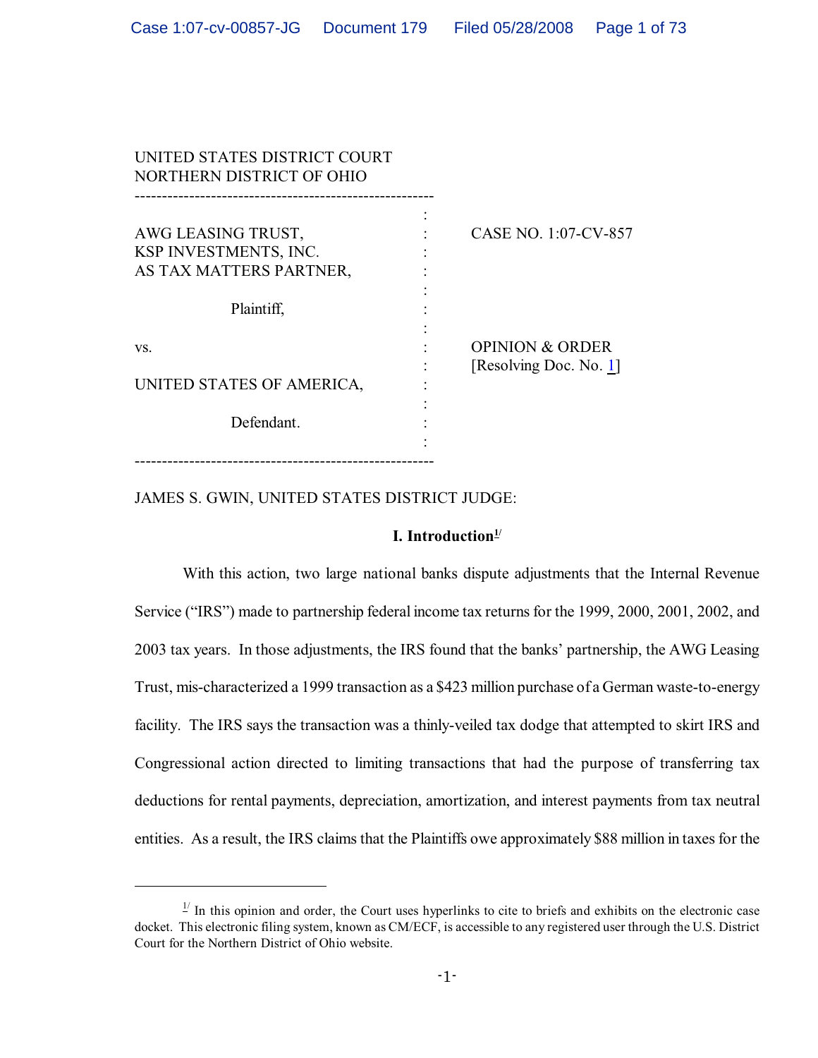UNITED STATES DISTRICT COURT
NORTHERN DISTRICT OF OHIO

| | |
|---|---|
| AWG LEASING TRUST, KSP INVESTMENTS, INC. AS TAX MATTERS PARTNER, | CASE NO. 1:07-CV-857 |
| Plaintiff, | |
| vs. | OPINION & ORDER [Resolving Doc. No. 1] |
| UNITED STATES OF AMERICA, | |
| Defendant. | |

JAMES S. GWIN, UNITED STATES DISTRICT JUDGE:

## I. Introduction[1]

With this action, two large national banks dispute adjustments that the Internal Revenue Service ("IRS") made to partnership federal income tax returns for the 1999, 2000, 2001, 2002, and 2003 tax years. In those adjustments, the IRS found that the banks' partnership, the AWG Leasing Trust, mis-characterized a 1999 transaction as a $423 million purchase of a German waste-to-energy facility. The IRS says the transaction was a thinly-veiled tax dodge that attempted to skirt IRS and Congressional action directed to limiting transactions that had the purpose of transferring tax deductions for rental payments, depreciation, amortization, and interest payments from tax neutral entities. As a result, the IRS claims that the Plaintiffs owe approximately $88 million in taxes for the

[1] In this opinion and order, the Court uses hyperlinks to cite to briefs and exhibits on the electronic case docket. This electronic filing system, known as CM/ECF, is accessible to any registered user through the U.S. District Court for the Northern District of Ohio website.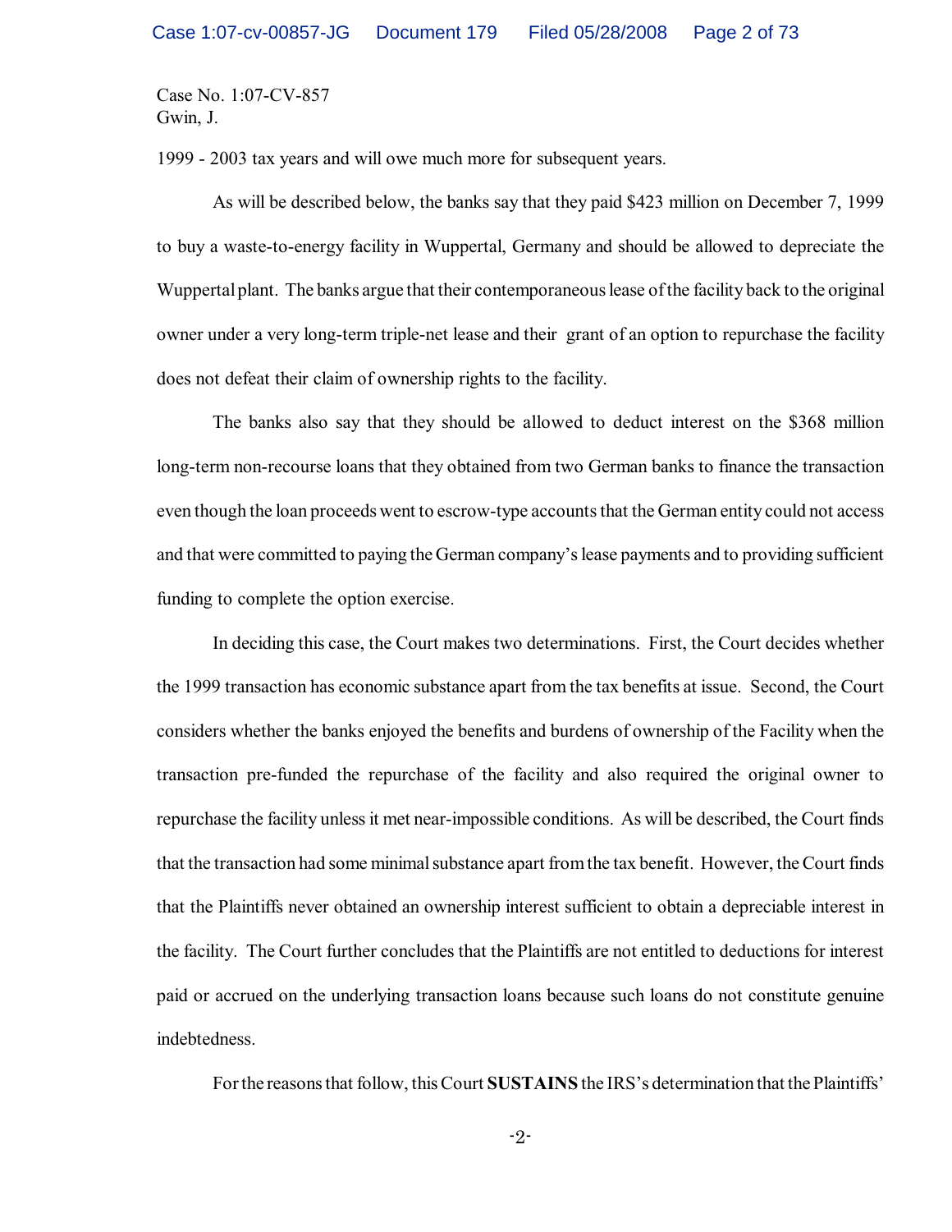Case No. 1:07-CV-857
Gwin, J.

1999 - 2003 tax years and will owe much more for subsequent years.

As will be described below, the banks say that they paid $423 million on December 7, 1999 to buy a waste-to-energy facility in Wuppertal, Germany and should be allowed to depreciate the Wuppertal plant. The banks argue that their contemporaneous lease of the facility back to the original owner under a very long-term triple-net lease and their grant of an option to repurchase the facility does not defeat their claim of ownership rights to the facility.

The banks also say that they should be allowed to deduct interest on the $368 million long-term non-recourse loans that they obtained from two German banks to finance the transaction even though the loan proceeds went to escrow-type accounts that the German entity could not access and that were committed to paying the German company's lease payments and to providing sufficient funding to complete the option exercise.

In deciding this case, the Court makes two determinations. First, the Court decides whether the 1999 transaction has economic substance apart from the tax benefits at issue. Second, the Court considers whether the banks enjoyed the benefits and burdens of ownership of the Facility when the transaction pre-funded the repurchase of the facility and also required the original owner to repurchase the facility unless it met near-impossible conditions. As will be described, the Court finds that the transaction had some minimal substance apart from the tax benefit. However, the Court finds that the Plaintiffs never obtained an ownership interest sufficient to obtain a depreciable interest in the facility. The Court further concludes that the Plaintiffs are not entitled to deductions for interest paid or accrued on the underlying transaction loans because such loans do not constitute genuine indebtedness.

For the reasons that follow, this Court **SUSTAINS** the IRS's determination that the Plaintiffs'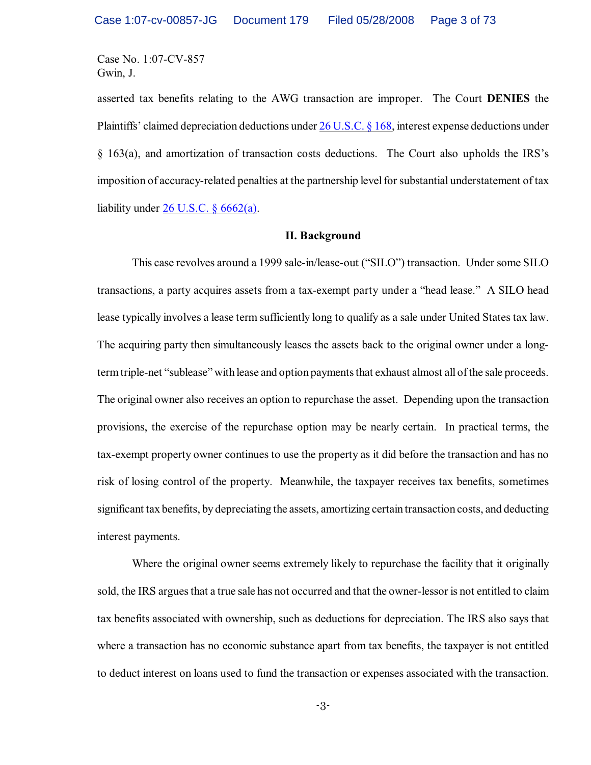asserted tax benefits relating to the AWG transaction are improper. The Court **DENIES** the Plaintiffs' claimed depreciation deductions under 26 U.S.C. § 168, interest expense deductions under § 163(a), and amortization of transaction costs deductions. The Court also upholds the IRS's imposition of accuracy-related penalties at the partnership level for substantial understatement of tax liability under 26 U.S.C. § 6662(a).

## II. Background

This case revolves around a 1999 sale-in/lease-out ("SILO") transaction. Under some SILO transactions, a party acquires assets from a tax-exempt party under a "head lease." A SILO head lease typically involves a lease term sufficiently long to qualify as a sale under United States tax law. The acquiring party then simultaneously leases the assets back to the original owner under a long-term triple-net "sublease" with lease and option payments that exhaust almost all of the sale proceeds. The original owner also receives an option to repurchase the asset. Depending upon the transaction provisions, the exercise of the repurchase option may be nearly certain. In practical terms, the tax-exempt property owner continues to use the property as it did before the transaction and has no risk of losing control of the property. Meanwhile, the taxpayer receives tax benefits, sometimes significant tax benefits, by depreciating the assets, amortizing certain transaction costs, and deducting interest payments.

Where the original owner seems extremely likely to repurchase the facility that it originally sold, the IRS argues that a true sale has not occurred and that the owner-lessor is not entitled to claim tax benefits associated with ownership, such as deductions for depreciation. The IRS also says that where a transaction has no economic substance apart from tax benefits, the taxpayer is not entitled to deduct interest on loans used to fund the transaction or expenses associated with the transaction.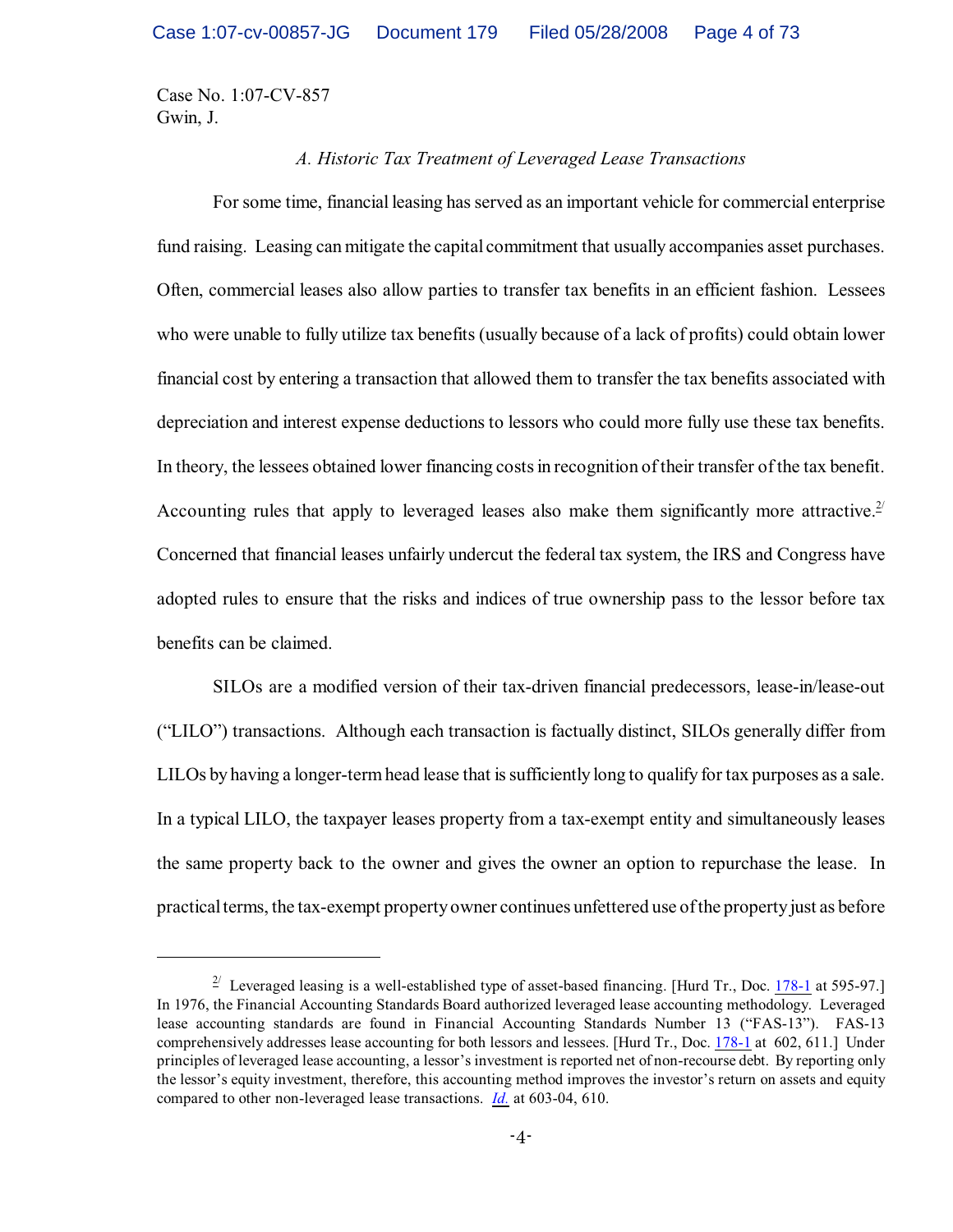Case No. 1:07-CV-857
Gwin, J.

### *A. Historic Tax Treatment of Leveraged Lease Transactions*

For some time, financial leasing has served as an important vehicle for commercial enterprise fund raising. Leasing can mitigate the capital commitment that usually accompanies asset purchases. Often, commercial leases also allow parties to transfer tax benefits in an efficient fashion. Lessees who were unable to fully utilize tax benefits (usually because of a lack of profits) could obtain lower financial cost by entering a transaction that allowed them to transfer the tax benefits associated with depreciation and interest expense deductions to lessors who could more fully use these tax benefits. In theory, the lessees obtained lower financing costs in recognition of their transfer of the tax benefit. Accounting rules that apply to leveraged leases also make them significantly more attractive.[2/] Concerned that financial leases unfairly undercut the federal tax system, the IRS and Congress have adopted rules to ensure that the risks and indices of true ownership pass to the lessor before tax benefits can be claimed.

SILOs are a modified version of their tax-driven financial predecessors, lease-in/lease-out ("LILO") transactions. Although each transaction is factually distinct, SILOs generally differ from LILOs by having a longer-term head lease that is sufficiently long to qualify for tax purposes as a sale. In a typical LILO, the taxpayer leases property from a tax-exempt entity and simultaneously leases the same property back to the owner and gives the owner an option to repurchase the lease. In practical terms, the tax-exempt property owner continues unfettered use of the property just as before

---

[2/] Leveraged leasing is a well-established type of asset-based financing. [Hurd Tr., Doc. 178-1 at 595-97.] In 1976, the Financial Accounting Standards Board authorized leveraged lease accounting methodology. Leveraged lease accounting standards are found in Financial Accounting Standards Number 13 ("FAS-13"). FAS-13 comprehensively addresses lease accounting for both lessors and lessees. [Hurd Tr., Doc. 178-1 at 602, 611.] Under principles of leveraged lease accounting, a lessor's investment is reported net of non-recourse debt. By reporting only the lessor's equity investment, therefore, this accounting method improves the investor's return on assets and equity compared to other non-leveraged lease transactions. *Id.* at 603-04, 610.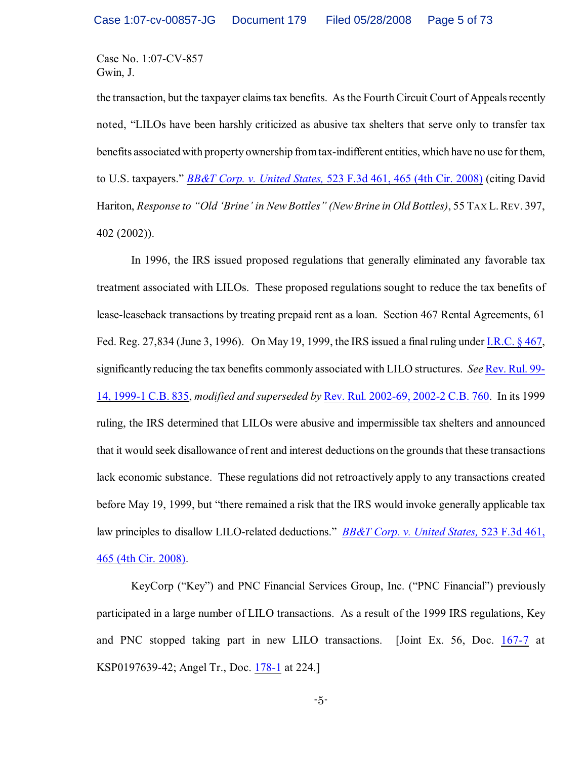the transaction, but the taxpayer claims tax benefits. As the Fourth Circuit Court of Appeals recently noted, "LILOs have been harshly criticized as abusive tax shelters that serve only to transfer tax benefits associated with property ownership from tax-indifferent entities, which have no use for them, to U.S. taxpayers." *BB&T Corp. v. United States,* 523 F.3d 461, 465 (4th Cir. 2008) (citing David Hariton, *Response to "Old 'Brine' in New Bottles" (New Brine in Old Bottles)*, 55 TAX L. REV. 397, 402 (2002)).

In 1996, the IRS issued proposed regulations that generally eliminated any favorable tax treatment associated with LILOs. These proposed regulations sought to reduce the tax benefits of lease-leaseback transactions by treating prepaid rent as a loan. Section 467 Rental Agreements, 61 Fed. Reg. 27,834 (June 3, 1996). On May 19, 1999, the IRS issued a final ruling under I.R.C. § 467, significantly reducing the tax benefits commonly associated with LILO structures. *See* Rev. Rul. 99-14, 1999-1 C.B. 835, *modified and superseded by* Rev. Rul. 2002-69, 2002-2 C.B. 760. In its 1999 ruling, the IRS determined that LILOs were abusive and impermissible tax shelters and announced that it would seek disallowance of rent and interest deductions on the grounds that these transactions lack economic substance. These regulations did not retroactively apply to any transactions created before May 19, 1999, but "there remained a risk that the IRS would invoke generally applicable tax law principles to disallow LILO-related deductions." *BB&T Corp. v. United States,* 523 F.3d 461, 465 (4th Cir. 2008).

KeyCorp ("Key") and PNC Financial Services Group, Inc. ("PNC Financial") previously participated in a large number of LILO transactions. As a result of the 1999 IRS regulations, Key and PNC stopped taking part in new LILO transactions. [Joint Ex. 56, Doc. 167-7 at KSP0197639-42; Angel Tr., Doc. 178-1 at 224.]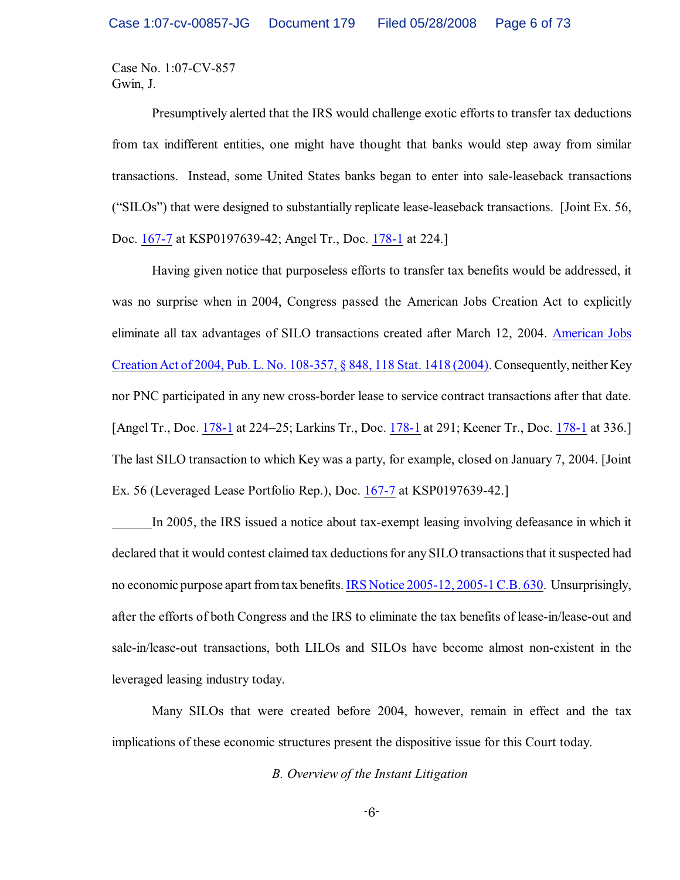Case No. 1:07-CV-857
Gwin, J.

Presumptively alerted that the IRS would challenge exotic efforts to transfer tax deductions from tax indifferent entities, one might have thought that banks would step away from similar transactions. Instead, some United States banks began to enter into sale-leaseback transactions ("SILOs") that were designed to substantially replicate lease-leaseback transactions. [Joint Ex. 56, Doc. 167-7 at KSP0197639-42; Angel Tr., Doc. 178-1 at 224.]

Having given notice that purposeless efforts to transfer tax benefits would be addressed, it was no surprise when in 2004, Congress passed the American Jobs Creation Act to explicitly eliminate all tax advantages of SILO transactions created after March 12, 2004. American Jobs Creation Act of 2004, Pub. L. No. 108-357, § 848, 118 Stat. 1418 (2004). Consequently, neither Key nor PNC participated in any new cross-border lease to service contract transactions after that date. [Angel Tr., Doc. 178-1 at 224–25; Larkins Tr., Doc. 178-1 at 291; Keener Tr., Doc. 178-1 at 336.] The last SILO transaction to which Key was a party, for example, closed on January 7, 2004. [Joint Ex. 56 (Leveraged Lease Portfolio Rep.), Doc. 167-7 at KSP0197639-42.]

In 2005, the IRS issued a notice about tax-exempt leasing involving defeasance in which it declared that it would contest claimed tax deductions for any SILO transactions that it suspected had no economic purpose apart from tax benefits. IRS Notice 2005-12, 2005-1 C.B. 630. Unsurprisingly, after the efforts of both Congress and the IRS to eliminate the tax benefits of lease-in/lease-out and sale-in/lease-out transactions, both LILOs and SILOs have become almost non-existent in the leveraged leasing industry today.

Many SILOs that were created before 2004, however, remain in effect and the tax implications of these economic structures present the dispositive issue for this Court today.

*B. Overview of the Instant Litigation*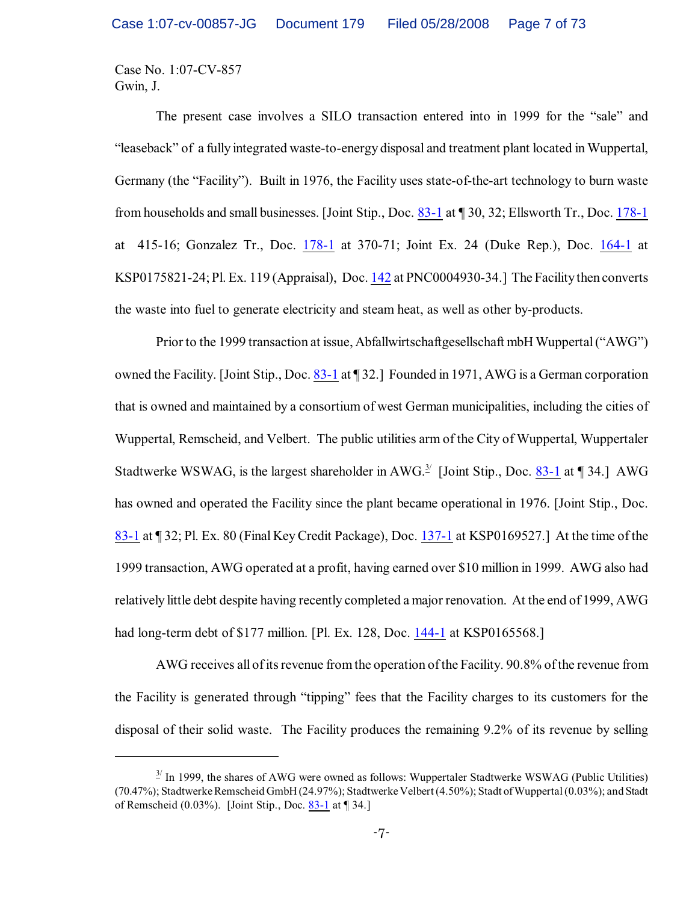Case No. 1:07-CV-857
Gwin, J.

The present case involves a SILO transaction entered into in 1999 for the "sale" and "leaseback" of a fully integrated waste-to-energy disposal and treatment plant located in Wuppertal, Germany (the "Facility"). Built in 1976, the Facility uses state-of-the-art technology to burn waste from households and small businesses. [Joint Stip., Doc. 83-1 at ¶ 30, 32; Ellsworth Tr., Doc. 178-1 at 415-16; Gonzalez Tr., Doc. 178-1 at 370-71; Joint Ex. 24 (Duke Rep.), Doc. 164-1 at KSP0175821-24; Pl. Ex. 119 (Appraisal), Doc. 142 at PNC0004930-34.] The Facility then converts the waste into fuel to generate electricity and steam heat, as well as other by-products.

Prior to the 1999 transaction at issue, Abfallwirtschaftgesellschaft mbH Wuppertal ("AWG") owned the Facility. [Joint Stip., Doc. 83-1 at ¶ 32.] Founded in 1971, AWG is a German corporation that is owned and maintained by a consortium of west German municipalities, including the cities of Wuppertal, Remscheid, and Velbert. The public utilities arm of the City of Wuppertal, Wuppertaler Stadtwerke WSWAG, is the largest shareholder in AWG.[3] [Joint Stip., Doc. 83-1 at ¶ 34.] AWG has owned and operated the Facility since the plant became operational in 1976. [Joint Stip., Doc. 83-1 at ¶ 32; Pl. Ex. 80 (Final Key Credit Package), Doc. 137-1 at KSP0169527.] At the time of the 1999 transaction, AWG operated at a profit, having earned over $10 million in 1999. AWG also had relatively little debt despite having recently completed a major renovation. At the end of 1999, AWG had long-term debt of $177 million. [Pl. Ex. 128, Doc. 144-1 at KSP0165568.]

AWG receives all of its revenue from the operation of the Facility. 90.8% of the revenue from the Facility is generated through "tipping" fees that the Facility charges to its customers for the disposal of their solid waste. The Facility produces the remaining 9.2% of its revenue by selling

---

[3] In 1999, the shares of AWG were owned as follows: Wuppertaler Stadtwerke WSWAG (Public Utilities) (70.47%); Stadtwerke Remscheid GmbH (24.97%); Stadtwerke Velbert (4.50%); Stadt of Wuppertal (0.03%); and Stadt of Remscheid (0.03%). [Joint Stip., Doc. 83-1 at ¶ 34.]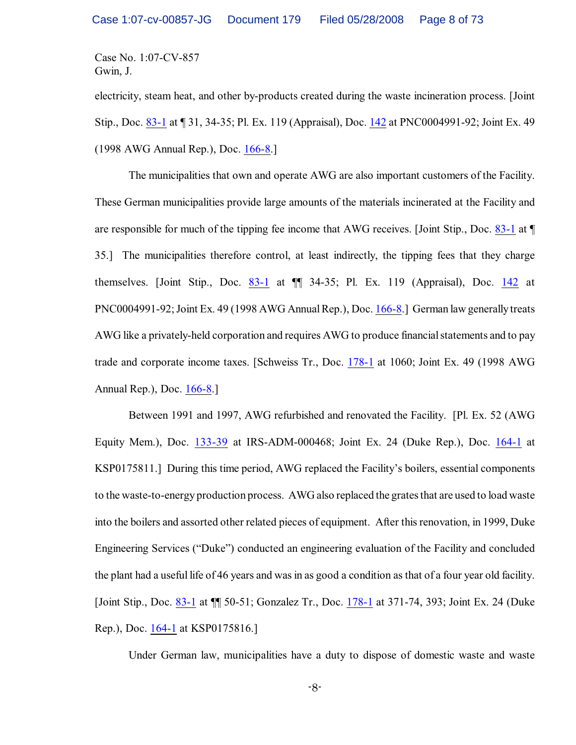electricity, steam heat, and other by-products created during the waste incineration process. [Joint Stip., Doc. 83-1 at ¶ 31, 34-35; Pl. Ex. 119 (Appraisal), Doc. 142 at PNC0004991-92; Joint Ex. 49 (1998 AWG Annual Rep.), Doc. 166-8.]

The municipalities that own and operate AWG are also important customers of the Facility. These German municipalities provide large amounts of the materials incinerated at the Facility and are responsible for much of the tipping fee income that AWG receives. [Joint Stip., Doc. 83-1 at ¶ 35.] The municipalities therefore control, at least indirectly, the tipping fees that they charge themselves. [Joint Stip., Doc. 83-1 at ¶¶ 34-35; Pl. Ex. 119 (Appraisal), Doc. 142 at PNC0004991-92; Joint Ex. 49 (1998 AWG Annual Rep.), Doc. 166-8.] German law generally treats AWG like a privately-held corporation and requires AWG to produce financial statements and to pay trade and corporate income taxes. [Schweiss Tr., Doc. 178-1 at 1060; Joint Ex. 49 (1998 AWG Annual Rep.), Doc. 166-8.]

Between 1991 and 1997, AWG refurbished and renovated the Facility. [Pl. Ex. 52 (AWG Equity Mem.), Doc. 133-39 at IRS-ADM-000468; Joint Ex. 24 (Duke Rep.), Doc. 164-1 at KSP0175811.] During this time period, AWG replaced the Facility's boilers, essential components to the waste-to-energy production process. AWG also replaced the grates that are used to load waste into the boilers and assorted other related pieces of equipment. After this renovation, in 1999, Duke Engineering Services ("Duke") conducted an engineering evaluation of the Facility and concluded the plant had a useful life of 46 years and was in as good a condition as that of a four year old facility. [Joint Stip., Doc. 83-1 at ¶¶ 50-51; Gonzalez Tr., Doc. 178-1 at 371-74, 393; Joint Ex. 24 (Duke Rep.), Doc. 164-1 at KSP0175816.]

Under German law, municipalities have a duty to dispose of domestic waste and waste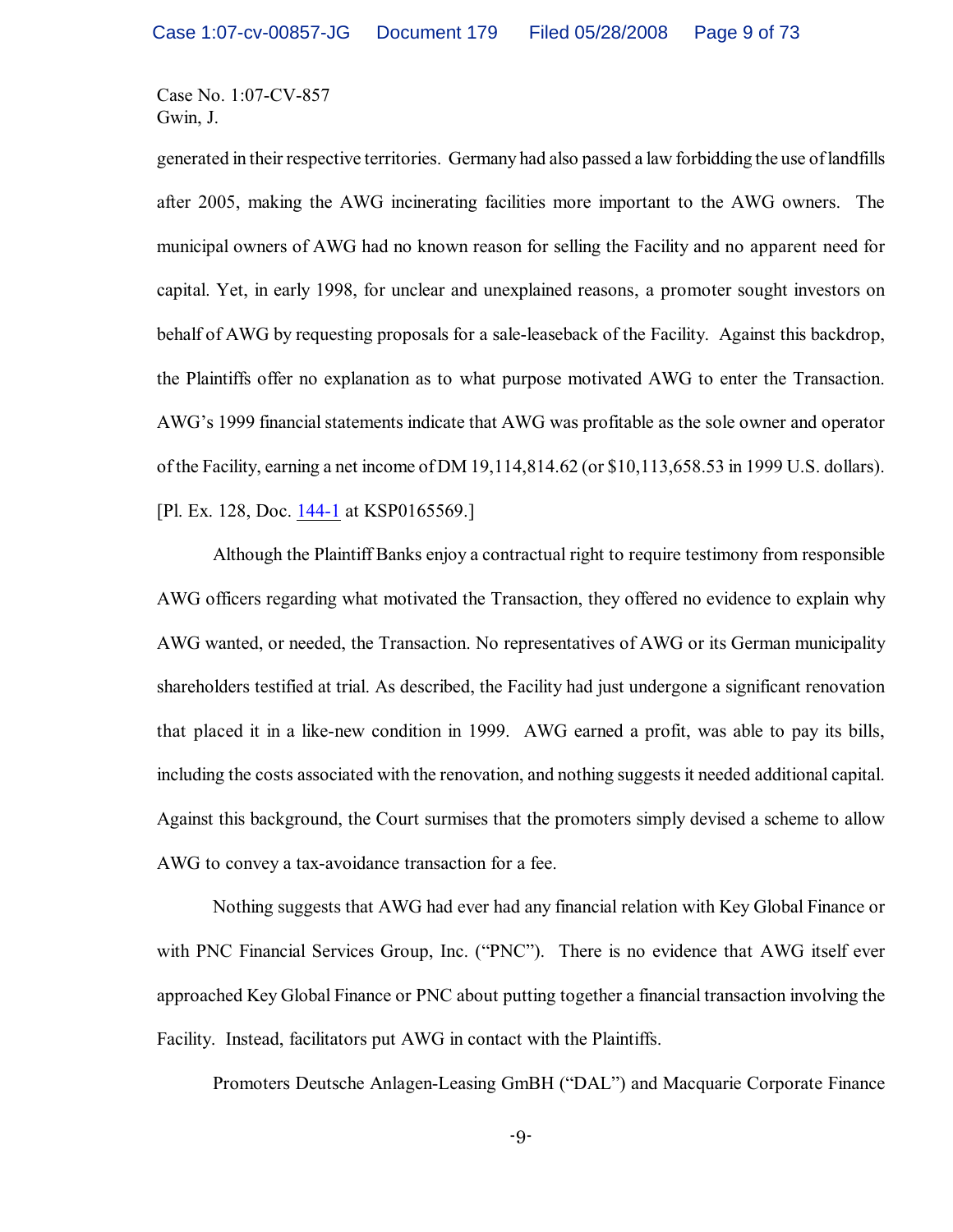generated in their respective territories. Germany had also passed a law forbidding the use of landfills after 2005, making the AWG incinerating facilities more important to the AWG owners. The municipal owners of AWG had no known reason for selling the Facility and no apparent need for capital. Yet, in early 1998, for unclear and unexplained reasons, a promoter sought investors on behalf of AWG by requesting proposals for a sale-leaseback of the Facility. Against this backdrop, the Plaintiffs offer no explanation as to what purpose motivated AWG to enter the Transaction. AWG's 1999 financial statements indicate that AWG was profitable as the sole owner and operator of the Facility, earning a net income of DM 19,114,814.62 (or $10,113,658.53 in 1999 U.S. dollars). [Pl. Ex. 128, Doc. 144-1 at KSP0165569.]

Although the Plaintiff Banks enjoy a contractual right to require testimony from responsible AWG officers regarding what motivated the Transaction, they offered no evidence to explain why AWG wanted, or needed, the Transaction. No representatives of AWG or its German municipality shareholders testified at trial. As described, the Facility had just undergone a significant renovation that placed it in a like-new condition in 1999. AWG earned a profit, was able to pay its bills, including the costs associated with the renovation, and nothing suggests it needed additional capital. Against this background, the Court surmises that the promoters simply devised a scheme to allow AWG to convey a tax-avoidance transaction for a fee.

Nothing suggests that AWG had ever had any financial relation with Key Global Finance or with PNC Financial Services Group, Inc. ("PNC"). There is no evidence that AWG itself ever approached Key Global Finance or PNC about putting together a financial transaction involving the Facility. Instead, facilitators put AWG in contact with the Plaintiffs.

Promoters Deutsche Anlagen-Leasing GmbH ("DAL") and Macquarie Corporate Finance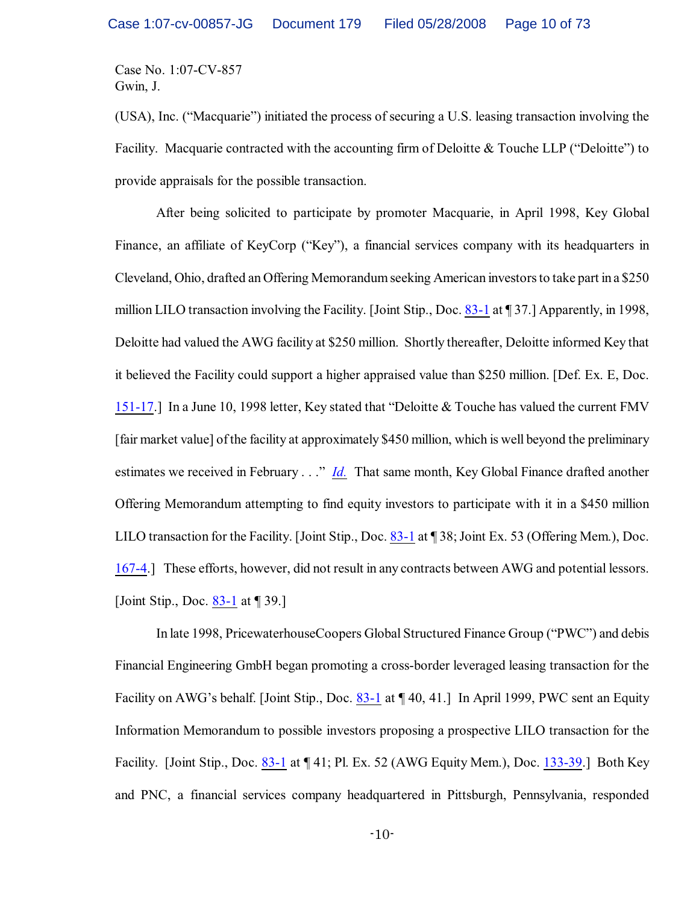(USA), Inc. ("Macquarie") initiated the process of securing a U.S. leasing transaction involving the Facility. Macquarie contracted with the accounting firm of Deloitte & Touche LLP ("Deloitte") to provide appraisals for the possible transaction.

After being solicited to participate by promoter Macquarie, in April 1998, Key Global Finance, an affiliate of KeyCorp ("Key"), a financial services company with its headquarters in Cleveland, Ohio, drafted an Offering Memorandum seeking American investors to take part in a $250 million LILO transaction involving the Facility. [Joint Stip., Doc. 83-1 at ¶ 37.] Apparently, in 1998, Deloitte had valued the AWG facility at $250 million. Shortly thereafter, Deloitte informed Key that it believed the Facility could support a higher appraised value than $250 million. [Def. Ex. E, Doc. 151-17.] In a June 10, 1998 letter, Key stated that "Deloitte & Touche has valued the current FMV [fair market value] of the facility at approximately $450 million, which is well beyond the preliminary estimates we received in February . . ." *Id.* That same month, Key Global Finance drafted another Offering Memorandum attempting to find equity investors to participate with it in a $450 million LILO transaction for the Facility. [Joint Stip., Doc. 83-1 at ¶ 38; Joint Ex. 53 (Offering Mem.), Doc. 167-4.] These efforts, however, did not result in any contracts between AWG and potential lessors. [Joint Stip., Doc. 83-1 at ¶ 39.]

In late 1998, PricewaterhouseCoopers Global Structured Finance Group ("PWC") and debis Financial Engineering GmbH began promoting a cross-border leveraged leasing transaction for the Facility on AWG's behalf. [Joint Stip., Doc. 83-1 at ¶ 40, 41.] In April 1999, PWC sent an Equity Information Memorandum to possible investors proposing a prospective LILO transaction for the Facility. [Joint Stip., Doc. 83-1 at ¶ 41; Pl. Ex. 52 (AWG Equity Mem.), Doc. 133-39.] Both Key and PNC, a financial services company headquartered in Pittsburgh, Pennsylvania, responded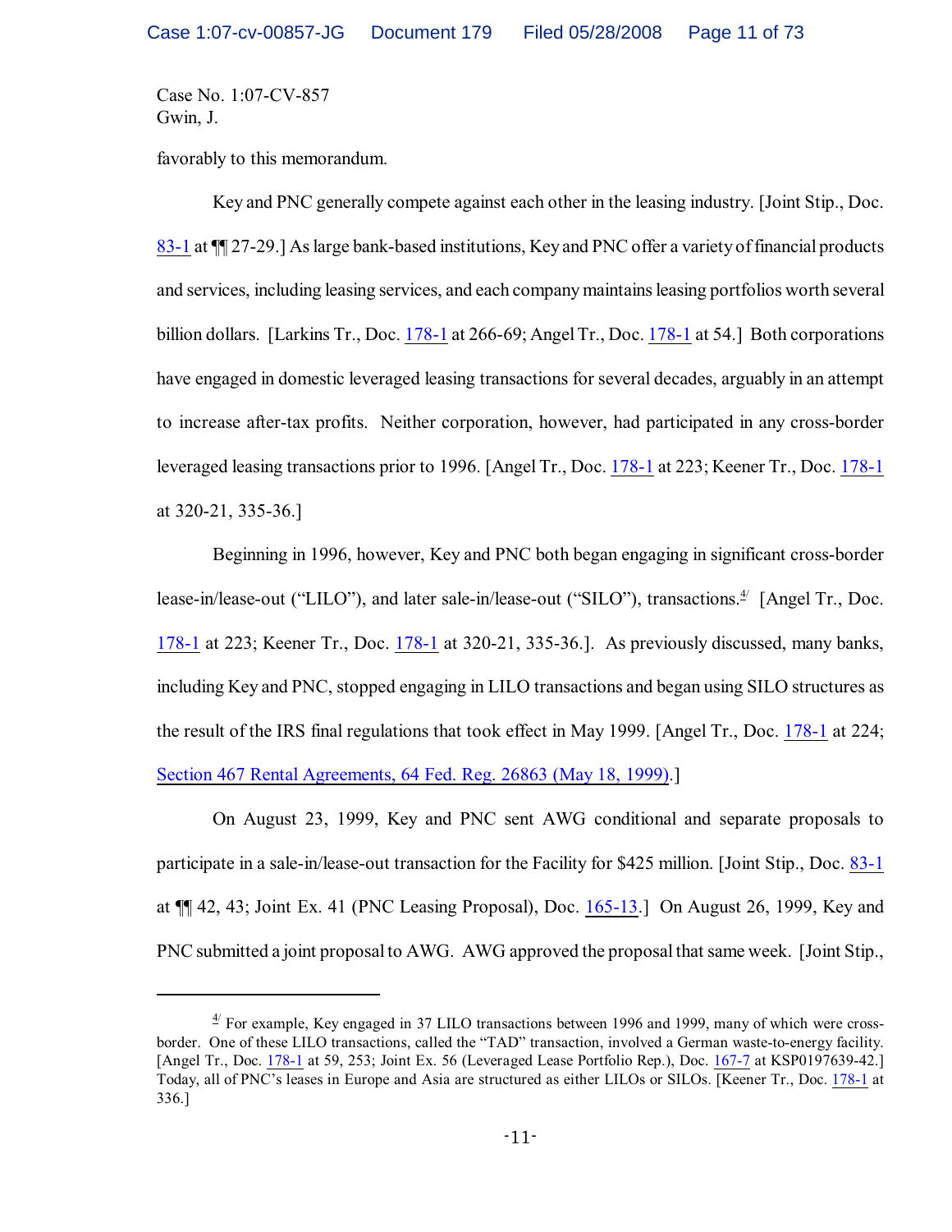Case No. 1:07-CV-857
Gwin, J.

favorably to this memorandum.

Key and PNC generally compete against each other in the leasing industry. [Joint Stip., Doc. 83-1 at ¶¶ 27-29.] As large bank-based institutions, Key and PNC offer a variety of financial products and services, including leasing services, and each company maintains leasing portfolios worth several billion dollars. [Larkins Tr., Doc. 178-1 at 266-69; Angel Tr., Doc. 178-1 at 54.] Both corporations have engaged in domestic leveraged leasing transactions for several decades, arguably in an attempt to increase after-tax profits. Neither corporation, however, had participated in any cross-border leveraged leasing transactions prior to 1996. [Angel Tr., Doc. 178-1 at 223; Keener Tr., Doc. 178-1 at 320-21, 335-36.]

Beginning in 1996, however, Key and PNC both began engaging in significant cross-border lease-in/lease-out ("LILO"), and later sale-in/lease-out ("SILO"), transactions.[4] [Angel Tr., Doc. 178-1 at 223; Keener Tr., Doc. 178-1 at 320-21, 335-36.]. As previously discussed, many banks, including Key and PNC, stopped engaging in LILO transactions and began using SILO structures as the result of the IRS final regulations that took effect in May 1999. [Angel Tr., Doc. 178-1 at 224; Section 467 Rental Agreements, 64 Fed. Reg. 26863 (May 18, 1999).]

On August 23, 1999, Key and PNC sent AWG conditional and separate proposals to participate in a sale-in/lease-out transaction for the Facility for $425 million. [Joint Stip., Doc. 83-1 at ¶¶ 42, 43; Joint Ex. 41 (PNC Leasing Proposal), Doc. 165-13.] On August 26, 1999, Key and PNC submitted a joint proposal to AWG. AWG approved the proposal that same week. [Joint Stip.,

---

[4] For example, Key engaged in 37 LILO transactions between 1996 and 1999, many of which were cross-border. One of these LILO transactions, called the "TAD" transaction, involved a German waste-to-energy facility. [Angel Tr., Doc. 178-1 at 59, 253; Joint Ex. 56 (Leveraged Lease Portfolio Rep.), Doc. 167-7 at KSP0197639-42.] Today, all of PNC's leases in Europe and Asia are structured as either LILOs or SILOs. [Keener Tr., Doc. 178-1 at 336.]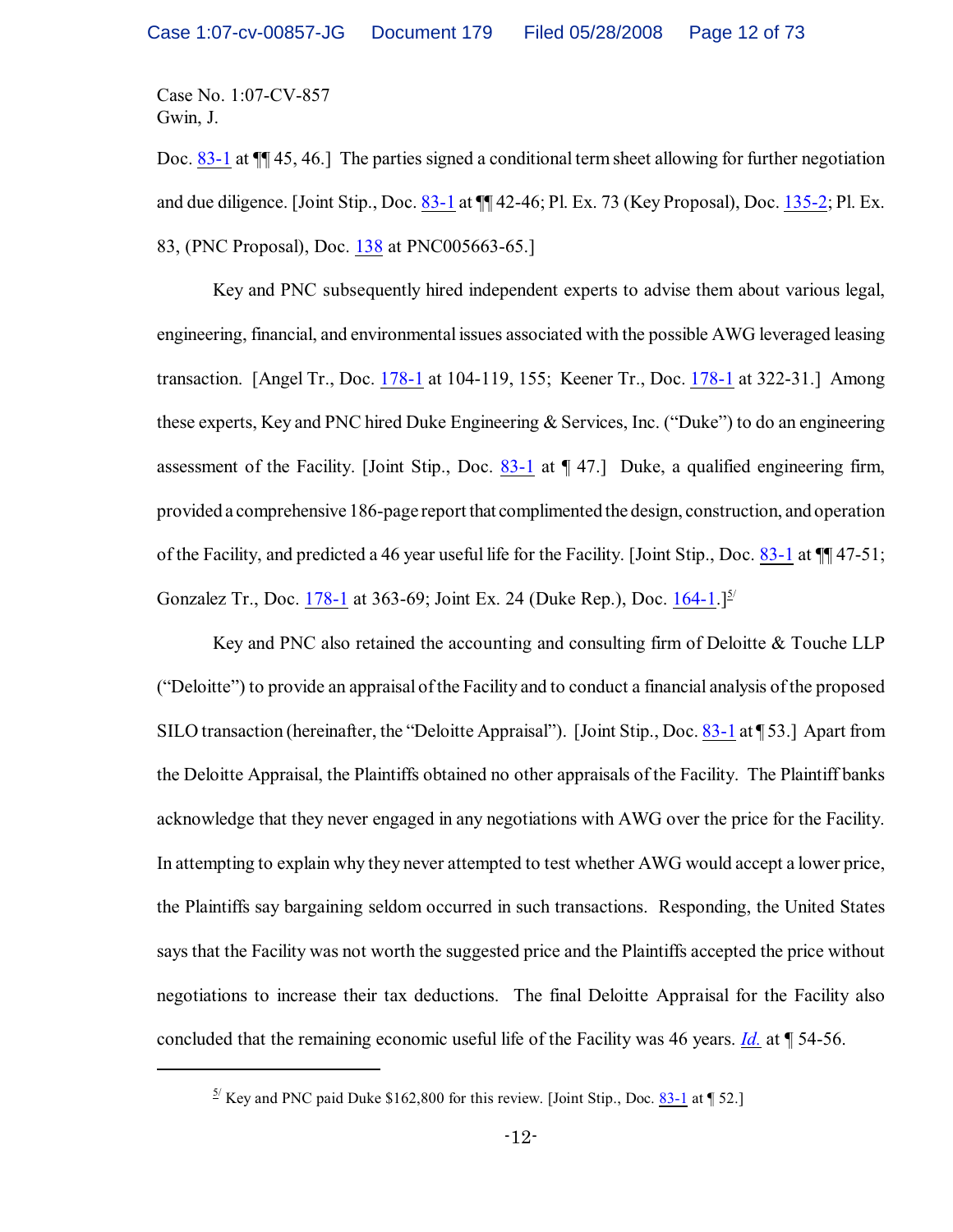Case No. 1:07-CV-857
Gwin, J.

Doc. 83-1 at ¶¶ 45, 46.] The parties signed a conditional term sheet allowing for further negotiation and due diligence. [Joint Stip., Doc. 83-1 at ¶¶ 42-46; Pl. Ex. 73 (Key Proposal), Doc. 135-2; Pl. Ex. 83, (PNC Proposal), Doc. 138 at PNC005663-65.]

Key and PNC subsequently hired independent experts to advise them about various legal, engineering, financial, and environmental issues associated with the possible AWG leveraged leasing transaction. [Angel Tr., Doc. 178-1 at 104-119, 155; Keener Tr., Doc. 178-1 at 322-31.] Among these experts, Key and PNC hired Duke Engineering & Services, Inc. ("Duke") to do an engineering assessment of the Facility. [Joint Stip., Doc. 83-1 at ¶ 47.] Duke, a qualified engineering firm, provided a comprehensive 186-page report that complimented the design, construction, and operation of the Facility, and predicted a 46 year useful life for the Facility. [Joint Stip., Doc. 83-1 at ¶¶ 47-51; Gonzalez Tr., Doc. 178-1 at 363-69; Joint Ex. 24 (Duke Rep.), Doc. 164-1.][5/]

Key and PNC also retained the accounting and consulting firm of Deloitte & Touche LLP ("Deloitte") to provide an appraisal of the Facility and to conduct a financial analysis of the proposed SILO transaction (hereinafter, the "Deloitte Appraisal"). [Joint Stip., Doc. 83-1 at ¶ 53.] Apart from the Deloitte Appraisal, the Plaintiffs obtained no other appraisals of the Facility. The Plaintiff banks acknowledge that they never engaged in any negotiations with AWG over the price for the Facility. In attempting to explain why they never attempted to test whether AWG would accept a lower price, the Plaintiffs say bargaining seldom occurred in such transactions. Responding, the United States says that the Facility was not worth the suggested price and the Plaintiffs accepted the price without negotiations to increase their tax deductions. The final Deloitte Appraisal for the Facility also concluded that the remaining economic useful life of the Facility was 46 years. *Id.* at ¶ 54-56.

---

[5/] Key and PNC paid Duke $162,800 for this review. [Joint Stip., Doc. 83-1 at ¶ 52.]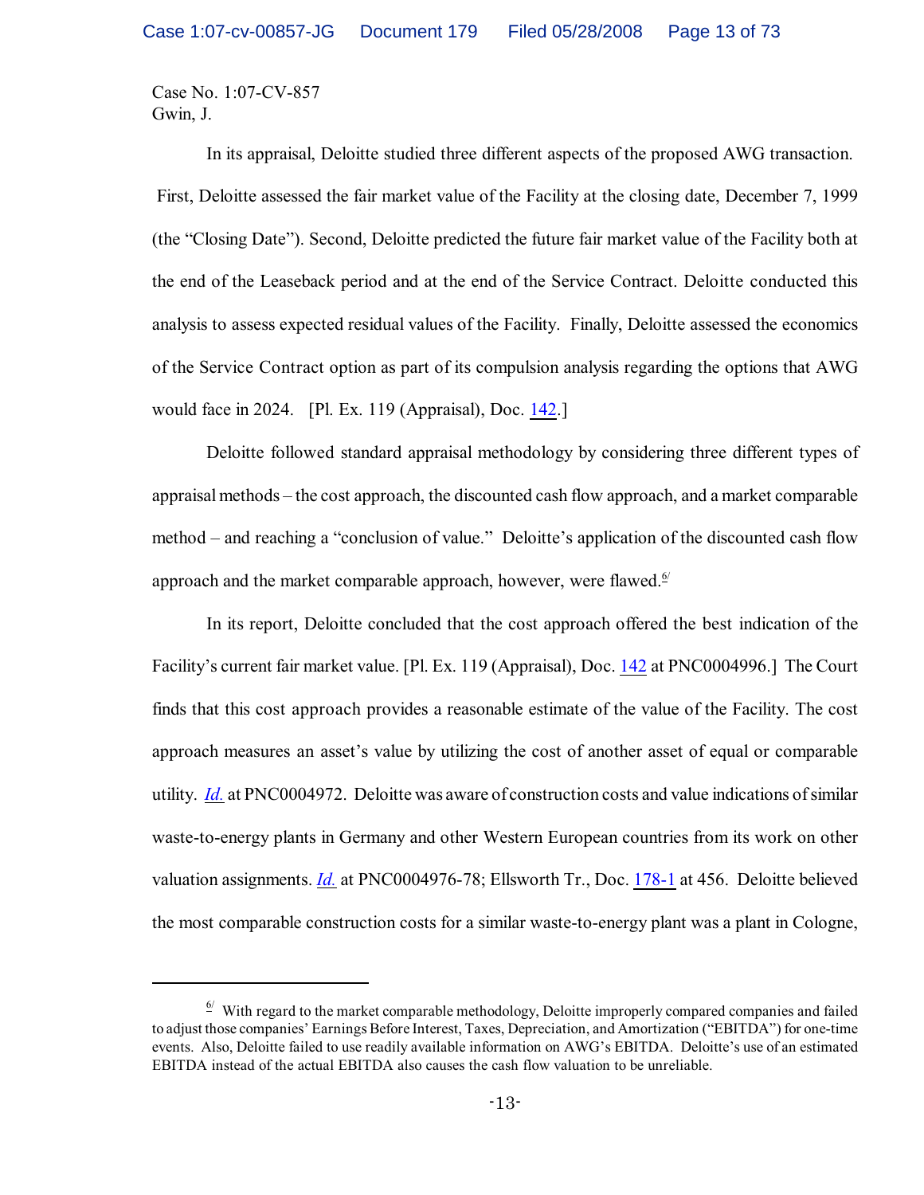Case No. 1:07-CV-857
Gwin, J.

In its appraisal, Deloitte studied three different aspects of the proposed AWG transaction. First, Deloitte assessed the fair market value of the Facility at the closing date, December 7, 1999 (the "Closing Date"). Second, Deloitte predicted the future fair market value of the Facility both at the end of the Leaseback period and at the end of the Service Contract. Deloitte conducted this analysis to assess expected residual values of the Facility. Finally, Deloitte assessed the economics of the Service Contract option as part of its compulsion analysis regarding the options that AWG would face in 2024. [Pl. Ex. 119 (Appraisal), Doc. 142.]

Deloitte followed standard appraisal methodology by considering three different types of appraisal methods – the cost approach, the discounted cash flow approach, and a market comparable method – and reaching a "conclusion of value." Deloitte's application of the discounted cash flow approach and the market comparable approach, however, were flawed.[6]

In its report, Deloitte concluded that the cost approach offered the best indication of the Facility's current fair market value. [Pl. Ex. 119 (Appraisal), Doc. 142 at PNC0004996.] The Court finds that this cost approach provides a reasonable estimate of the value of the Facility. The cost approach measures an asset's value by utilizing the cost of another asset of equal or comparable utility. *Id.* at PNC0004972. Deloitte was aware of construction costs and value indications of similar waste-to-energy plants in Germany and other Western European countries from its work on other valuation assignments. *Id.* at PNC0004976-78; Ellsworth Tr., Doc. 178-1 at 456. Deloitte believed the most comparable construction costs for a similar waste-to-energy plant was a plant in Cologne,

---

[6] With regard to the market comparable methodology, Deloitte improperly compared companies and failed to adjust those companies' Earnings Before Interest, Taxes, Depreciation, and Amortization ("EBITDA") for one-time events. Also, Deloitte failed to use readily available information on AWG's EBITDA. Deloitte's use of an estimated EBITDA instead of the actual EBITDA also causes the cash flow valuation to be unreliable.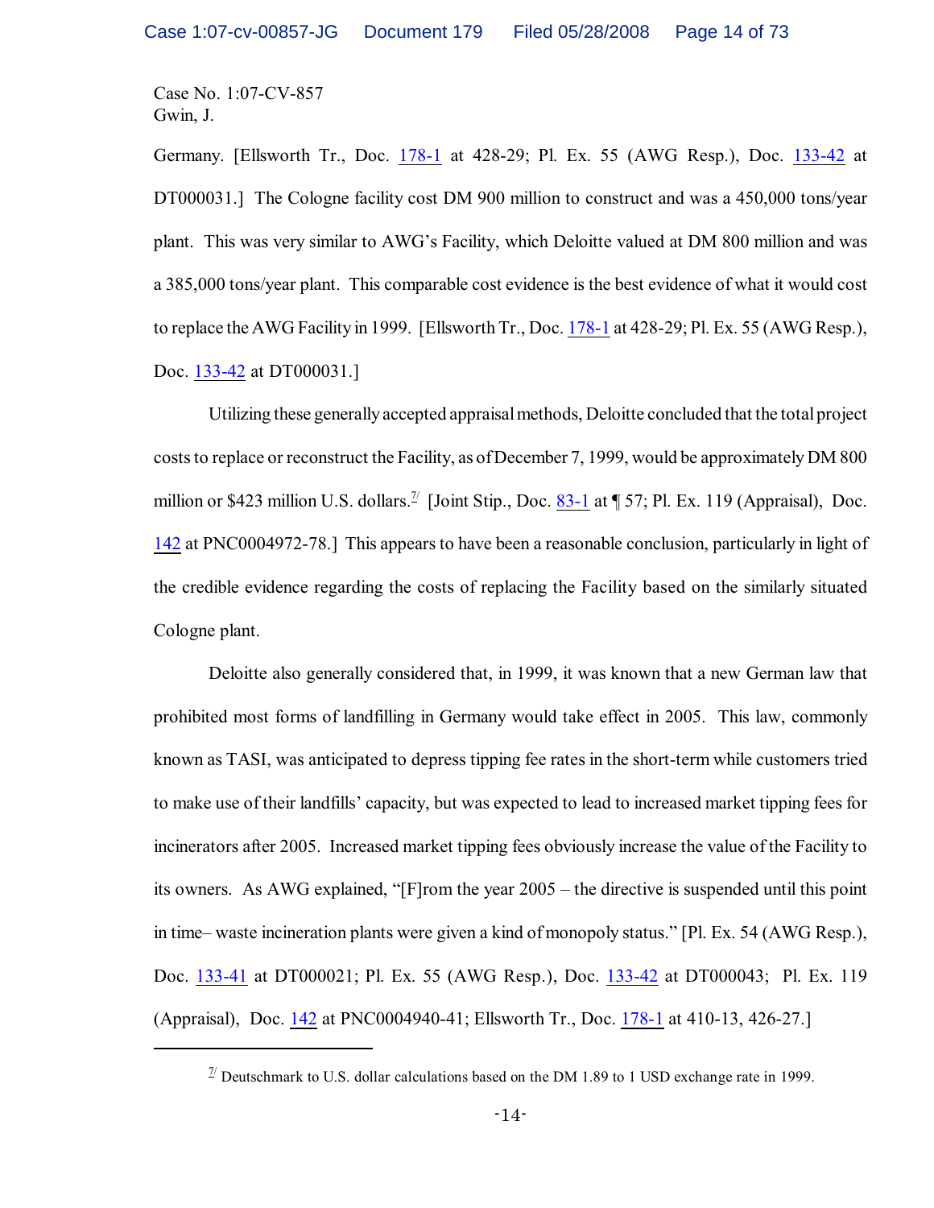Case No. 1:07-CV-857
Gwin, J.

Germany. [Ellsworth Tr., Doc. 178-1 at 428-29; Pl. Ex. 55 (AWG Resp.), Doc. 133-42 at DT000031.] The Cologne facility cost DM 900 million to construct and was a 450,000 tons/year plant. This was very similar to AWG's Facility, which Deloitte valued at DM 800 million and was a 385,000 tons/year plant. This comparable cost evidence is the best evidence of what it would cost to replace the AWG Facility in 1999. [Ellsworth Tr., Doc. 178-1 at 428-29; Pl. Ex. 55 (AWG Resp.), Doc. 133-42 at DT000031.]

Utilizing these generally accepted appraisal methods, Deloitte concluded that the total project costs to replace or reconstruct the Facility, as of December 7, 1999, would be approximately DM 800 million or $423 million U.S. dollars.[7] [Joint Stip., Doc. 83-1 at ¶ 57; Pl. Ex. 119 (Appraisal), Doc. 142 at PNC0004972-78.] This appears to have been a reasonable conclusion, particularly in light of the credible evidence regarding the costs of replacing the Facility based on the similarly situated Cologne plant.

Deloitte also generally considered that, in 1999, it was known that a new German law that prohibited most forms of landfilling in Germany would take effect in 2005. This law, commonly known as TASI, was anticipated to depress tipping fee rates in the short-term while customers tried to make use of their landfills' capacity, but was expected to lead to increased market tipping fees for incinerators after 2005. Increased market tipping fees obviously increase the value of the Facility to its owners. As AWG explained, "[F]rom the year 2005 – the directive is suspended until this point in time– waste incineration plants were given a kind of monopoly status." [Pl. Ex. 54 (AWG Resp.), Doc. 133-41 at DT000021; Pl. Ex. 55 (AWG Resp.), Doc. 133-42 at DT000043; Pl. Ex. 119 (Appraisal), Doc. 142 at PNC0004940-41; Ellsworth Tr., Doc. 178-1 at 410-13, 426-27.]

---

[7] Deutschmark to U.S. dollar calculations based on the DM 1.89 to 1 USD exchange rate in 1999.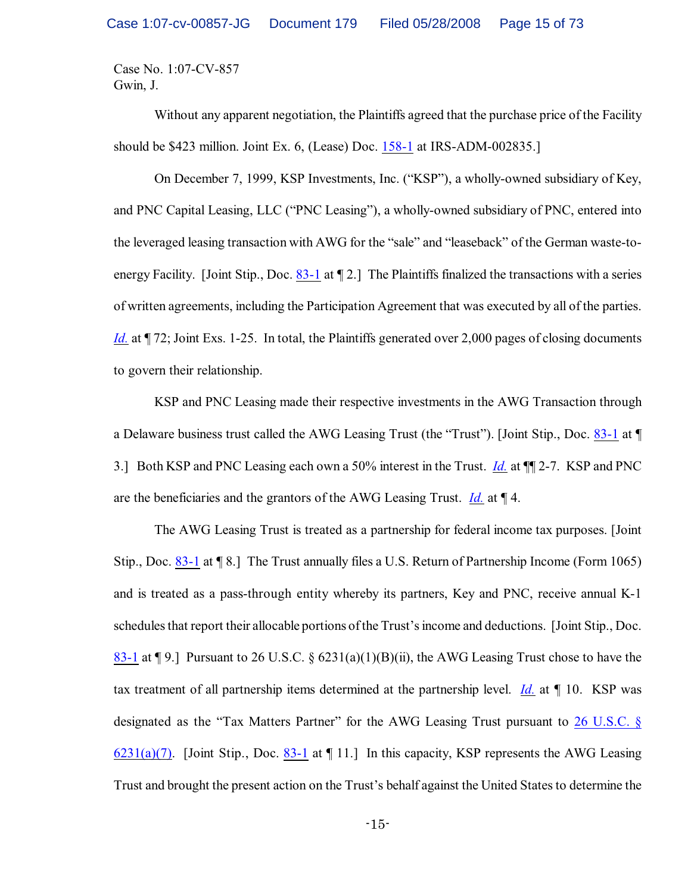Case No. 1:07-CV-857
Gwin, J.

Without any apparent negotiation, the Plaintiffs agreed that the purchase price of the Facility should be $423 million. Joint Ex. 6, (Lease) Doc. 158-1 at IRS-ADM-002835.]

On December 7, 1999, KSP Investments, Inc. ("KSP"), a wholly-owned subsidiary of Key, and PNC Capital Leasing, LLC ("PNC Leasing"), a wholly-owned subsidiary of PNC, entered into the leveraged leasing transaction with AWG for the "sale" and "leaseback" of the German waste-to-energy Facility. [Joint Stip., Doc. 83-1 at ¶ 2.] The Plaintiffs finalized the transactions with a series of written agreements, including the Participation Agreement that was executed by all of the parties. *Id.* at ¶ 72; Joint Exs. 1-25. In total, the Plaintiffs generated over 2,000 pages of closing documents to govern their relationship.

KSP and PNC Leasing made their respective investments in the AWG Transaction through a Delaware business trust called the AWG Leasing Trust (the "Trust"). [Joint Stip., Doc. 83-1 at ¶ 3.] Both KSP and PNC Leasing each own a 50% interest in the Trust. *Id.* at ¶¶ 2-7. KSP and PNC are the beneficiaries and the grantors of the AWG Leasing Trust. *Id.* at ¶ 4.

The AWG Leasing Trust is treated as a partnership for federal income tax purposes. [Joint Stip., Doc. 83-1 at ¶ 8.] The Trust annually files a U.S. Return of Partnership Income (Form 1065) and is treated as a pass-through entity whereby its partners, Key and PNC, receive annual K-1 schedules that report their allocable portions of the Trust's income and deductions. [Joint Stip., Doc. 83-1 at ¶ 9.] Pursuant to 26 U.S.C. § 6231(a)(1)(B)(ii), the AWG Leasing Trust chose to have the tax treatment of all partnership items determined at the partnership level. *Id.* at ¶ 10. KSP was designated as the "Tax Matters Partner" for the AWG Leasing Trust pursuant to 26 U.S.C. § 6231(a)(7). [Joint Stip., Doc. 83-1 at ¶ 11.] In this capacity, KSP represents the AWG Leasing Trust and brought the present action on the Trust's behalf against the United States to determine the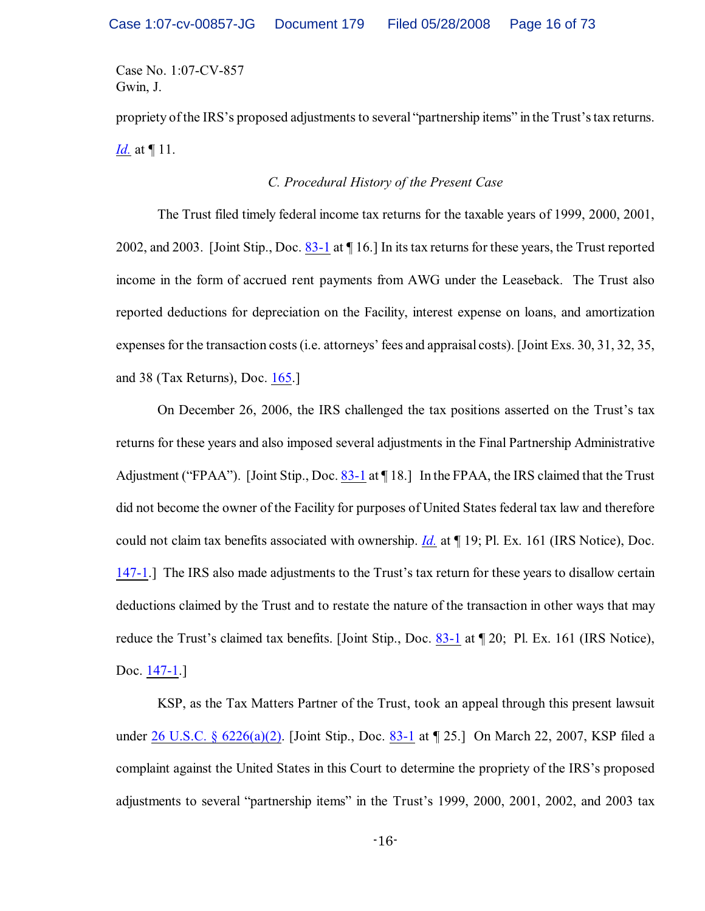propriety of the IRS's proposed adjustments to several "partnership items" in the Trust's tax returns. *Id.* at ¶ 11.

### *C. Procedural History of the Present Case*

The Trust filed timely federal income tax returns for the taxable years of 1999, 2000, 2001, 2002, and 2003. [Joint Stip., Doc. 83-1 at ¶ 16.] In its tax returns for these years, the Trust reported income in the form of accrued rent payments from AWG under the Leaseback. The Trust also reported deductions for depreciation on the Facility, interest expense on loans, and amortization expenses for the transaction costs (i.e. attorneys' fees and appraisal costs). [Joint Exs. 30, 31, 32, 35, and 38 (Tax Returns), Doc. 165.]

On December 26, 2006, the IRS challenged the tax positions asserted on the Trust's tax returns for these years and also imposed several adjustments in the Final Partnership Administrative Adjustment ("FPAA"). [Joint Stip., Doc. 83-1 at ¶ 18.] In the FPAA, the IRS claimed that the Trust did not become the owner of the Facility for purposes of United States federal tax law and therefore could not claim tax benefits associated with ownership. *Id.* at ¶ 19; Pl. Ex. 161 (IRS Notice), Doc. 147-1.] The IRS also made adjustments to the Trust's tax return for these years to disallow certain deductions claimed by the Trust and to restate the nature of the transaction in other ways that may reduce the Trust's claimed tax benefits. [Joint Stip., Doc. 83-1 at ¶ 20; Pl. Ex. 161 (IRS Notice), Doc. 147-1.]

KSP, as the Tax Matters Partner of the Trust, took an appeal through this present lawsuit under 26 U.S.C. § 6226(a)(2). [Joint Stip., Doc. 83-1 at ¶ 25.] On March 22, 2007, KSP filed a complaint against the United States in this Court to determine the propriety of the IRS's proposed adjustments to several "partnership items" in the Trust's 1999, 2000, 2001, 2002, and 2003 tax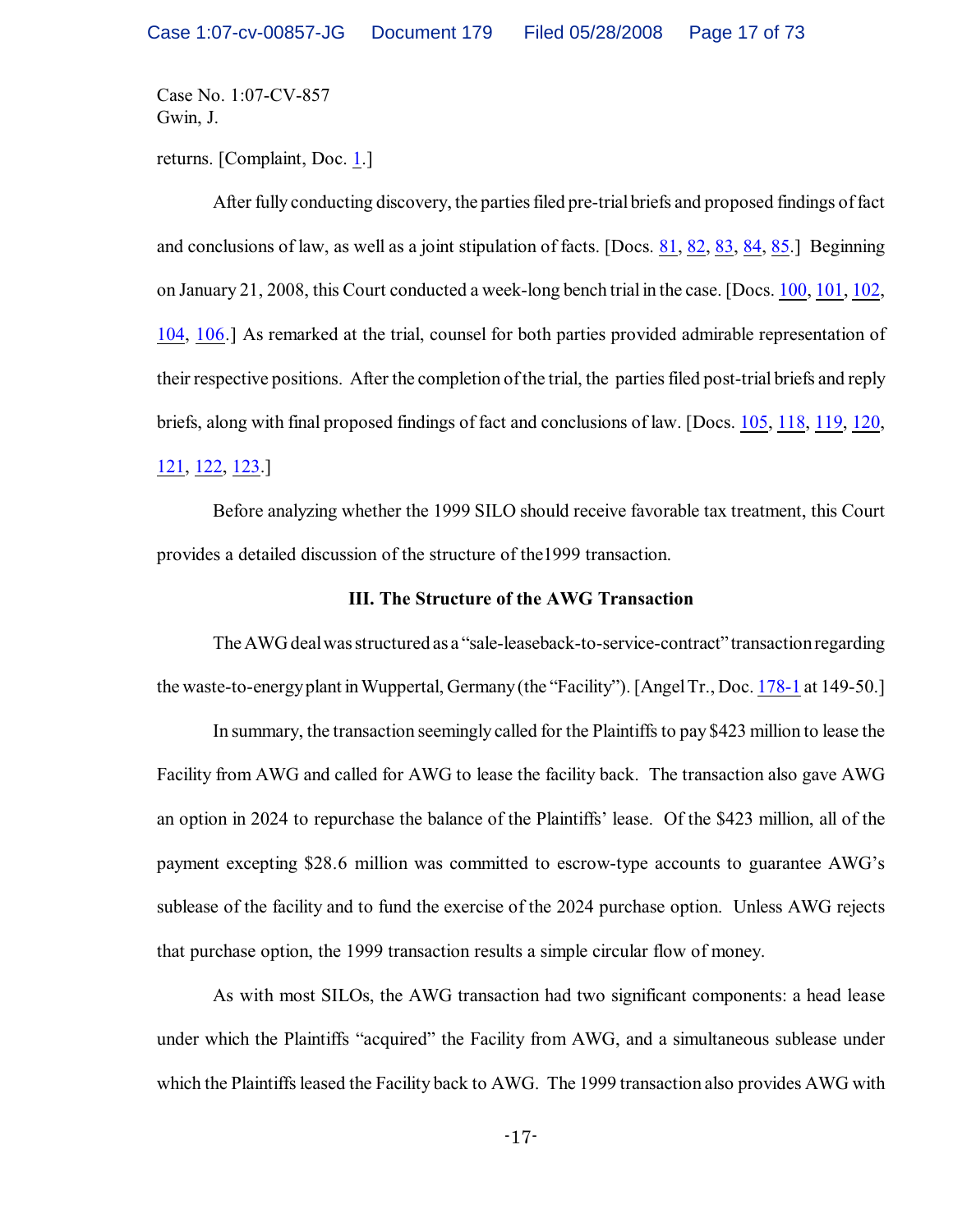returns. [Complaint, Doc. 1.]

After fully conducting discovery, the parties filed pre-trial briefs and proposed findings of fact and conclusions of law, as well as a joint stipulation of facts. [Docs. 81, 82, 83, 84, 85.] Beginning on January 21, 2008, this Court conducted a week-long bench trial in the case. [Docs. 100, 101, 102, 104, 106.] As remarked at the trial, counsel for both parties provided admirable representation of their respective positions. After the completion of the trial, the parties filed post-trial briefs and reply briefs, along with final proposed findings of fact and conclusions of law. [Docs. 105, 118, 119, 120, 121, 122, 123.]

Before analyzing whether the 1999 SILO should receive favorable tax treatment, this Court provides a detailed discussion of the structure of the1999 transaction.

### III. The Structure of the AWG Transaction

The AWG deal was structured as a "sale-leaseback-to-service-contract" transaction regarding the waste-to-energy plant in Wuppertal, Germany (the "Facility"). [Angel Tr., Doc. 178-1 at 149-50.]

In summary, the transaction seemingly called for the Plaintiffs to pay $423 million to lease the Facility from AWG and called for AWG to lease the facility back. The transaction also gave AWG an option in 2024 to repurchase the balance of the Plaintiffs' lease. Of the $423 million, all of the payment excepting $28.6 million was committed to escrow-type accounts to guarantee AWG's sublease of the facility and to fund the exercise of the 2024 purchase option. Unless AWG rejects that purchase option, the 1999 transaction results a simple circular flow of money.

As with most SILOs, the AWG transaction had two significant components: a head lease under which the Plaintiffs "acquired" the Facility from AWG, and a simultaneous sublease under which the Plaintiffs leased the Facility back to AWG. The 1999 transaction also provides AWG with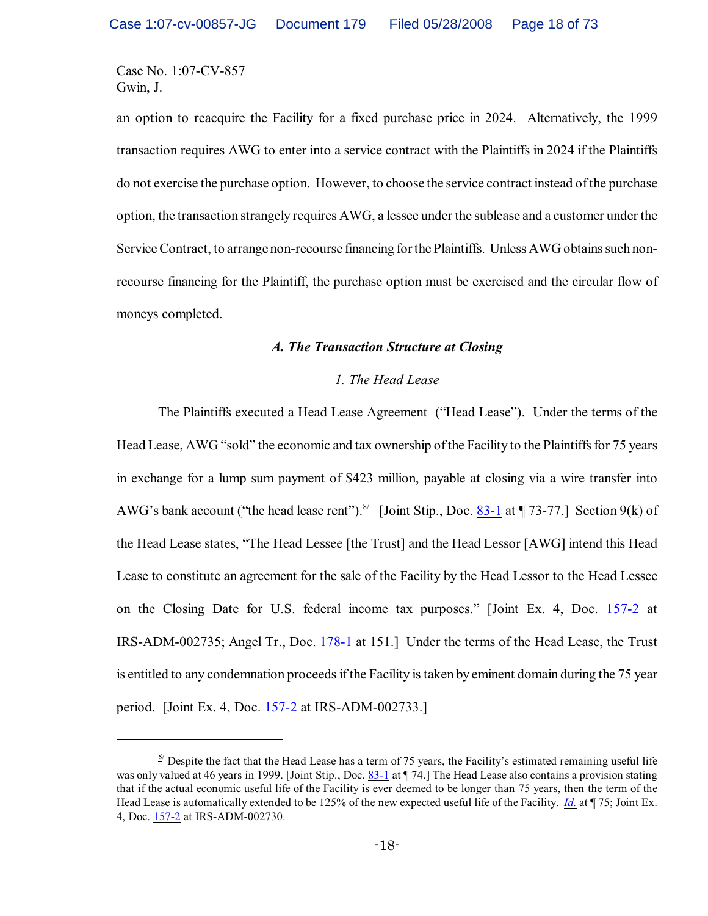an option to reacquire the Facility for a fixed purchase price in 2024. Alternatively, the 1999 transaction requires AWG to enter into a service contract with the Plaintiffs in 2024 if the Plaintiffs do not exercise the purchase option. However, to choose the service contract instead of the purchase option, the transaction strangely requires AWG, a lessee under the sublease and a customer under the Service Contract, to arrange non-recourse financing for the Plaintiffs. Unless AWG obtains such non-recourse financing for the Plaintiff, the purchase option must be exercised and the circular flow of moneys completed.

### *A. The Transaction Structure at Closing*

#### *1. The Head Lease*

The Plaintiffs executed a Head Lease Agreement ("Head Lease"). Under the terms of the Head Lease, AWG "sold" the economic and tax ownership of the Facility to the Plaintiffs for 75 years in exchange for a lump sum payment of $423 million, payable at closing via a wire transfer into AWG's bank account ("the head lease rent").[8] [Joint Stip., Doc. 83-1 at ¶ 73-77.] Section 9(k) of the Head Lease states, "The Head Lessee [the Trust] and the Head Lessor [AWG] intend this Head Lease to constitute an agreement for the sale of the Facility by the Head Lessor to the Head Lessee on the Closing Date for U.S. federal income tax purposes." [Joint Ex. 4, Doc. 157-2 at IRS-ADM-002735; Angel Tr., Doc. 178-1 at 151.] Under the terms of the Head Lease, the Trust is entitled to any condemnation proceeds if the Facility is taken by eminent domain during the 75 year period. [Joint Ex. 4, Doc. 157-2 at IRS-ADM-002733.]

---

[8] Despite the fact that the Head Lease has a term of 75 years, the Facility's estimated remaining useful life was only valued at 46 years in 1999. [Joint Stip., Doc. 83-1 at ¶ 74.] The Head Lease also contains a provision stating that if the actual economic useful life of the Facility is ever deemed to be longer than 75 years, then the term of the Head Lease is automatically extended to be 125% of the new expected useful life of the Facility. *Id.* at ¶ 75; Joint Ex. 4, Doc. 157-2 at IRS-ADM-002730.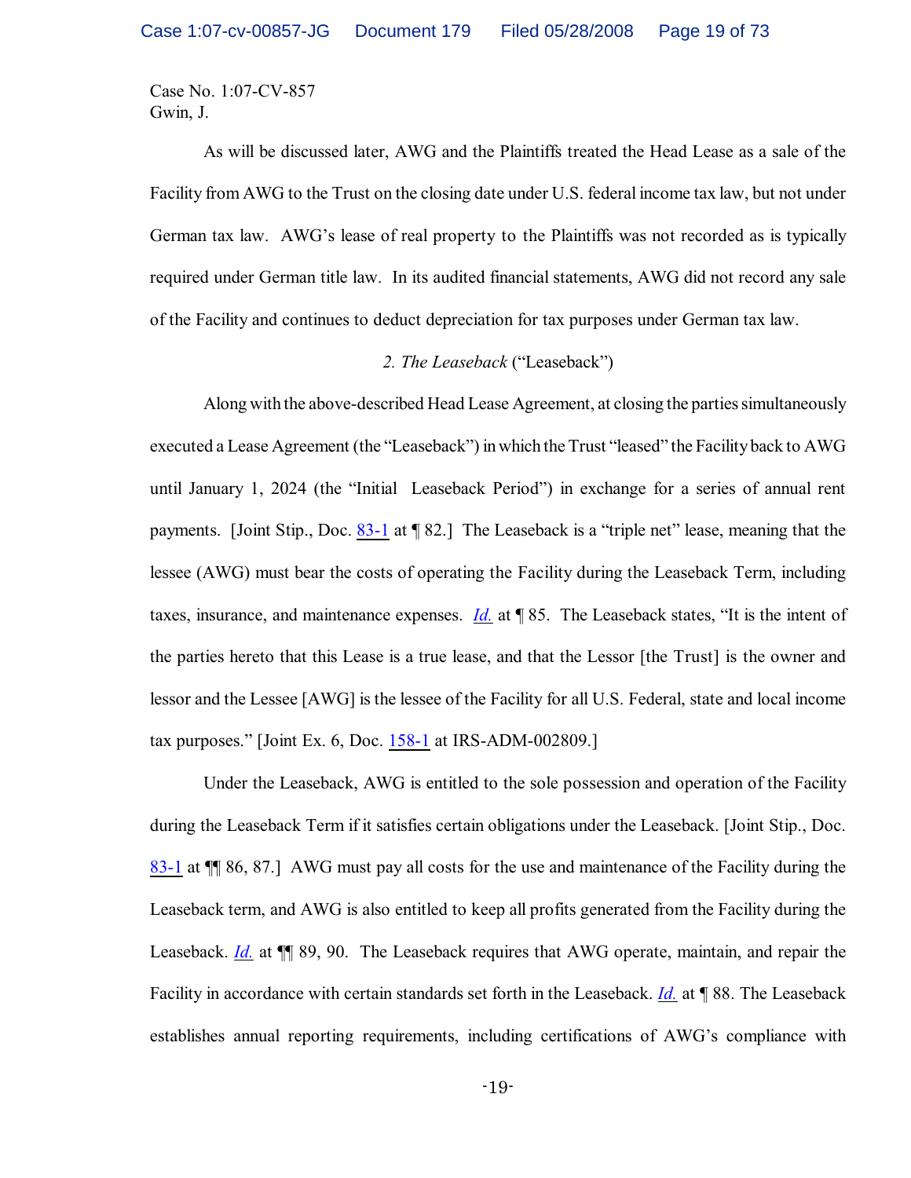Case No. 1:07-CV-857
Gwin, J.

As will be discussed later, AWG and the Plaintiffs treated the Head Lease as a sale of the Facility from AWG to the Trust on the closing date under U.S. federal income tax law, but not under German tax law. AWG's lease of real property to the Plaintiffs was not recorded as is typically required under German title law. In its audited financial statements, AWG did not record any sale of the Facility and continues to deduct depreciation for tax purposes under German tax law.

*2. The Leaseback* ("Leaseback")

Along with the above-described Head Lease Agreement, at closing the parties simultaneously executed a Lease Agreement (the "Leaseback") in which the Trust "leased" the Facility back to AWG until January 1, 2024 (the "Initial Leaseback Period") in exchange for a series of annual rent payments. [Joint Stip., Doc. 83-1 at ¶ 82.] The Leaseback is a "triple net" lease, meaning that the lessee (AWG) must bear the costs of operating the Facility during the Leaseback Term, including taxes, insurance, and maintenance expenses. *Id.* at ¶ 85. The Leaseback states, "It is the intent of the parties hereto that this Lease is a true lease, and that the Lessor [the Trust] is the owner and lessor and the Lessee [AWG] is the lessee of the Facility for all U.S. Federal, state and local income tax purposes." [Joint Ex. 6, Doc. 158-1 at IRS-ADM-002809.]

Under the Leaseback, AWG is entitled to the sole possession and operation of the Facility during the Leaseback Term if it satisfies certain obligations under the Leaseback. [Joint Stip., Doc. 83-1 at ¶¶ 86, 87.] AWG must pay all costs for the use and maintenance of the Facility during the Leaseback term, and AWG is also entitled to keep all profits generated from the Facility during the Leaseback. *Id.* at ¶¶ 89, 90. The Leaseback requires that AWG operate, maintain, and repair the Facility in accordance with certain standards set forth in the Leaseback. *Id.* at ¶ 88. The Leaseback establishes annual reporting requirements, including certifications of AWG's compliance with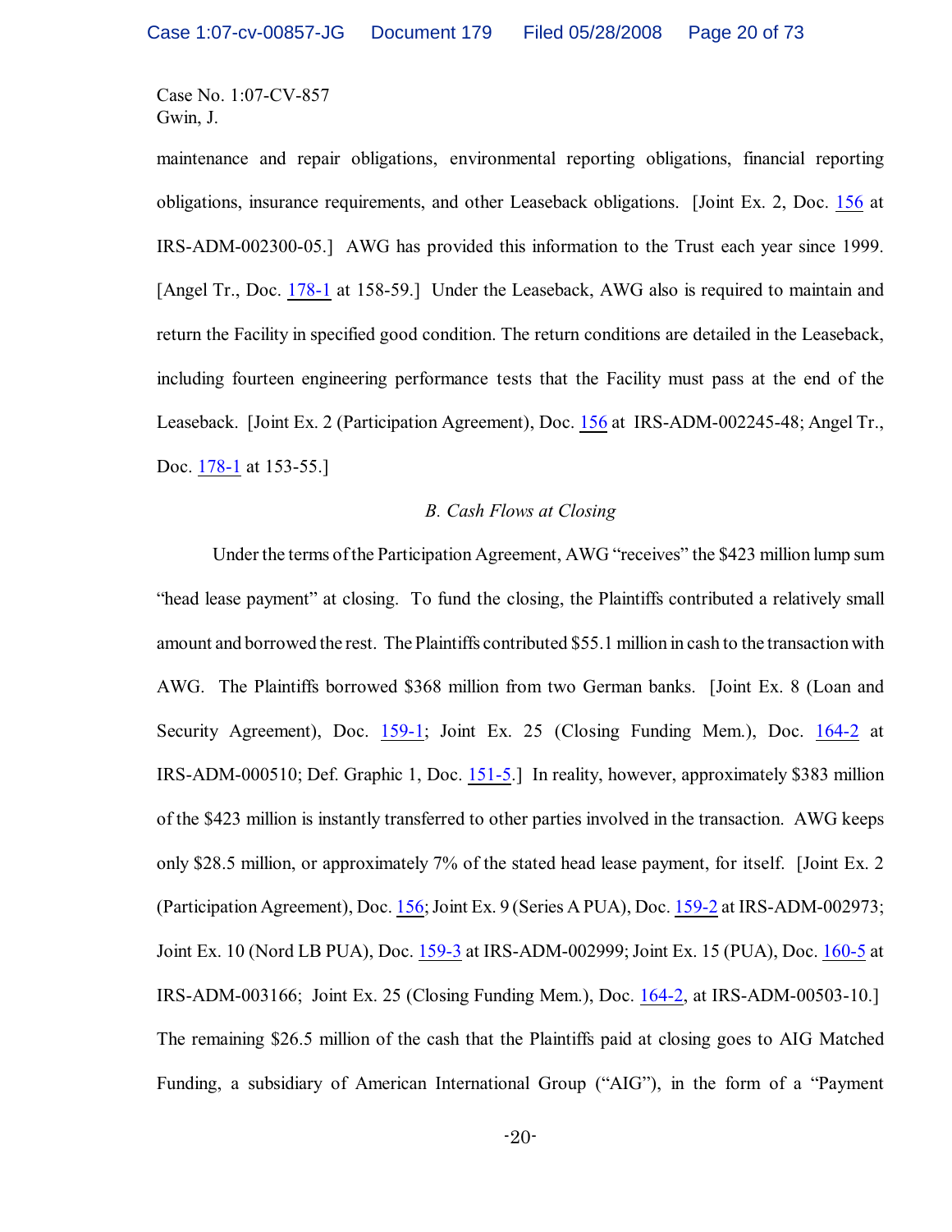maintenance and repair obligations, environmental reporting obligations, financial reporting obligations, insurance requirements, and other Leaseback obligations. [Joint Ex. 2, Doc. 156 at IRS-ADM-002300-05.] AWG has provided this information to the Trust each year since 1999. [Angel Tr., Doc. 178-1 at 158-59.] Under the Leaseback, AWG also is required to maintain and return the Facility in specified good condition. The return conditions are detailed in the Leaseback, including fourteen engineering performance tests that the Facility must pass at the end of the Leaseback. [Joint Ex. 2 (Participation Agreement), Doc. 156 at IRS-ADM-002245-48; Angel Tr., Doc. 178-1 at 153-55.]

*B. Cash Flows at Closing*

Under the terms of the Participation Agreement, AWG "receives" the $423 million lump sum "head lease payment" at closing. To fund the closing, the Plaintiffs contributed a relatively small amount and borrowed the rest. The Plaintiffs contributed $55.1 million in cash to the transaction with AWG. The Plaintiffs borrowed $368 million from two German banks. [Joint Ex. 8 (Loan and Security Agreement), Doc. 159-1; Joint Ex. 25 (Closing Funding Mem.), Doc. 164-2 at IRS-ADM-000510; Def. Graphic 1, Doc. 151-5.] In reality, however, approximately $383 million of the $423 million is instantly transferred to other parties involved in the transaction. AWG keeps only $28.5 million, or approximately 7% of the stated head lease payment, for itself. [Joint Ex. 2 (Participation Agreement), Doc. 156; Joint Ex. 9 (Series A PUA), Doc. 159-2 at IRS-ADM-002973; Joint Ex. 10 (Nord LB PUA), Doc. 159-3 at IRS-ADM-002999; Joint Ex. 15 (PUA), Doc. 160-5 at IRS-ADM-003166; Joint Ex. 25 (Closing Funding Mem.), Doc. 164-2, at IRS-ADM-00503-10.] The remaining $26.5 million of the cash that the Plaintiffs paid at closing goes to AIG Matched Funding, a subsidiary of American International Group ("AIG"), in the form of a "Payment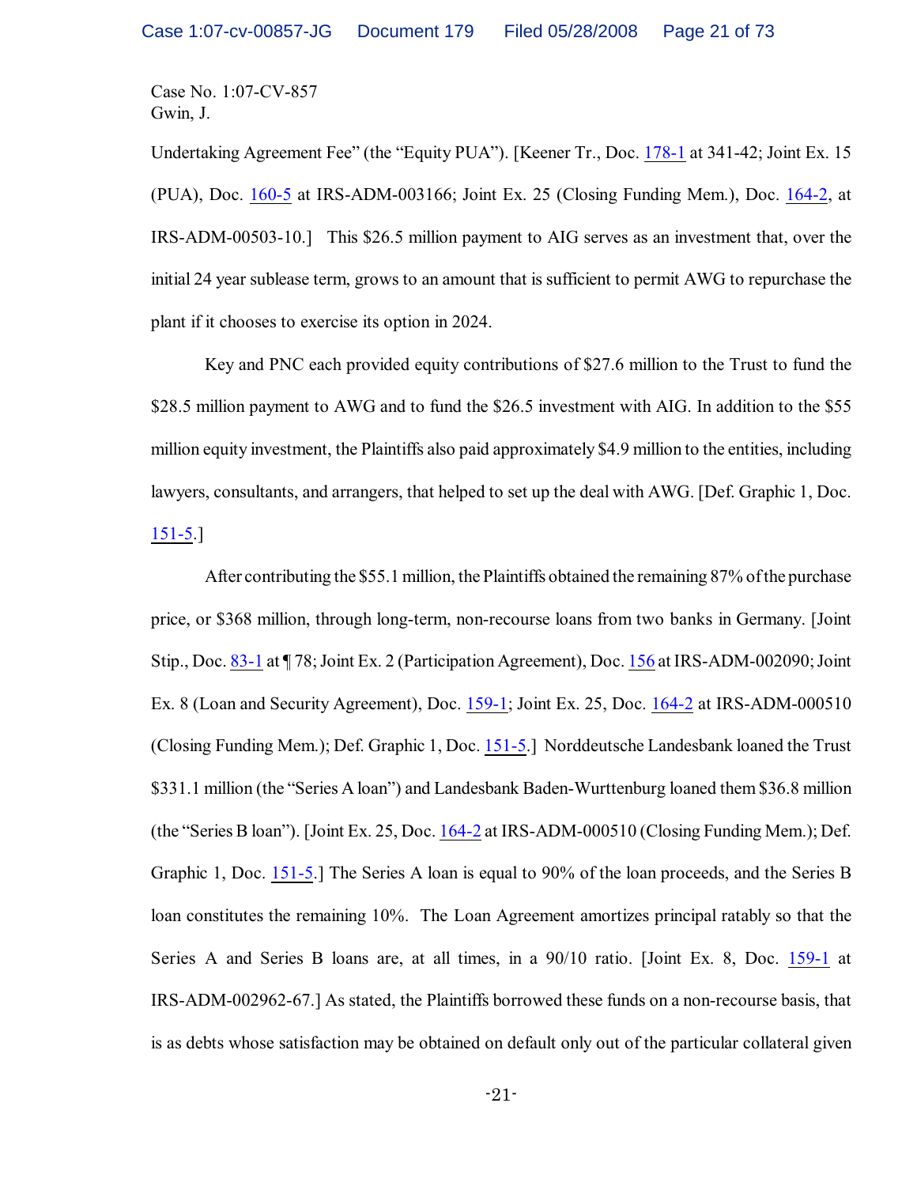Undertaking Agreement Fee" (the "Equity PUA"). [Keener Tr., Doc. 178-1 at 341-42; Joint Ex. 15 (PUA), Doc. 160-5 at IRS-ADM-003166; Joint Ex. 25 (Closing Funding Mem.), Doc. 164-2, at IRS-ADM-00503-10.] This $26.5 million payment to AIG serves as an investment that, over the initial 24 year sublease term, grows to an amount that is sufficient to permit AWG to repurchase the plant if it chooses to exercise its option in 2024.

Key and PNC each provided equity contributions of $27.6 million to the Trust to fund the $28.5 million payment to AWG and to fund the $26.5 investment with AIG. In addition to the $55 million equity investment, the Plaintiffs also paid approximately $4.9 million to the entities, including lawyers, consultants, and arrangers, that helped to set up the deal with AWG. [Def. Graphic 1, Doc. 151-5.]

After contributing the $55.1 million, the Plaintiffs obtained the remaining 87% of the purchase price, or $368 million, through long-term, non-recourse loans from two banks in Germany. [Joint Stip., Doc. 83-1 at ¶ 78; Joint Ex. 2 (Participation Agreement), Doc. 156 at IRS-ADM-002090; Joint Ex. 8 (Loan and Security Agreement), Doc. 159-1; Joint Ex. 25, Doc. 164-2 at IRS-ADM-000510 (Closing Funding Mem.); Def. Graphic 1, Doc. 151-5.] Norddeutsche Landesbank loaned the Trust $331.1 million (the "Series A loan") and Landesbank Baden-Wurttenburg loaned them $36.8 million (the "Series B loan"). [Joint Ex. 25, Doc. 164-2 at IRS-ADM-000510 (Closing Funding Mem.); Def. Graphic 1, Doc. 151-5.] The Series A loan is equal to 90% of the loan proceeds, and the Series B loan constitutes the remaining 10%. The Loan Agreement amortizes principal ratably so that the Series A and Series B loans are, at all times, in a 90/10 ratio. [Joint Ex. 8, Doc. 159-1 at IRS-ADM-002962-67.] As stated, the Plaintiffs borrowed these funds on a non-recourse basis, that is as debts whose satisfaction may be obtained on default only out of the particular collateral given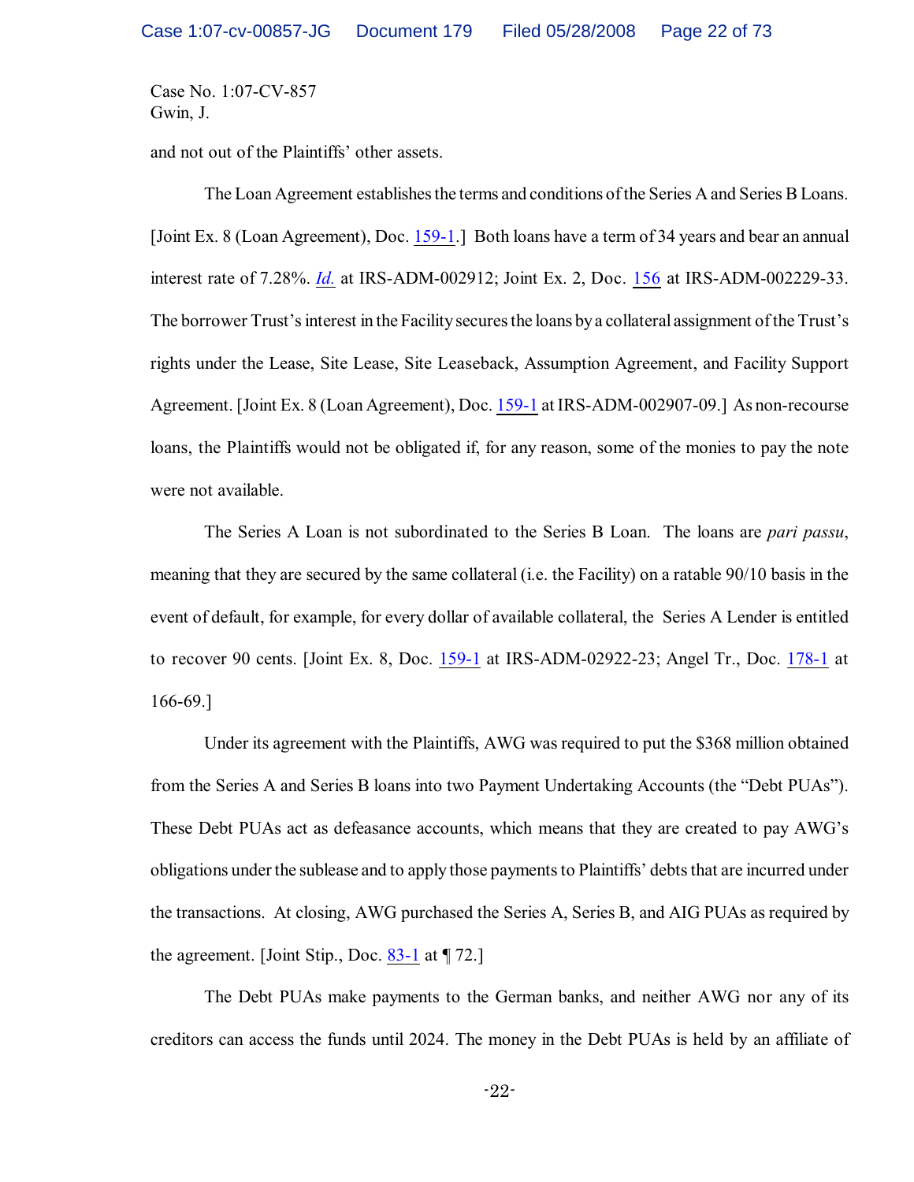and not out of the Plaintiffs' other assets.

The Loan Agreement establishes the terms and conditions of the Series A and Series B Loans. [Joint Ex. 8 (Loan Agreement), Doc. 159-1.] Both loans have a term of 34 years and bear an annual interest rate of 7.28%. *Id.* at IRS-ADM-002912; Joint Ex. 2, Doc. 156 at IRS-ADM-002229-33. The borrower Trust's interest in the Facility secures the loans by a collateral assignment of the Trust's rights under the Lease, Site Lease, Site Leaseback, Assumption Agreement, and Facility Support Agreement. [Joint Ex. 8 (Loan Agreement), Doc. 159-1 at IRS-ADM-002907-09.] As non-recourse loans, the Plaintiffs would not be obligated if, for any reason, some of the monies to pay the note were not available.

The Series A Loan is not subordinated to the Series B Loan. The loans are *pari passu*, meaning that they are secured by the same collateral (i.e. the Facility) on a ratable 90/10 basis in the event of default, for example, for every dollar of available collateral, the Series A Lender is entitled to recover 90 cents. [Joint Ex. 8, Doc. 159-1 at IRS-ADM-02922-23; Angel Tr., Doc. 178-1 at 166-69.]

Under its agreement with the Plaintiffs, AWG was required to put the $368 million obtained from the Series A and Series B loans into two Payment Undertaking Accounts (the "Debt PUAs"). These Debt PUAs act as defeasance accounts, which means that they are created to pay AWG's obligations under the sublease and to apply those payments to Plaintiffs' debts that are incurred under the transactions. At closing, AWG purchased the Series A, Series B, and AIG PUAs as required by the agreement. [Joint Stip., Doc. 83-1 at ¶ 72.]

The Debt PUAs make payments to the German banks, and neither AWG nor any of its creditors can access the funds until 2024. The money in the Debt PUAs is held by an affiliate of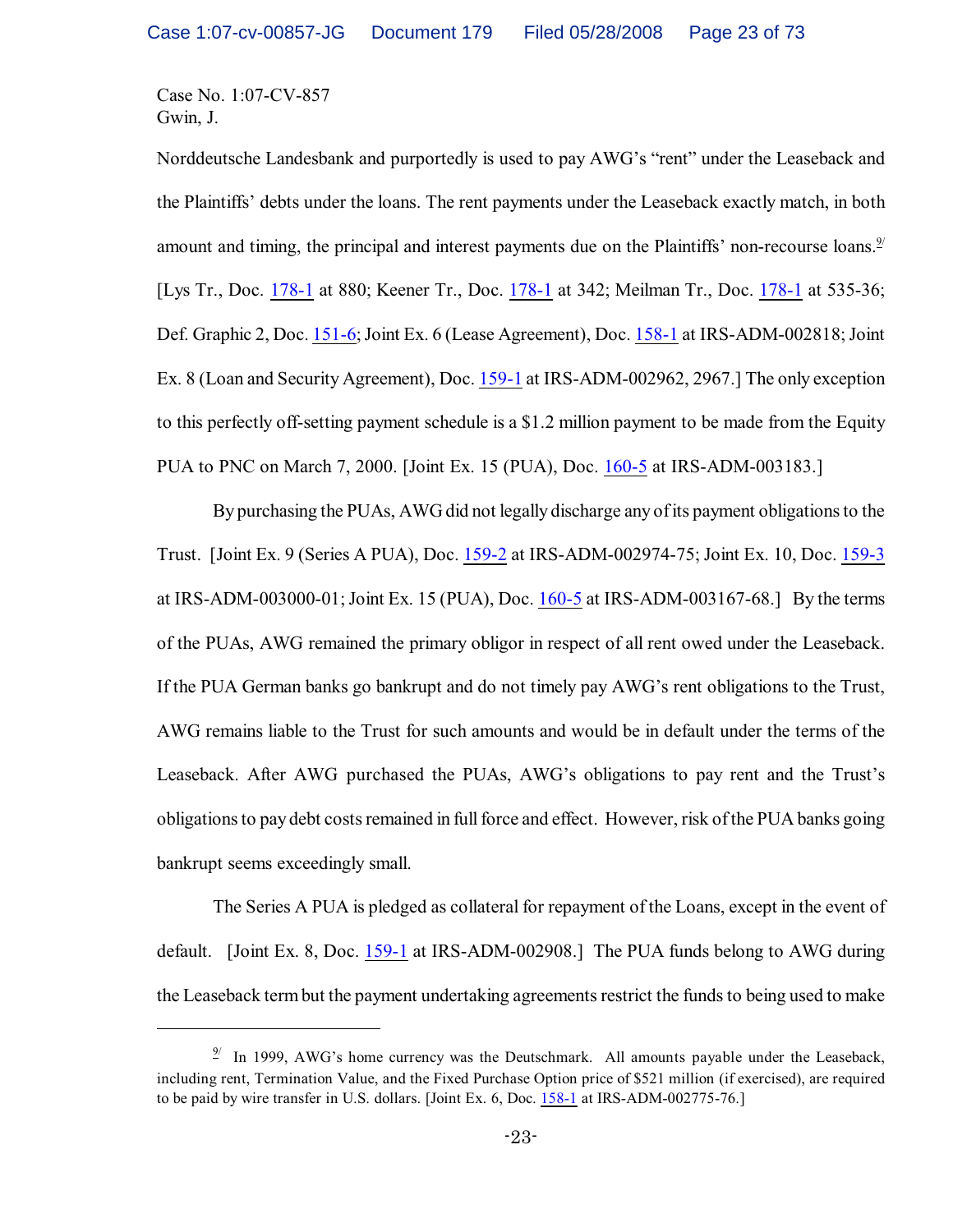Case No. 1:07-CV-857
Gwin, J.

Norddeutsche Landesbank and purportedly is used to pay AWG's "rent" under the Leaseback and the Plaintiffs' debts under the loans. The rent payments under the Leaseback exactly match, in both amount and timing, the principal and interest payments due on the Plaintiffs' non-recourse loans.[9] [Lys Tr., Doc. 178-1 at 880; Keener Tr., Doc. 178-1 at 342; Meilman Tr., Doc. 178-1 at 535-36; Def. Graphic 2, Doc. 151-6; Joint Ex. 6 (Lease Agreement), Doc. 158-1 at IRS-ADM-002818; Joint Ex. 8 (Loan and Security Agreement), Doc. 159-1 at IRS-ADM-002962, 2967.] The only exception to this perfectly off-setting payment schedule is a $1.2 million payment to be made from the Equity PUA to PNC on March 7, 2000. [Joint Ex. 15 (PUA), Doc. 160-5 at IRS-ADM-003183.]

By purchasing the PUAs, AWG did not legally discharge any of its payment obligations to the Trust. [Joint Ex. 9 (Series A PUA), Doc. 159-2 at IRS-ADM-002974-75; Joint Ex. 10, Doc. 159-3 at IRS-ADM-003000-01; Joint Ex. 15 (PUA), Doc. 160-5 at IRS-ADM-003167-68.] By the terms of the PUAs, AWG remained the primary obligor in respect of all rent owed under the Leaseback. If the PUA German banks go bankrupt and do not timely pay AWG's rent obligations to the Trust, AWG remains liable to the Trust for such amounts and would be in default under the terms of the Leaseback. After AWG purchased the PUAs, AWG's obligations to pay rent and the Trust's obligations to pay debt costs remained in full force and effect. However, risk of the PUA banks going bankrupt seems exceedingly small.

The Series A PUA is pledged as collateral for repayment of the Loans, except in the event of default. [Joint Ex. 8, Doc. 159-1 at IRS-ADM-002908.] The PUA funds belong to AWG during the Leaseback term but the payment undertaking agreements restrict the funds to being used to make

---

[9] In 1999, AWG's home currency was the Deutschmark. All amounts payable under the Leaseback, including rent, Termination Value, and the Fixed Purchase Option price of $521 million (if exercised), are required to be paid by wire transfer in U.S. dollars. [Joint Ex. 6, Doc. 158-1 at IRS-ADM-002775-76.]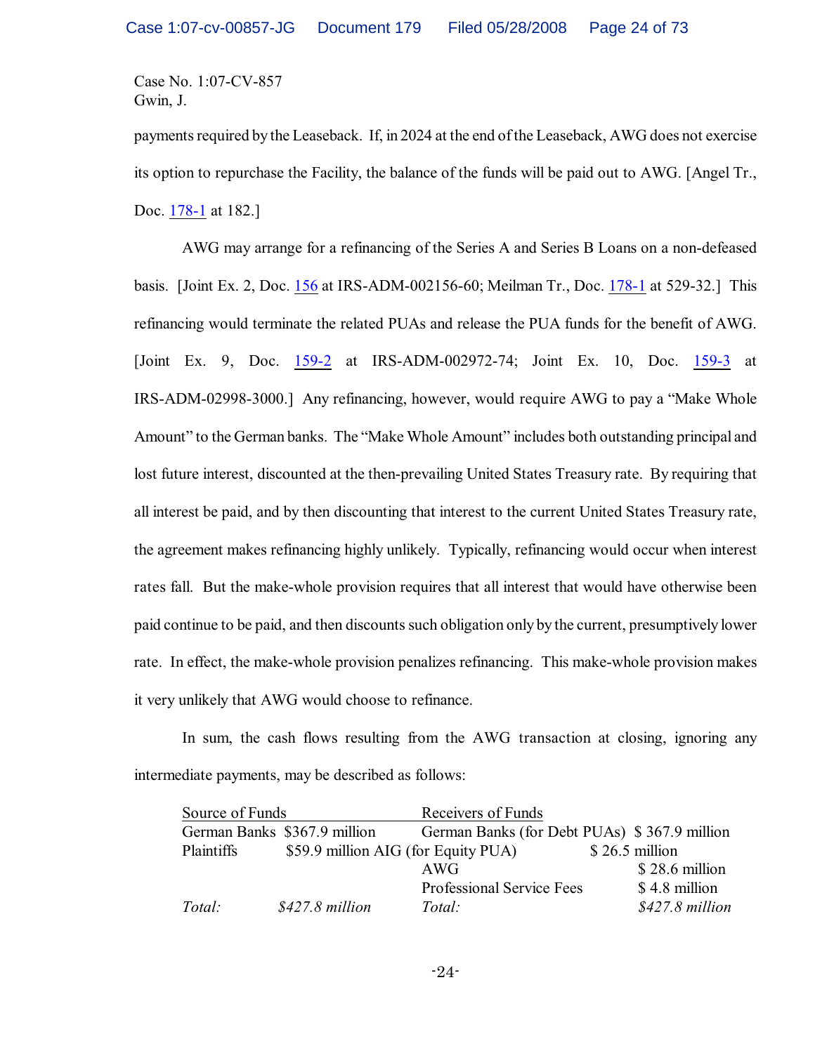Case No. 1:07-CV-857
Gwin, J.

payments required by the Leaseback. If, in 2024 at the end of the Leaseback, AWG does not exercise its option to repurchase the Facility, the balance of the funds will be paid out to AWG. [Angel Tr., Doc. 178-1 at 182.]

AWG may arrange for a refinancing of the Series A and Series B Loans on a non-defeased basis. [Joint Ex. 2, Doc. 156 at IRS-ADM-002156-60; Meilman Tr., Doc. 178-1 at 529-32.] This refinancing would terminate the related PUAs and release the PUA funds for the benefit of AWG. [Joint Ex. 9, Doc. 159-2 at IRS-ADM-002972-74; Joint Ex. 10, Doc. 159-3 at IRS-ADM-02998-3000.] Any refinancing, however, would require AWG to pay a "Make Whole Amount" to the German banks. The "Make Whole Amount" includes both outstanding principal and lost future interest, discounted at the then-prevailing United States Treasury rate. By requiring that all interest be paid, and by then discounting that interest to the current United States Treasury rate, the agreement makes refinancing highly unlikely. Typically, refinancing would occur when interest rates fall. But the make-whole provision requires that all interest that would have otherwise been paid continue to be paid, and then discounts such obligation only by the current, presumptively lower rate. In effect, the make-whole provision penalizes refinancing. This make-whole provision makes it very unlikely that AWG would choose to refinance.

In sum, the cash flows resulting from the AWG transaction at closing, ignoring any intermediate payments, may be described as follows:

| Source of Funds | | Receivers of Funds | |
|---|---|---|---|
| German Banks | $367.9 million | German Banks (for Debt PUAs) | $ 367.9 million |
| Plaintiffs | $59.9 million | AIG (for Equity PUA) | $ 26.5 million |
| | | AWG | $ 28.6 million |
| | | Professional Service Fees | $ 4.8 million |
| *Total:* | *$427.8 million* | *Total:* | *$427.8 million* |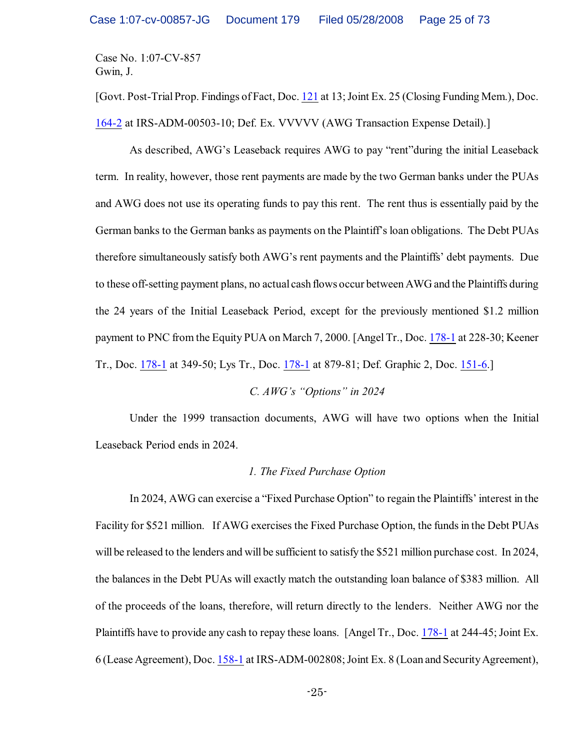Case No. 1:07-CV-857
Gwin, J.

[Govt. Post-Trial Prop. Findings of Fact, Doc. 121 at 13; Joint Ex. 25 (Closing Funding Mem.), Doc. 164-2 at IRS-ADM-00503-10; Def. Ex. VVVVV (AWG Transaction Expense Detail).]

As described, AWG's Leaseback requires AWG to pay "rent"during the initial Leaseback term. In reality, however, those rent payments are made by the two German banks under the PUAs and AWG does not use its operating funds to pay this rent. The rent thus is essentially paid by the German banks to the German banks as payments on the Plaintiff's loan obligations. The Debt PUAs therefore simultaneously satisfy both AWG's rent payments and the Plaintiffs' debt payments. Due to these off-setting payment plans, no actual cash flows occur between AWG and the Plaintiffs during the 24 years of the Initial Leaseback Period, except for the previously mentioned $1.2 million payment to PNC from the Equity PUA on March 7, 2000. [Angel Tr., Doc. 178-1 at 228-30; Keener Tr., Doc. 178-1 at 349-50; Lys Tr., Doc. 178-1 at 879-81; Def. Graphic 2, Doc. 151-6.]

### *C. AWG's "Options" in 2024*

Under the 1999 transaction documents, AWG will have two options when the Initial Leaseback Period ends in 2024.

#### *1. The Fixed Purchase Option*

In 2024, AWG can exercise a "Fixed Purchase Option" to regain the Plaintiffs' interest in the Facility for $521 million. If AWG exercises the Fixed Purchase Option, the funds in the Debt PUAs will be released to the lenders and will be sufficient to satisfy the $521 million purchase cost. In 2024, the balances in the Debt PUAs will exactly match the outstanding loan balance of $383 million. All of the proceeds of the loans, therefore, will return directly to the lenders. Neither AWG nor the Plaintiffs have to provide any cash to repay these loans. [Angel Tr., Doc. 178-1 at 244-45; Joint Ex. 6 (Lease Agreement), Doc. 158-1 at IRS-ADM-002808; Joint Ex. 8 (Loan and Security Agreement),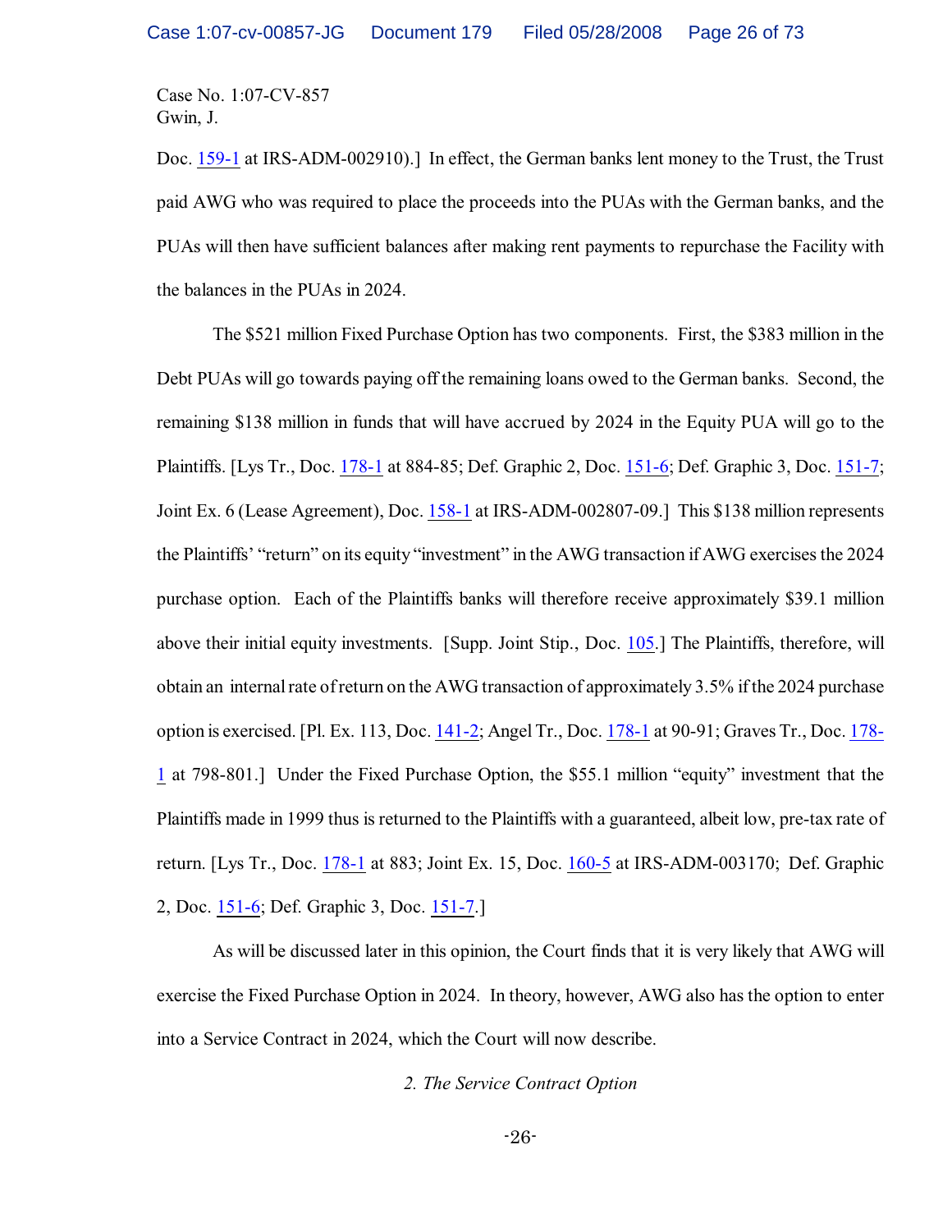Doc. 159-1 at IRS-ADM-002910).] In effect, the German banks lent money to the Trust, the Trust paid AWG who was required to place the proceeds into the PUAs with the German banks, and the PUAs will then have sufficient balances after making rent payments to repurchase the Facility with the balances in the PUAs in 2024.

The $521 million Fixed Purchase Option has two components. First, the $383 million in the Debt PUAs will go towards paying off the remaining loans owed to the German banks. Second, the remaining $138 million in funds that will have accrued by 2024 in the Equity PUA will go to the Plaintiffs. [Lys Tr., Doc. 178-1 at 884-85; Def. Graphic 2, Doc. 151-6; Def. Graphic 3, Doc. 151-7; Joint Ex. 6 (Lease Agreement), Doc. 158-1 at IRS-ADM-002807-09.] This $138 million represents the Plaintiffs' "return" on its equity "investment" in the AWG transaction if AWG exercises the 2024 purchase option. Each of the Plaintiffs banks will therefore receive approximately $39.1 million above their initial equity investments. [Supp. Joint Stip., Doc. 105.] The Plaintiffs, therefore, will obtain an internal rate of return on the AWG transaction of approximately 3.5% if the 2024 purchase option is exercised. [Pl. Ex. 113, Doc. 141-2; Angel Tr., Doc. 178-1 at 90-91; Graves Tr., Doc. 178-1 at 798-801.] Under the Fixed Purchase Option, the $55.1 million "equity" investment that the Plaintiffs made in 1999 thus is returned to the Plaintiffs with a guaranteed, albeit low, pre-tax rate of return. [Lys Tr., Doc. 178-1 at 883; Joint Ex. 15, Doc. 160-5 at IRS-ADM-003170; Def. Graphic 2, Doc. 151-6; Def. Graphic 3, Doc. 151-7.]

As will be discussed later in this opinion, the Court finds that it is very likely that AWG will exercise the Fixed Purchase Option in 2024. In theory, however, AWG also has the option to enter into a Service Contract in 2024, which the Court will now describe.

*2. The Service Contract Option*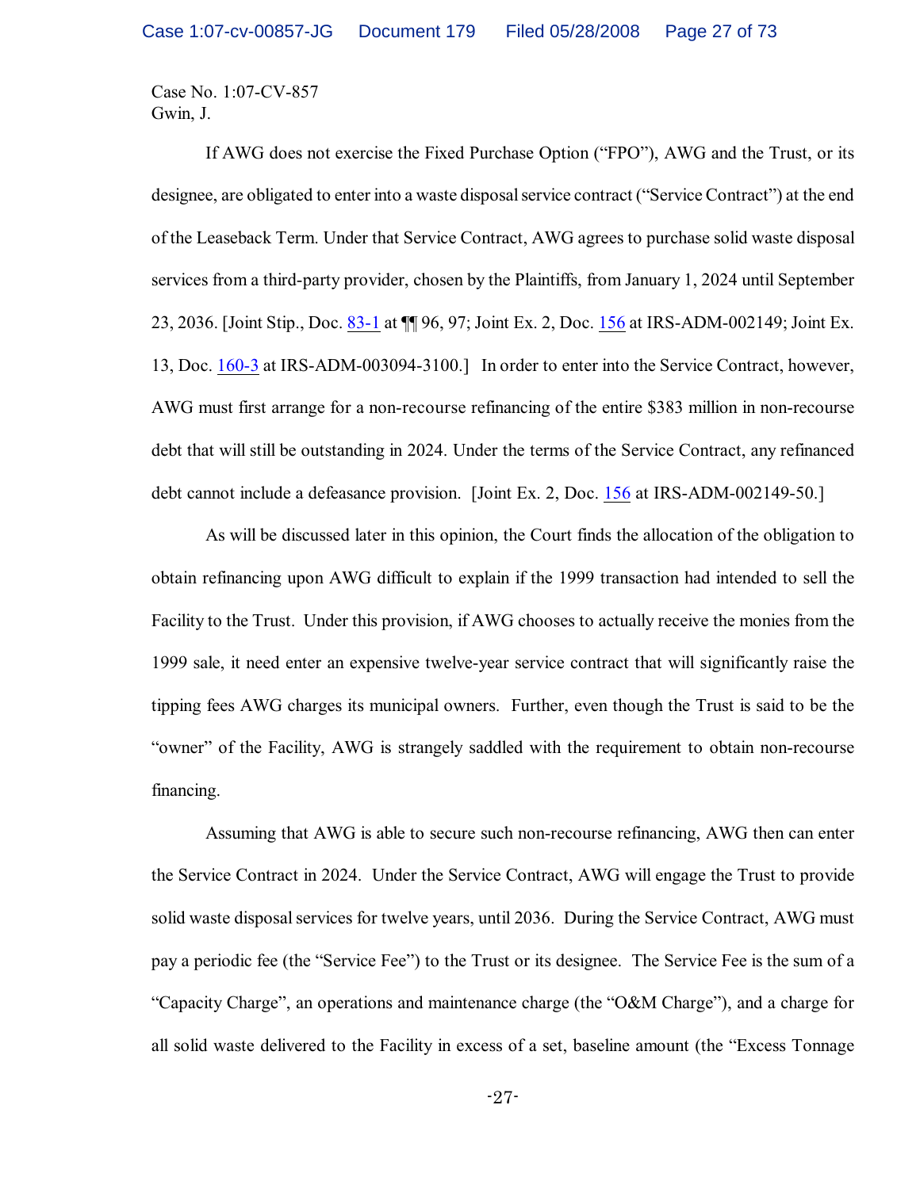Case No. 1:07-CV-857
Gwin, J.

If AWG does not exercise the Fixed Purchase Option ("FPO"), AWG and the Trust, or its designee, are obligated to enter into a waste disposal service contract ("Service Contract") at the end of the Leaseback Term. Under that Service Contract, AWG agrees to purchase solid waste disposal services from a third-party provider, chosen by the Plaintiffs, from January 1, 2024 until September 23, 2036. [Joint Stip., Doc. 83-1 at ¶¶ 96, 97; Joint Ex. 2, Doc. 156 at IRS-ADM-002149; Joint Ex. 13, Doc. 160-3 at IRS-ADM-003094-3100.] In order to enter into the Service Contract, however, AWG must first arrange for a non-recourse refinancing of the entire $383 million in non-recourse debt that will still be outstanding in 2024. Under the terms of the Service Contract, any refinanced debt cannot include a defeasance provision. [Joint Ex. 2, Doc. 156 at IRS-ADM-002149-50.]

As will be discussed later in this opinion, the Court finds the allocation of the obligation to obtain refinancing upon AWG difficult to explain if the 1999 transaction had intended to sell the Facility to the Trust. Under this provision, if AWG chooses to actually receive the monies from the 1999 sale, it need enter an expensive twelve-year service contract that will significantly raise the tipping fees AWG charges its municipal owners. Further, even though the Trust is said to be the "owner" of the Facility, AWG is strangely saddled with the requirement to obtain non-recourse financing.

Assuming that AWG is able to secure such non-recourse refinancing, AWG then can enter the Service Contract in 2024. Under the Service Contract, AWG will engage the Trust to provide solid waste disposal services for twelve years, until 2036. During the Service Contract, AWG must pay a periodic fee (the "Service Fee") to the Trust or its designee. The Service Fee is the sum of a "Capacity Charge", an operations and maintenance charge (the "O&M Charge"), and a charge for all solid waste delivered to the Facility in excess of a set, baseline amount (the "Excess Tonnage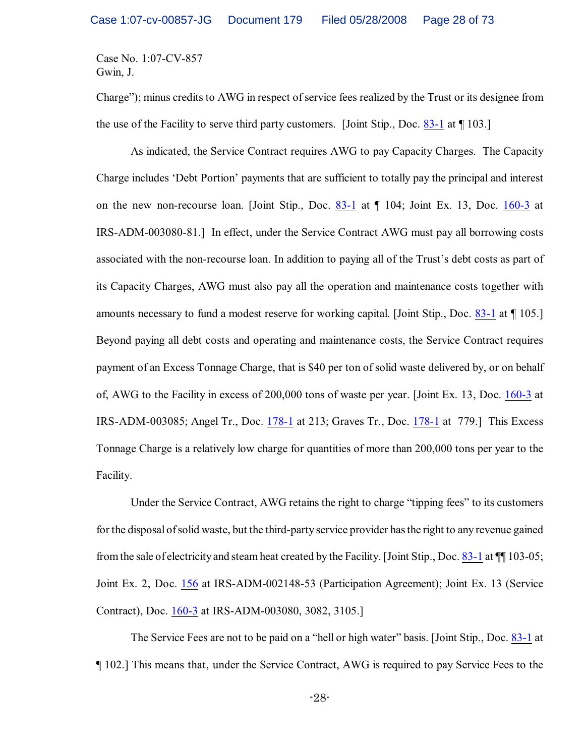Charge"); minus credits to AWG in respect of service fees realized by the Trust or its designee from the use of the Facility to serve third party customers. [Joint Stip., Doc. 83-1 at ¶ 103.]

As indicated, the Service Contract requires AWG to pay Capacity Charges. The Capacity Charge includes 'Debt Portion' payments that are sufficient to totally pay the principal and interest on the new non-recourse loan. [Joint Stip., Doc. 83-1 at ¶ 104; Joint Ex. 13, Doc. 160-3 at IRS-ADM-003080-81.] In effect, under the Service Contract AWG must pay all borrowing costs associated with the non-recourse loan. In addition to paying all of the Trust's debt costs as part of its Capacity Charges, AWG must also pay all the operation and maintenance costs together with amounts necessary to fund a modest reserve for working capital. [Joint Stip., Doc. 83-1 at ¶ 105.] Beyond paying all debt costs and operating and maintenance costs, the Service Contract requires payment of an Excess Tonnage Charge, that is $40 per ton of solid waste delivered by, or on behalf of, AWG to the Facility in excess of 200,000 tons of waste per year. [Joint Ex. 13, Doc. 160-3 at IRS-ADM-003085; Angel Tr., Doc. 178-1 at 213; Graves Tr., Doc. 178-1 at 779.] This Excess Tonnage Charge is a relatively low charge for quantities of more than 200,000 tons per year to the Facility.

Under the Service Contract, AWG retains the right to charge "tipping fees" to its customers for the disposal of solid waste, but the third-party service provider has the right to any revenue gained from the sale of electricity and steam heat created by the Facility. [Joint Stip., Doc. 83-1 at ¶¶ 103-05; Joint Ex. 2, Doc. 156 at IRS-ADM-002148-53 (Participation Agreement); Joint Ex. 13 (Service Contract), Doc. 160-3 at IRS-ADM-003080, 3082, 3105.]

The Service Fees are not to be paid on a "hell or high water" basis. [Joint Stip., Doc. 83-1 at ¶ 102.] This means that, under the Service Contract, AWG is required to pay Service Fees to the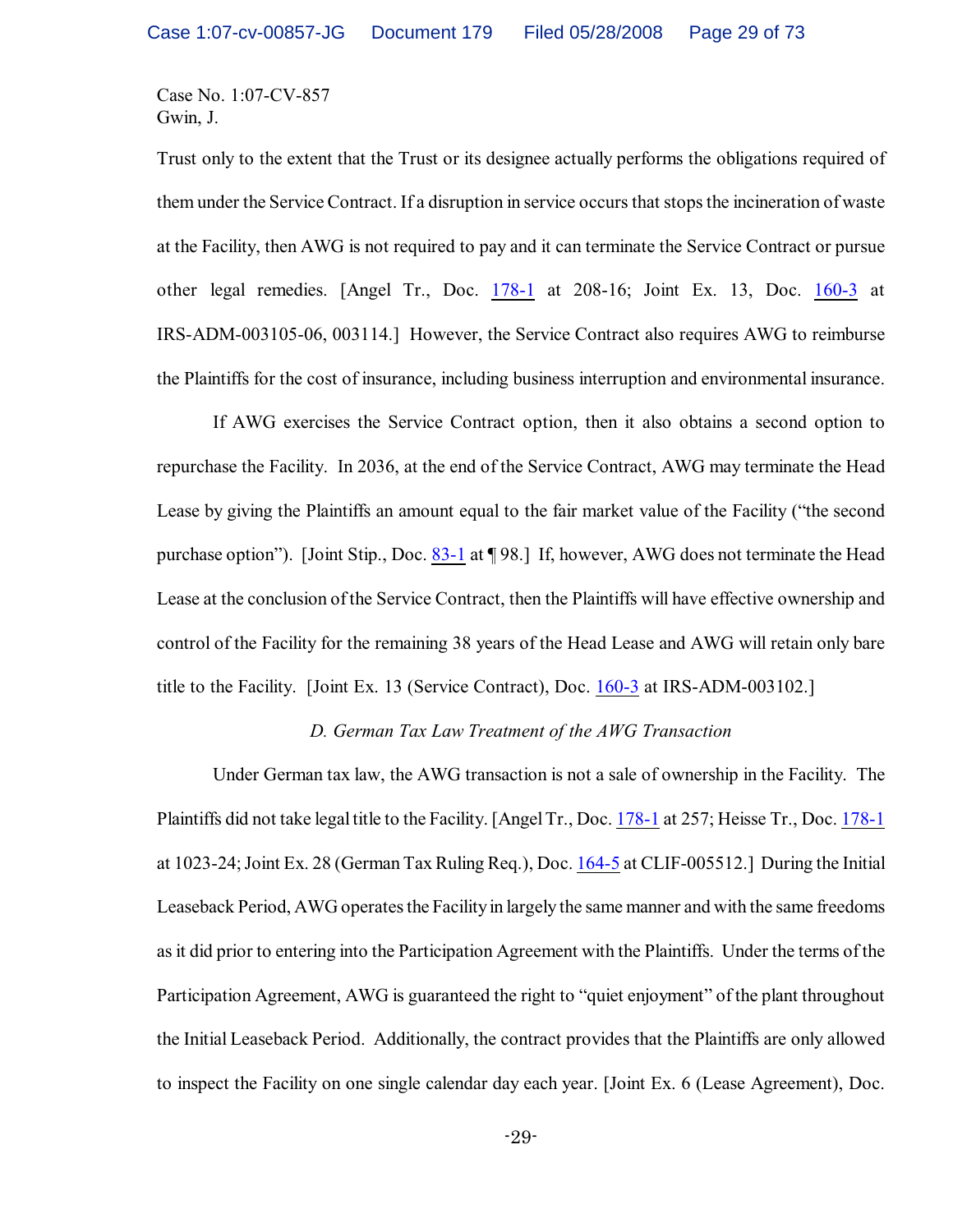Case No. 1:07-CV-857
Gwin, J.

Trust only to the extent that the Trust or its designee actually performs the obligations required of them under the Service Contract. If a disruption in service occurs that stops the incineration of waste at the Facility, then AWG is not required to pay and it can terminate the Service Contract or pursue other legal remedies. [Angel Tr., Doc. 178-1 at 208-16; Joint Ex. 13, Doc. 160-3 at IRS-ADM-003105-06, 003114.] However, the Service Contract also requires AWG to reimburse the Plaintiffs for the cost of insurance, including business interruption and environmental insurance.

If AWG exercises the Service Contract option, then it also obtains a second option to repurchase the Facility. In 2036, at the end of the Service Contract, AWG may terminate the Head Lease by giving the Plaintiffs an amount equal to the fair market value of the Facility ("the second purchase option"). [Joint Stip., Doc. 83-1 at ¶ 98.] If, however, AWG does not terminate the Head Lease at the conclusion of the Service Contract, then the Plaintiffs will have effective ownership and control of the Facility for the remaining 38 years of the Head Lease and AWG will retain only bare title to the Facility. [Joint Ex. 13 (Service Contract), Doc. 160-3 at IRS-ADM-003102.]

*D. German Tax Law Treatment of the AWG Transaction*

Under German tax law, the AWG transaction is not a sale of ownership in the Facility. The Plaintiffs did not take legal title to the Facility. [Angel Tr., Doc. 178-1 at 257; Heisse Tr., Doc. 178-1 at 1023-24; Joint Ex. 28 (German Tax Ruling Req.), Doc. 164-5 at CLIF-005512.] During the Initial Leaseback Period, AWG operates the Facility in largely the same manner and with the same freedoms as it did prior to entering into the Participation Agreement with the Plaintiffs. Under the terms of the Participation Agreement, AWG is guaranteed the right to "quiet enjoyment" of the plant throughout the Initial Leaseback Period. Additionally, the contract provides that the Plaintiffs are only allowed to inspect the Facility on one single calendar day each year. [Joint Ex. 6 (Lease Agreement), Doc.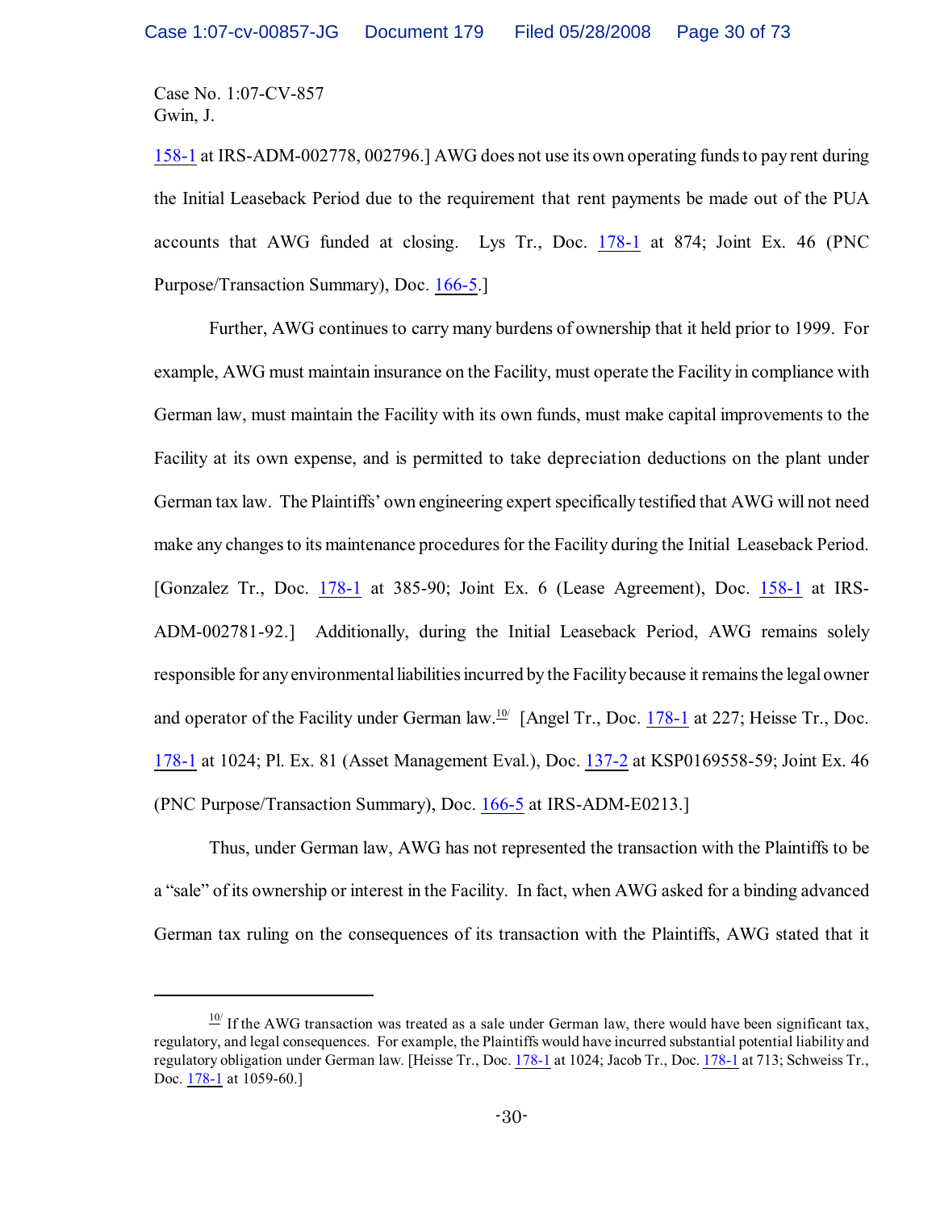Case No. 1:07-CV-857
Gwin, J.

158-1 at IRS-ADM-002778, 002796.] AWG does not use its own operating funds to pay rent during the Initial Leaseback Period due to the requirement that rent payments be made out of the PUA accounts that AWG funded at closing. Lys Tr., Doc. 178-1 at 874; Joint Ex. 46 (PNC Purpose/Transaction Summary), Doc. 166-5.]

Further, AWG continues to carry many burdens of ownership that it held prior to 1999. For example, AWG must maintain insurance on the Facility, must operate the Facility in compliance with German law, must maintain the Facility with its own funds, must make capital improvements to the Facility at its own expense, and is permitted to take depreciation deductions on the plant under German tax law. The Plaintiffs' own engineering expert specifically testified that AWG will not need make any changes to its maintenance procedures for the Facility during the Initial Leaseback Period. [Gonzalez Tr., Doc. 178-1 at 385-90; Joint Ex. 6 (Lease Agreement), Doc. 158-1 at IRS-ADM-002781-92.] Additionally, during the Initial Leaseback Period, AWG remains solely responsible for any environmental liabilities incurred by the Facility because it remains the legal owner and operator of the Facility under German law.[10] [Angel Tr., Doc. 178-1 at 227; Heisse Tr., Doc. 178-1 at 1024; Pl. Ex. 81 (Asset Management Eval.), Doc. 137-2 at KSP0169558-59; Joint Ex. 46 (PNC Purpose/Transaction Summary), Doc. 166-5 at IRS-ADM-E0213.]

Thus, under German law, AWG has not represented the transaction with the Plaintiffs to be a "sale" of its ownership or interest in the Facility. In fact, when AWG asked for a binding advanced German tax ruling on the consequences of its transaction with the Plaintiffs, AWG stated that it

---

[10] If the AWG transaction was treated as a sale under German law, there would have been significant tax, regulatory, and legal consequences. For example, the Plaintiffs would have incurred substantial potential liability and regulatory obligation under German law. [Heisse Tr., Doc. 178-1 at 1024; Jacob Tr., Doc. 178-1 at 713; Schweiss Tr., Doc. 178-1 at 1059-60.]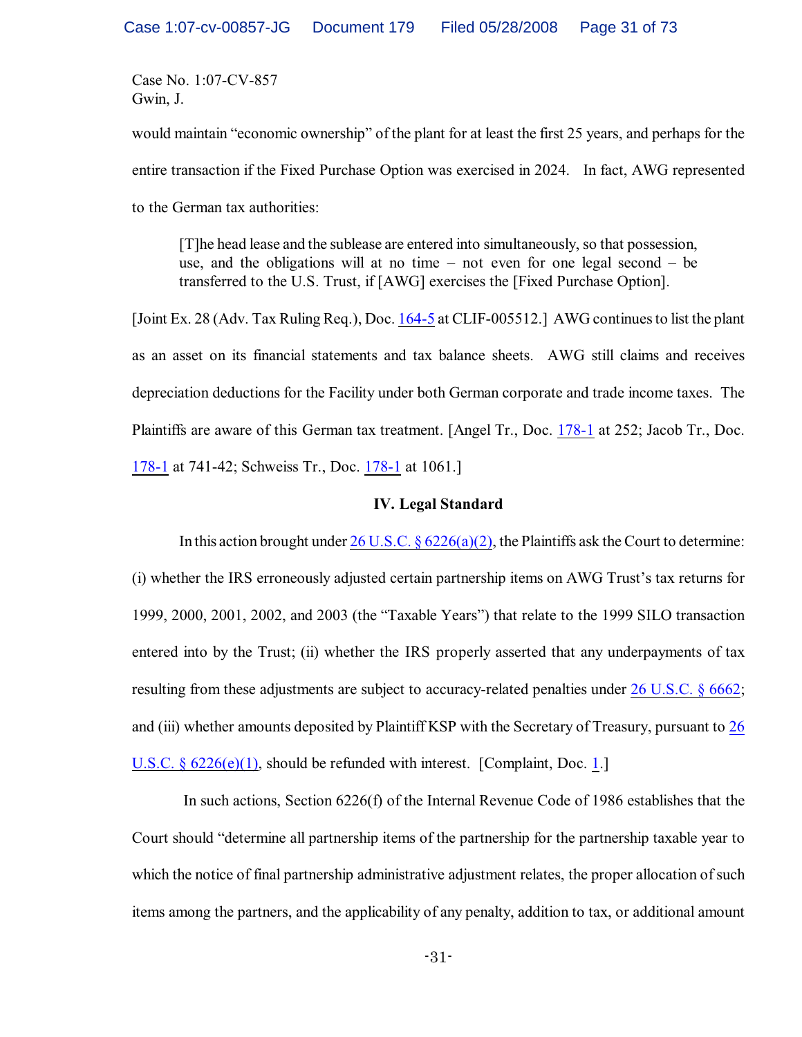Case No. 1:07-CV-857
Gwin, J.

would maintain "economic ownership" of the plant for at least the first 25 years, and perhaps for the entire transaction if the Fixed Purchase Option was exercised in 2024. In fact, AWG represented to the German tax authorities:

> [T]he head lease and the sublease are entered into simultaneously, so that possession, use, and the obligations will at no time – not even for one legal second – be transferred to the U.S. Trust, if [AWG] exercises the [Fixed Purchase Option].

[Joint Ex. 28 (Adv. Tax Ruling Req.), Doc. 164-5 at CLIF-005512.] AWG continues to list the plant as an asset on its financial statements and tax balance sheets. AWG still claims and receives depreciation deductions for the Facility under both German corporate and trade income taxes. The Plaintiffs are aware of this German tax treatment. [Angel Tr., Doc. 178-1 at 252; Jacob Tr., Doc. 178-1 at 741-42; Schweiss Tr., Doc. 178-1 at 1061.]

## IV. Legal Standard

In this action brought under 26 U.S.C. § 6226(a)(2), the Plaintiffs ask the Court to determine: (i) whether the IRS erroneously adjusted certain partnership items on AWG Trust's tax returns for 1999, 2000, 2001, 2002, and 2003 (the "Taxable Years") that relate to the 1999 SILO transaction entered into by the Trust; (ii) whether the IRS properly asserted that any underpayments of tax resulting from these adjustments are subject to accuracy-related penalties under 26 U.S.C. § 6662; and (iii) whether amounts deposited by Plaintiff KSP with the Secretary of Treasury, pursuant to 26 U.S.C. § 6226(e)(1), should be refunded with interest. [Complaint, Doc. 1.]

In such actions, Section 6226(f) of the Internal Revenue Code of 1986 establishes that the Court should "determine all partnership items of the partnership for the partnership taxable year to which the notice of final partnership administrative adjustment relates, the proper allocation of such items among the partners, and the applicability of any penalty, addition to tax, or additional amount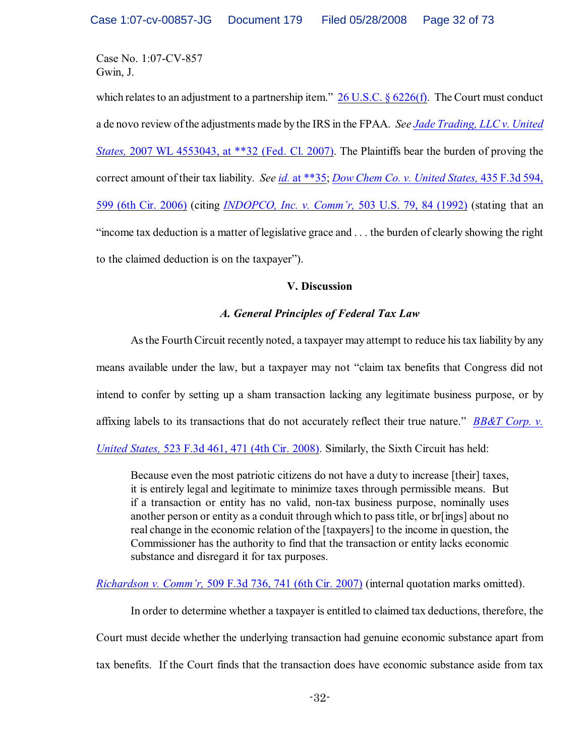Case No. 1:07-CV-857
Gwin, J.

which relates to an adjustment to a partnership item." 26 U.S.C. § 6226(f). The Court must conduct a de novo review of the adjustments made by the IRS in the FPAA. *See Jade Trading, LLC v. United States,* 2007 WL 4553043, at **32 (Fed. Cl. 2007). The Plaintiffs bear the burden of proving the correct amount of their tax liability. *See id.* at **35; *Dow Chem Co. v. United States,* 435 F.3d 594, 599 (6th Cir. 2006) (citing *INDOPCO, Inc. v. Comm'r,* 503 U.S. 79, 84 (1992) (stating that an "income tax deduction is a matter of legislative grace and . . . the burden of clearly showing the right to the claimed deduction is on the taxpayer").

**V. Discussion**

***A. General Principles of Federal Tax Law***

As the Fourth Circuit recently noted, a taxpayer may attempt to reduce his tax liability by any means available under the law, but a taxpayer may not "claim tax benefits that Congress did not intend to confer by setting up a sham transaction lacking any legitimate business purpose, or by affixing labels to its transactions that do not accurately reflect their true nature." *BB&T Corp. v. United States,* 523 F.3d 461, 471 (4th Cir. 2008). Similarly, the Sixth Circuit has held:

> Because even the most patriotic citizens do not have a duty to increase [their] taxes, it is entirely legal and legitimate to minimize taxes through permissible means. But if a transaction or entity has no valid, non-tax business purpose, nominally uses another person or entity as a conduit through which to pass title, or br[ings] about no real change in the economic relation of the [taxpayers] to the income in question, the Commissioner has the authority to find that the transaction or entity lacks economic substance and disregard it for tax purposes.

*Richardson v. Comm'r,* 509 F.3d 736, 741 (6th Cir. 2007) (internal quotation marks omitted).

In order to determine whether a taxpayer is entitled to claimed tax deductions, therefore, the Court must decide whether the underlying transaction had genuine economic substance apart from tax benefits. If the Court finds that the transaction does have economic substance aside from tax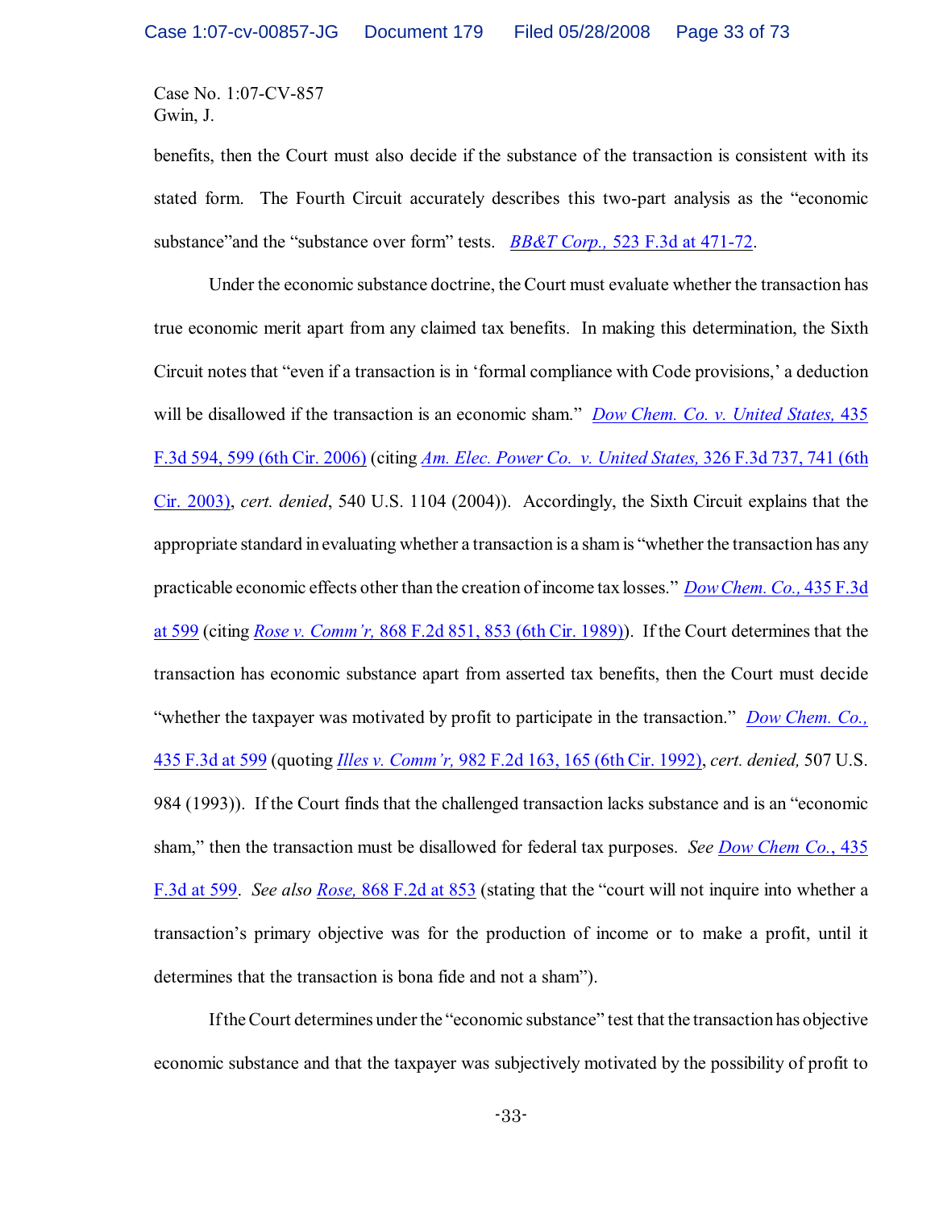benefits, then the Court must also decide if the substance of the transaction is consistent with its stated form. The Fourth Circuit accurately describes this two-part analysis as the "economic substance"and the "substance over form" tests. *BB&T Corp.,* 523 F.3d at 471-72.

Under the economic substance doctrine, the Court must evaluate whether the transaction has true economic merit apart from any claimed tax benefits. In making this determination, the Sixth Circuit notes that "even if a transaction is in 'formal compliance with Code provisions,' a deduction will be disallowed if the transaction is an economic sham." *Dow Chem. Co. v. United States,* 435 F.3d 594, 599 (6th Cir. 2006) (citing *Am. Elec. Power Co. v. United States,* 326 F.3d 737, 741 (6th Cir. 2003), *cert. denied*, 540 U.S. 1104 (2004)). Accordingly, the Sixth Circuit explains that the appropriate standard in evaluating whether a transaction is a sham is "whether the transaction has any practicable economic effects other than the creation of income tax losses." *Dow Chem. Co.,* 435 F.3d at 599 (citing *Rose v. Comm'r,* 868 F.2d 851, 853 (6th Cir. 1989)). If the Court determines that the transaction has economic substance apart from asserted tax benefits, then the Court must decide "whether the taxpayer was motivated by profit to participate in the transaction." *Dow Chem. Co.,* 435 F.3d at 599 (quoting *Illes v. Comm'r,* 982 F.2d 163, 165 (6th Cir. 1992), *cert. denied,* 507 U.S. 984 (1993)). If the Court finds that the challenged transaction lacks substance and is an "economic sham," then the transaction must be disallowed for federal tax purposes. *See* Dow Chem Co., 435 F.3d at 599. *See also* *Rose,* 868 F.2d at 853 (stating that the "court will not inquire into whether a transaction's primary objective was for the production of income or to make a profit, until it determines that the transaction is bona fide and not a sham").

If the Court determines under the "economic substance" test that the transaction has objective economic substance and that the taxpayer was subjectively motivated by the possibility of profit to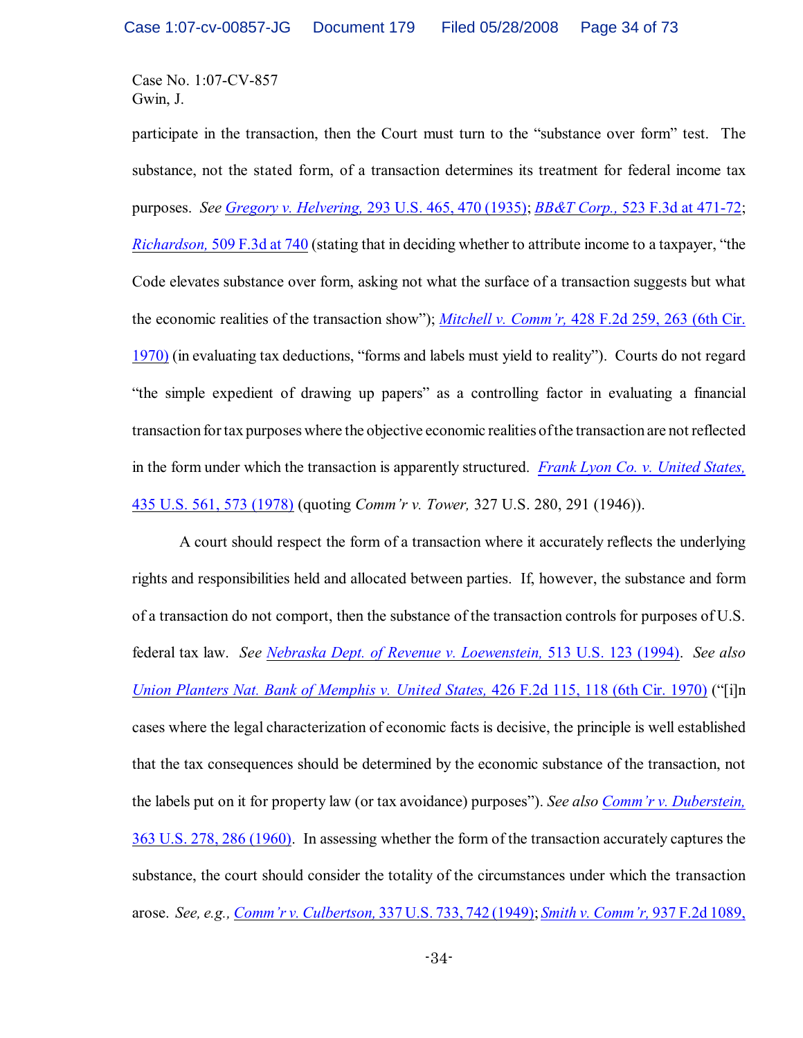participate in the transaction, then the Court must turn to the "substance over form" test. The substance, not the stated form, of a transaction determines its treatment for federal income tax purposes. *See Gregory v. Helvering,* 293 U.S. 465, 470 (1935); *BB&T Corp.,* 523 F.3d at 471-72; *Richardson,* 509 F.3d at 740 (stating that in deciding whether to attribute income to a taxpayer, "the Code elevates substance over form, asking not what the surface of a transaction suggests but what the economic realities of the transaction show"); *Mitchell v. Comm'r,* 428 F.2d 259, 263 (6th Cir. 1970) (in evaluating tax deductions, "forms and labels must yield to reality"). Courts do not regard "the simple expedient of drawing up papers" as a controlling factor in evaluating a financial transaction for tax purposes where the objective economic realities of the transaction are not reflected in the form under which the transaction is apparently structured. *Frank Lyon Co. v. United States,* 435 U.S. 561, 573 (1978) (quoting *Comm'r v. Tower,* 327 U.S. 280, 291 (1946)).

A court should respect the form of a transaction where it accurately reflects the underlying rights and responsibilities held and allocated between parties. If, however, the substance and form of a transaction do not comport, then the substance of the transaction controls for purposes of U.S. federal tax law. *See Nebraska Dept. of Revenue v. Loewenstein,* 513 U.S. 123 (1994). *See also Union Planters Nat. Bank of Memphis v. United States,* 426 F.2d 115, 118 (6th Cir. 1970) ("[i]n cases where the legal characterization of economic facts is decisive, the principle is well established that the tax consequences should be determined by the economic substance of the transaction, not the labels put on it for property law (or tax avoidance) purposes"). *See also Comm'r v. Duberstein,* 363 U.S. 278, 286 (1960). In assessing whether the form of the transaction accurately captures the substance, the court should consider the totality of the circumstances under which the transaction arose. *See, e.g., Comm'r v. Culbertson,* 337 U.S. 733, 742 (1949); *Smith v. Comm'r,* 937 F.2d 1089,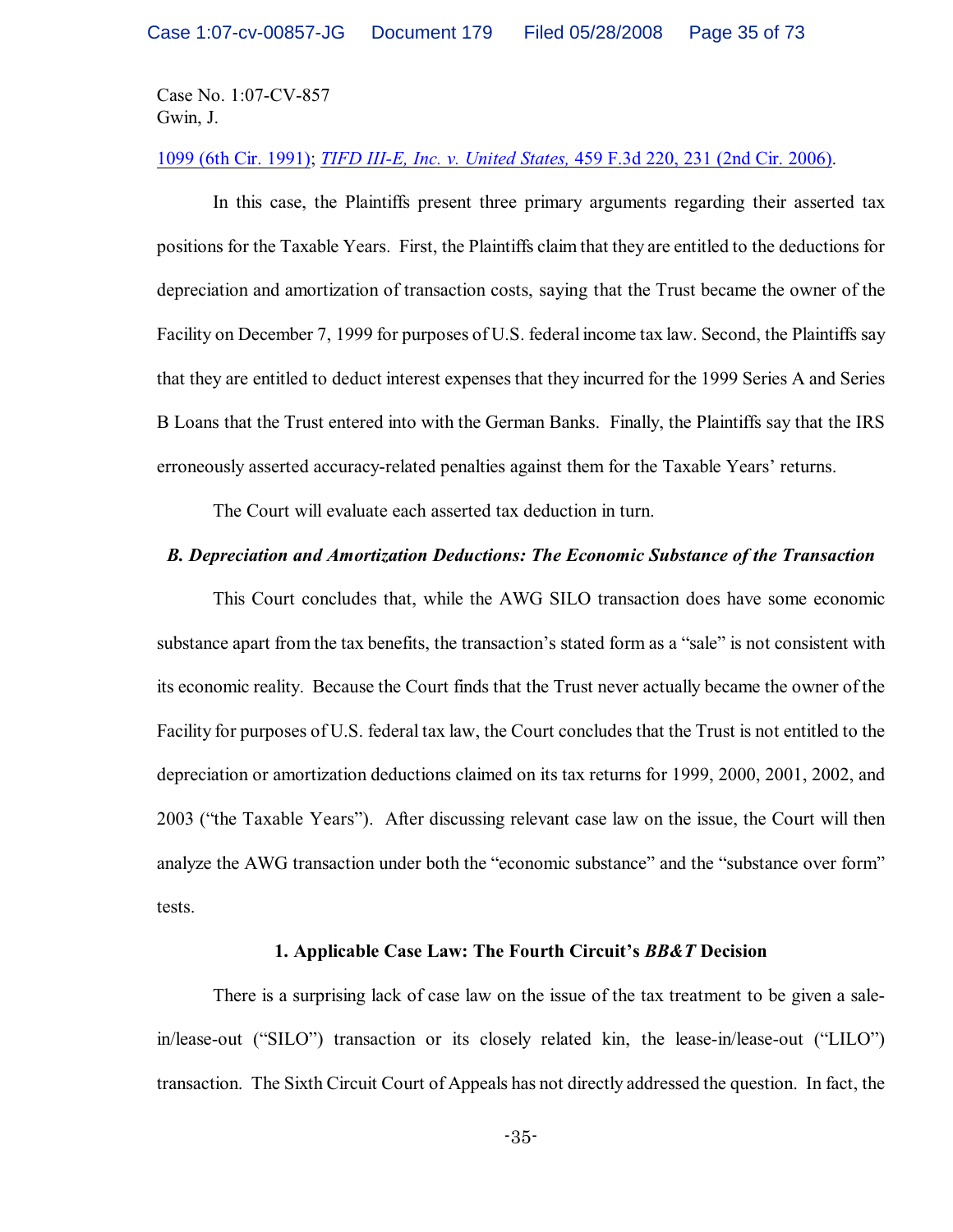1099 (6th Cir. 1991); *TIFD III-E, Inc. v. United States,* 459 F.3d 220, 231 (2nd Cir. 2006).

In this case, the Plaintiffs present three primary arguments regarding their asserted tax positions for the Taxable Years. First, the Plaintiffs claim that they are entitled to the deductions for depreciation and amortization of transaction costs, saying that the Trust became the owner of the Facility on December 7, 1999 for purposes of U.S. federal income tax law. Second, the Plaintiffs say that they are entitled to deduct interest expenses that they incurred for the 1999 Series A and Series B Loans that the Trust entered into with the German Banks. Finally, the Plaintiffs say that the IRS erroneously asserted accuracy-related penalties against them for the Taxable Years' returns.

The Court will evaluate each asserted tax deduction in turn.

### *B. Depreciation and Amortization Deductions: The Economic Substance of the Transaction*

This Court concludes that, while the AWG SILO transaction does have some economic substance apart from the tax benefits, the transaction's stated form as a "sale" is not consistent with its economic reality. Because the Court finds that the Trust never actually became the owner of the Facility for purposes of U.S. federal tax law, the Court concludes that the Trust is not entitled to the depreciation or amortization deductions claimed on its tax returns for 1999, 2000, 2001, 2002, and 2003 ("the Taxable Years"). After discussing relevant case law on the issue, the Court will then analyze the AWG transaction under both the "economic substance" and the "substance over form" tests.

#### 1. Applicable Case Law: The Fourth Circuit's *BB&T* Decision

There is a surprising lack of case law on the issue of the tax treatment to be given a sale-in/lease-out ("SILO") transaction or its closely related kin, the lease-in/lease-out ("LILO") transaction. The Sixth Circuit Court of Appeals has not directly addressed the question. In fact, the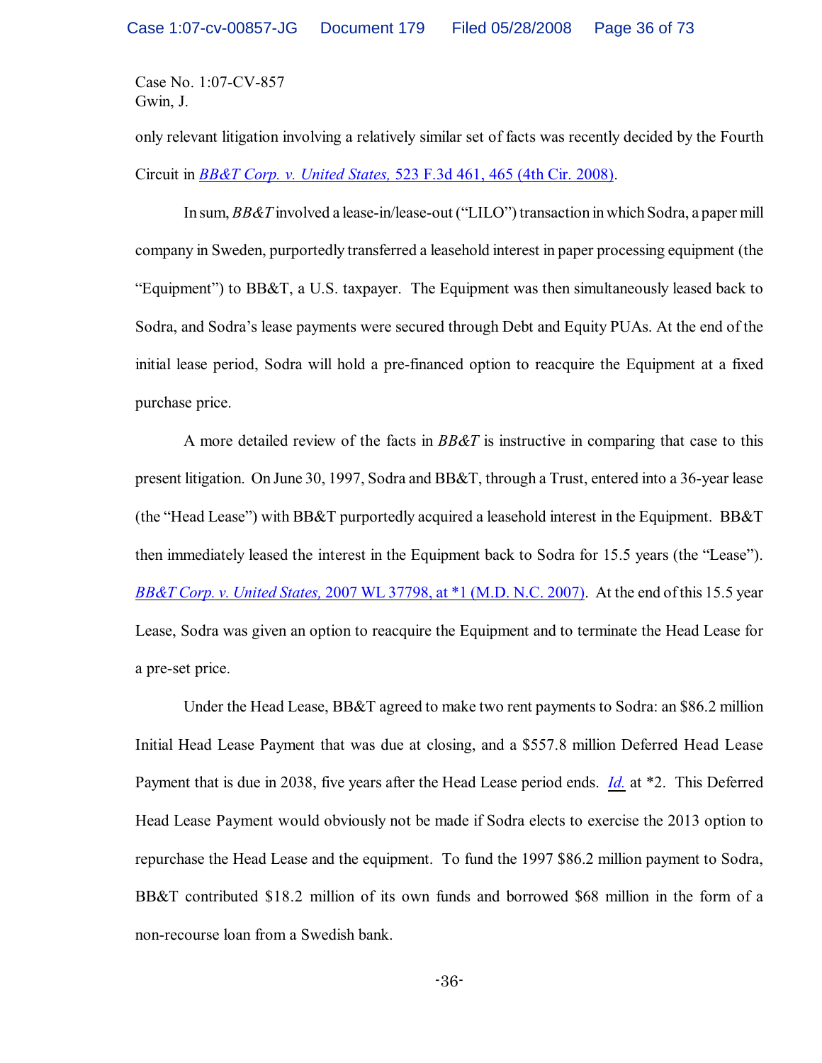Case No. 1:07-CV-857
Gwin, J.

only relevant litigation involving a relatively similar set of facts was recently decided by the Fourth Circuit in *BB&T Corp. v. United States,* 523 F.3d 461, 465 (4th Cir. 2008).

In sum, *BB&T* involved a lease-in/lease-out ("LILO") transaction in which Sodra, a paper mill company in Sweden, purportedly transferred a leasehold interest in paper processing equipment (the "Equipment") to BB&T, a U.S. taxpayer. The Equipment was then simultaneously leased back to Sodra, and Sodra's lease payments were secured through Debt and Equity PUAs. At the end of the initial lease period, Sodra will hold a pre-financed option to reacquire the Equipment at a fixed purchase price.

A more detailed review of the facts in *BB&T* is instructive in comparing that case to this present litigation. On June 30, 1997, Sodra and BB&T, through a Trust, entered into a 36-year lease (the "Head Lease") with BB&T purportedly acquired a leasehold interest in the Equipment. BB&T then immediately leased the interest in the Equipment back to Sodra for 15.5 years (the "Lease"). *BB&T Corp. v. United States,* 2007 WL 37798, at *1 (M.D. N.C. 2007). At the end of this 15.5 year Lease, Sodra was given an option to reacquire the Equipment and to terminate the Head Lease for a pre-set price.

Under the Head Lease, BB&T agreed to make two rent payments to Sodra: an $86.2 million Initial Head Lease Payment that was due at closing, and a $557.8 million Deferred Head Lease Payment that is due in 2038, five years after the Head Lease period ends. *Id.* at *2. This Deferred Head Lease Payment would obviously not be made if Sodra elects to exercise the 2013 option to repurchase the Head Lease and the equipment. To fund the 1997 $86.2 million payment to Sodra, BB&T contributed $18.2 million of its own funds and borrowed $68 million in the form of a non-recourse loan from a Swedish bank.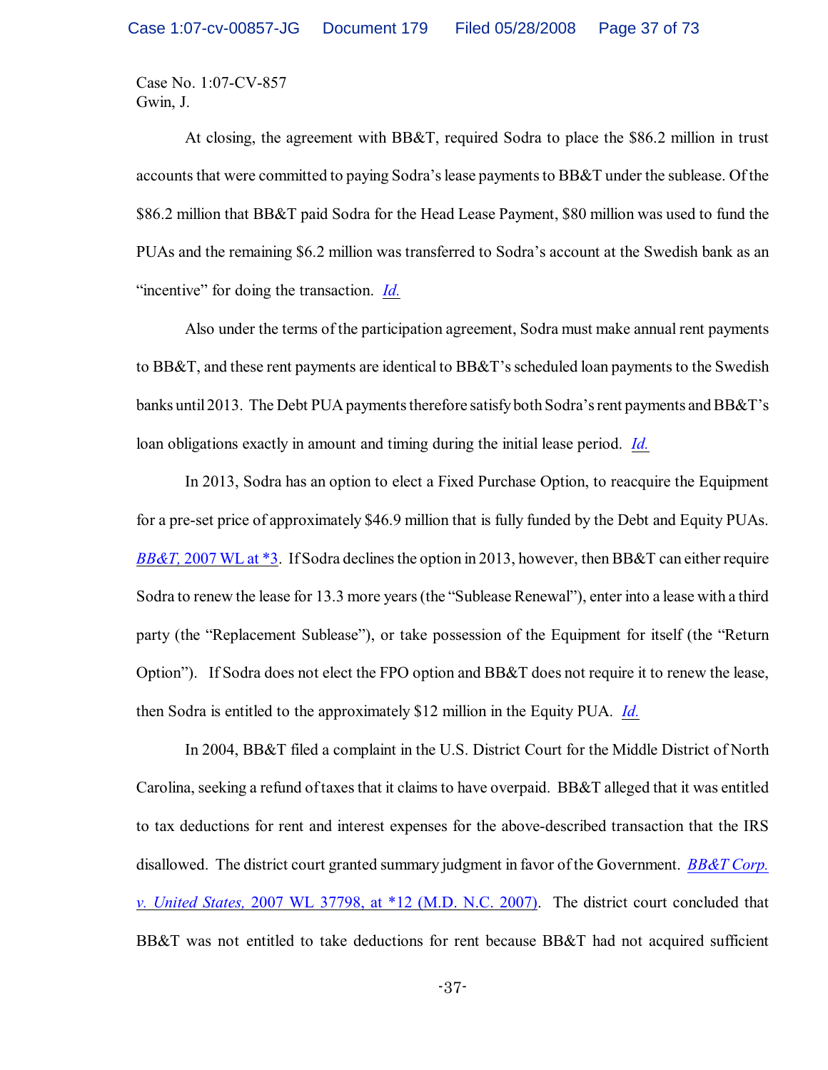Case No. 1:07-CV-857
Gwin, J.

At closing, the agreement with BB&T, required Sodra to place the $86.2 million in trust accounts that were committed to paying Sodra's lease payments to BB&T under the sublease. Of the $86.2 million that BB&T paid Sodra for the Head Lease Payment, $80 million was used to fund the PUAs and the remaining $6.2 million was transferred to Sodra's account at the Swedish bank as an "incentive" for doing the transaction. *Id.*

Also under the terms of the participation agreement, Sodra must make annual rent payments to BB&T, and these rent payments are identical to BB&T's scheduled loan payments to the Swedish banks until 2013. The Debt PUA payments therefore satisfy both Sodra's rent payments and BB&T's loan obligations exactly in amount and timing during the initial lease period. *Id.*

In 2013, Sodra has an option to elect a Fixed Purchase Option, to reacquire the Equipment for a pre-set price of approximately $46.9 million that is fully funded by the Debt and Equity PUAs. *BB&T,* 2007 WL at *3. If Sodra declines the option in 2013, however, then BB&T can either require Sodra to renew the lease for 13.3 more years (the "Sublease Renewal"), enter into a lease with a third party (the "Replacement Sublease"), or take possession of the Equipment for itself (the "Return Option"). If Sodra does not elect the FPO option and BB&T does not require it to renew the lease, then Sodra is entitled to the approximately $12 million in the Equity PUA. *Id.*

In 2004, BB&T filed a complaint in the U.S. District Court for the Middle District of North Carolina, seeking a refund of taxes that it claims to have overpaid. BB&T alleged that it was entitled to tax deductions for rent and interest expenses for the above-described transaction that the IRS disallowed. The district court granted summary judgment in favor of the Government. *BB&T Corp. v. United States,* 2007 WL 37798, at *12 (M.D. N.C. 2007). The district court concluded that BB&T was not entitled to take deductions for rent because BB&T had not acquired sufficient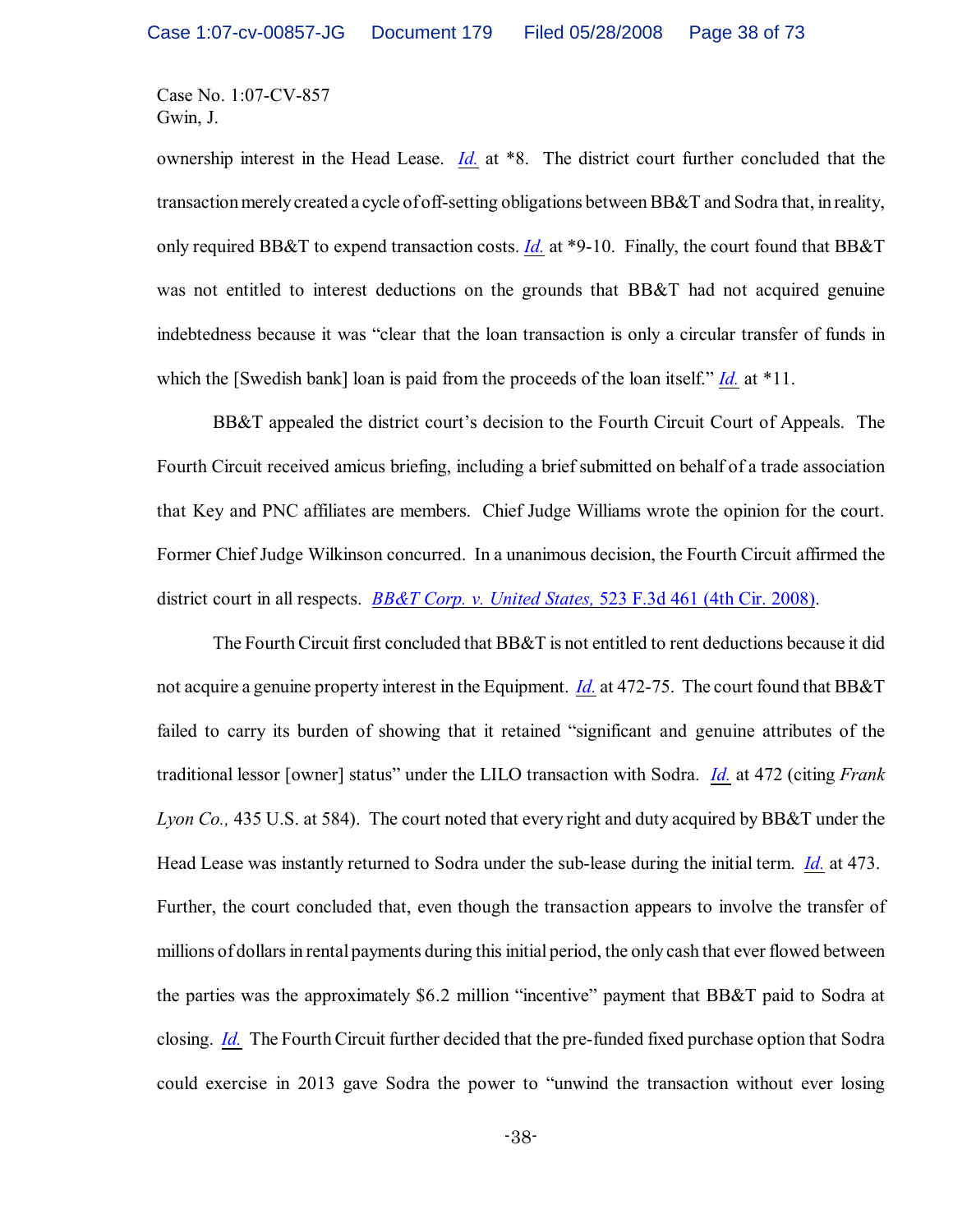ownership interest in the Head Lease. *Id.* at \*8. The district court further concluded that the transaction merely created a cycle of off-setting obligations between BB&T and Sodra that, in reality, only required BB&T to expend transaction costs. *Id.* at \*9-10. Finally, the court found that BB&T was not entitled to interest deductions on the grounds that BB&T had not acquired genuine indebtedness because it was "clear that the loan transaction is only a circular transfer of funds in which the [Swedish bank] loan is paid from the proceeds of the loan itself." *Id.* at \*11.

BB&T appealed the district court's decision to the Fourth Circuit Court of Appeals. The Fourth Circuit received amicus briefing, including a brief submitted on behalf of a trade association that Key and PNC affiliates are members. Chief Judge Williams wrote the opinion for the court. Former Chief Judge Wilkinson concurred. In a unanimous decision, the Fourth Circuit affirmed the district court in all respects. *BB&T Corp. v. United States,* 523 F.3d 461 (4th Cir. 2008).

The Fourth Circuit first concluded that BB&T is not entitled to rent deductions because it did not acquire a genuine property interest in the Equipment. *Id.* at 472-75. The court found that BB&T failed to carry its burden of showing that it retained "significant and genuine attributes of the traditional lessor [owner] status" under the LILO transaction with Sodra. *Id.* at 472 (citing *Frank Lyon Co.,* 435 U.S. at 584). The court noted that every right and duty acquired by BB&T under the Head Lease was instantly returned to Sodra under the sub-lease during the initial term. *Id.* at 473. Further, the court concluded that, even though the transaction appears to involve the transfer of millions of dollars in rental payments during this initial period, the only cash that ever flowed between the parties was the approximately $6.2 million "incentive" payment that BB&T paid to Sodra at closing. *Id.* The Fourth Circuit further decided that the pre-funded fixed purchase option that Sodra could exercise in 2013 gave Sodra the power to "unwind the transaction without ever losing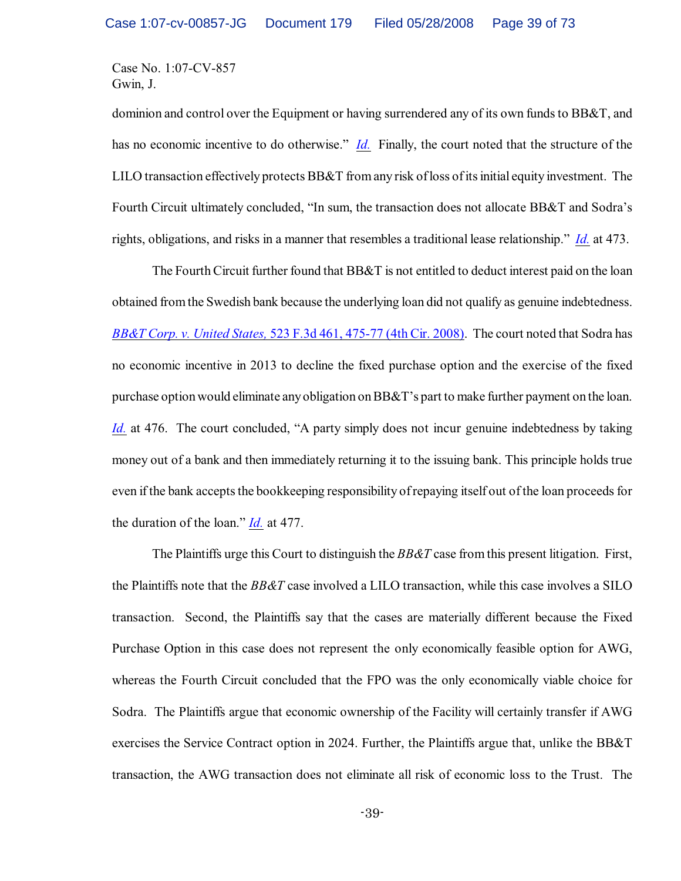Case No. 1:07-CV-857
Gwin, J.

dominion and control over the Equipment or having surrendered any of its own funds to BB&T, and has no economic incentive to do otherwise." *Id.* Finally, the court noted that the structure of the LILO transaction effectively protects BB&T from any risk of loss of its initial equity investment. The Fourth Circuit ultimately concluded, "In sum, the transaction does not allocate BB&T and Sodra's rights, obligations, and risks in a manner that resembles a traditional lease relationship." *Id.* at 473.

The Fourth Circuit further found that BB&T is not entitled to deduct interest paid on the loan obtained from the Swedish bank because the underlying loan did not qualify as genuine indebtedness. *BB&T Corp. v. United States,* 523 F.3d 461, 475-77 (4th Cir. 2008). The court noted that Sodra has no economic incentive in 2013 to decline the fixed purchase option and the exercise of the fixed purchase option would eliminate any obligation on BB&T's part to make further payment on the loan. *Id.* at 476. The court concluded, "A party simply does not incur genuine indebtedness by taking money out of a bank and then immediately returning it to the issuing bank. This principle holds true even if the bank accepts the bookkeeping responsibility of repaying itself out of the loan proceeds for the duration of the loan." *Id.* at 477.

The Plaintiffs urge this Court to distinguish the *BB&T* case from this present litigation. First, the Plaintiffs note that the *BB&T* case involved a LILO transaction, while this case involves a SILO transaction. Second, the Plaintiffs say that the cases are materially different because the Fixed Purchase Option in this case does not represent the only economically feasible option for AWG, whereas the Fourth Circuit concluded that the FPO was the only economically viable choice for Sodra. The Plaintiffs argue that economic ownership of the Facility will certainly transfer if AWG exercises the Service Contract option in 2024. Further, the Plaintiffs argue that, unlike the BB&T transaction, the AWG transaction does not eliminate all risk of economic loss to the Trust. The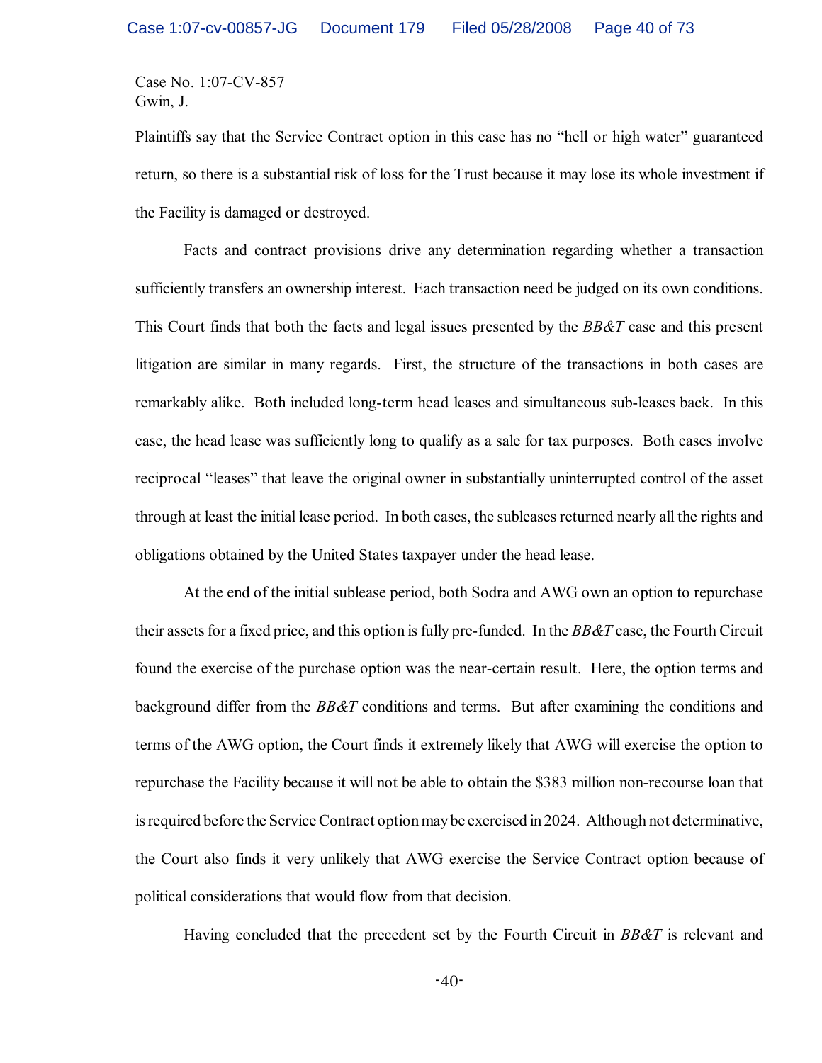Plaintiffs say that the Service Contract option in this case has no "hell or high water" guaranteed return, so there is a substantial risk of loss for the Trust because it may lose its whole investment if the Facility is damaged or destroyed.

Facts and contract provisions drive any determination regarding whether a transaction sufficiently transfers an ownership interest. Each transaction need be judged on its own conditions. This Court finds that both the facts and legal issues presented by the *BB&T* case and this present litigation are similar in many regards. First, the structure of the transactions in both cases are remarkably alike. Both included long-term head leases and simultaneous sub-leases back. In this case, the head lease was sufficiently long to qualify as a sale for tax purposes. Both cases involve reciprocal "leases" that leave the original owner in substantially uninterrupted control of the asset through at least the initial lease period. In both cases, the subleases returned nearly all the rights and obligations obtained by the United States taxpayer under the head lease.

At the end of the initial sublease period, both Sodra and AWG own an option to repurchase their assets for a fixed price, and this option is fully pre-funded. In the *BB&T* case, the Fourth Circuit found the exercise of the purchase option was the near-certain result. Here, the option terms and background differ from the *BB&T* conditions and terms. But after examining the conditions and terms of the AWG option, the Court finds it extremely likely that AWG will exercise the option to repurchase the Facility because it will not be able to obtain the $383 million non-recourse loan that is required before the Service Contract option may be exercised in 2024. Although not determinative, the Court also finds it very unlikely that AWG exercise the Service Contract option because of political considerations that would flow from that decision.

Having concluded that the precedent set by the Fourth Circuit in *BB&T* is relevant and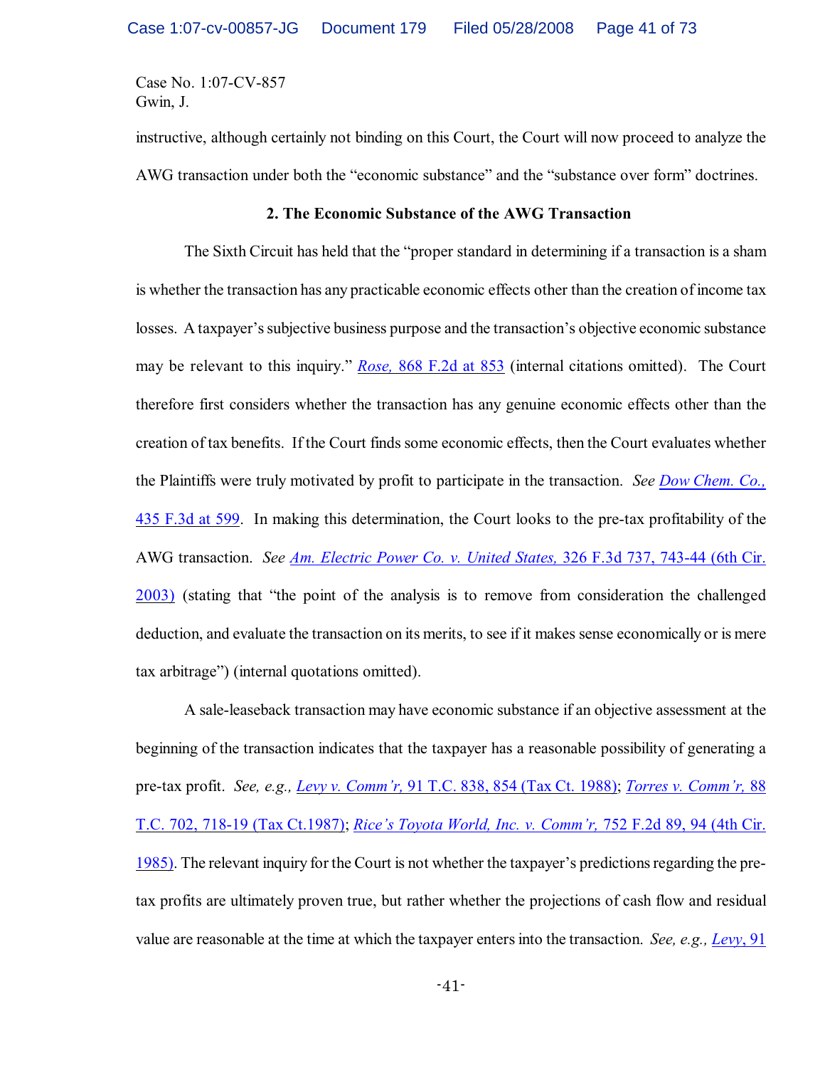instructive, although certainly not binding on this Court, the Court will now proceed to analyze the AWG transaction under both the "economic substance" and the "substance over form" doctrines.

**2. The Economic Substance of the AWG Transaction**

The Sixth Circuit has held that the "proper standard in determining if a transaction is a sham is whether the transaction has any practicable economic effects other than the creation of income tax losses. A taxpayer's subjective business purpose and the transaction's objective economic substance may be relevant to this inquiry." *Rose,* 868 F.2d at 853 (internal citations omitted). The Court therefore first considers whether the transaction has any genuine economic effects other than the creation of tax benefits. If the Court finds some economic effects, then the Court evaluates whether the Plaintiffs were truly motivated by profit to participate in the transaction. *See Dow Chem. Co.,* 435 F.3d at 599. In making this determination, the Court looks to the pre-tax profitability of the AWG transaction. *See Am. Electric Power Co. v. United States,* 326 F.3d 737, 743-44 (6th Cir. 2003) (stating that "the point of the analysis is to remove from consideration the challenged deduction, and evaluate the transaction on its merits, to see if it makes sense economically or is mere tax arbitrage") (internal quotations omitted).

A sale-leaseback transaction may have economic substance if an objective assessment at the beginning of the transaction indicates that the taxpayer has a reasonable possibility of generating a pre-tax profit. *See, e.g., Levy v. Comm'r,* 91 T.C. 838, 854 (Tax Ct. 1988); *Torres v. Comm'r,* 88 T.C. 702, 718-19 (Tax Ct.1987); *Rice's Toyota World, Inc. v. Comm'r,* 752 F.2d 89, 94 (4th Cir. 1985). The relevant inquiry for the Court is not whether the taxpayer's predictions regarding the pre-tax profits are ultimately proven true, but rather whether the projections of cash flow and residual value are reasonable at the time at which the taxpayer enters into the transaction. *See, e.g., Levy*, 91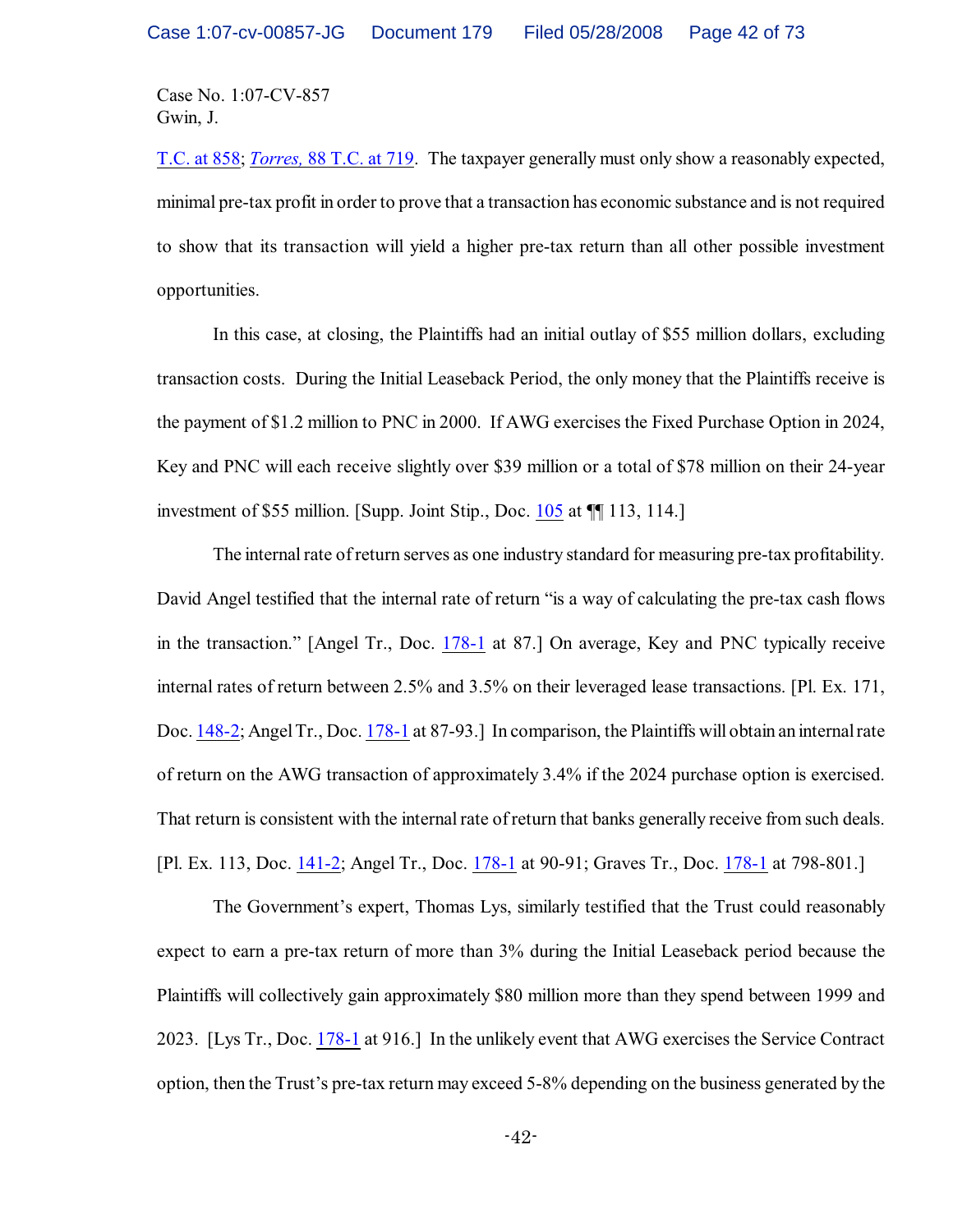T.C. at 858; *Torres,* 88 T.C. at 719. The taxpayer generally must only show a reasonably expected, minimal pre-tax profit in order to prove that a transaction has economic substance and is not required to show that its transaction will yield a higher pre-tax return than all other possible investment opportunities.

In this case, at closing, the Plaintiffs had an initial outlay of $55 million dollars, excluding transaction costs. During the Initial Leaseback Period, the only money that the Plaintiffs receive is the payment of $1.2 million to PNC in 2000. If AWG exercises the Fixed Purchase Option in 2024, Key and PNC will each receive slightly over $39 million or a total of $78 million on their 24-year investment of $55 million. [Supp. Joint Stip., Doc. 105 at ¶¶ 113, 114.]

The internal rate of return serves as one industry standard for measuring pre-tax profitability. David Angel testified that the internal rate of return "is a way of calculating the pre-tax cash flows in the transaction." [Angel Tr., Doc. 178-1 at 87.] On average, Key and PNC typically receive internal rates of return between 2.5% and 3.5% on their leveraged lease transactions. [Pl. Ex. 171, Doc. 148-2; Angel Tr., Doc. 178-1 at 87-93.] In comparison, the Plaintiffs will obtain an internal rate of return on the AWG transaction of approximately 3.4% if the 2024 purchase option is exercised. That return is consistent with the internal rate of return that banks generally receive from such deals. [Pl. Ex. 113, Doc. 141-2; Angel Tr., Doc. 178-1 at 90-91; Graves Tr., Doc. 178-1 at 798-801.]

The Government's expert, Thomas Lys, similarly testified that the Trust could reasonably expect to earn a pre-tax return of more than 3% during the Initial Leaseback period because the Plaintiffs will collectively gain approximately $80 million more than they spend between 1999 and 2023. [Lys Tr., Doc. 178-1 at 916.] In the unlikely event that AWG exercises the Service Contract option, then the Trust's pre-tax return may exceed 5-8% depending on the business generated by the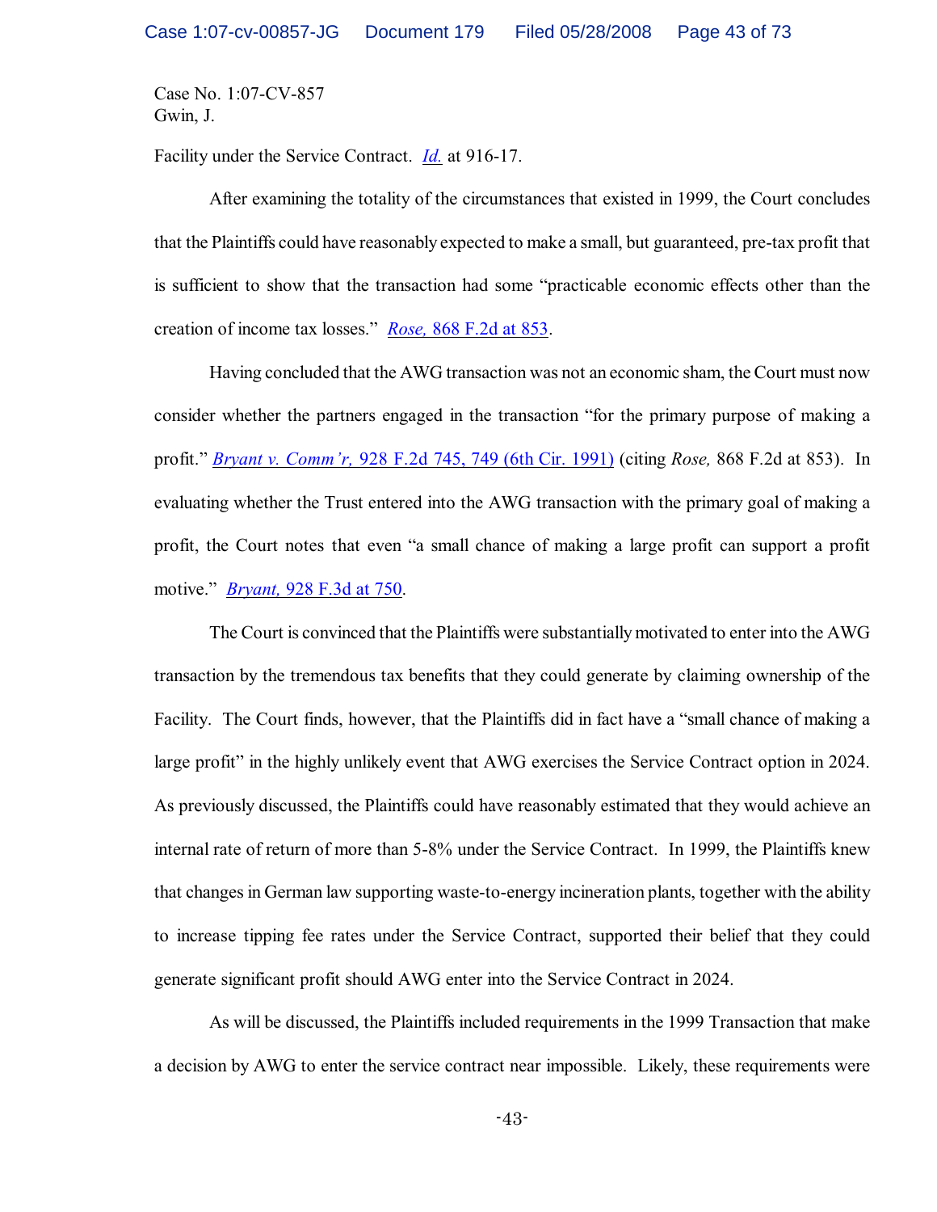Facility under the Service Contract. *Id.* at 916-17.

After examining the totality of the circumstances that existed in 1999, the Court concludes that the Plaintiffs could have reasonably expected to make a small, but guaranteed, pre-tax profit that is sufficient to show that the transaction had some "practicable economic effects other than the creation of income tax losses." *Rose,* 868 F.2d at 853.

Having concluded that the AWG transaction was not an economic sham, the Court must now consider whether the partners engaged in the transaction "for the primary purpose of making a profit." *Bryant v. Comm'r,* 928 F.2d 745, 749 (6th Cir. 1991) (citing *Rose,* 868 F.2d at 853). In evaluating whether the Trust entered into the AWG transaction with the primary goal of making a profit, the Court notes that even "a small chance of making a large profit can support a profit motive." *Bryant,* 928 F.3d at 750.

The Court is convinced that the Plaintiffs were substantially motivated to enter into the AWG transaction by the tremendous tax benefits that they could generate by claiming ownership of the Facility. The Court finds, however, that the Plaintiffs did in fact have a "small chance of making a large profit" in the highly unlikely event that AWG exercises the Service Contract option in 2024. As previously discussed, the Plaintiffs could have reasonably estimated that they would achieve an internal rate of return of more than 5-8% under the Service Contract. In 1999, the Plaintiffs knew that changes in German law supporting waste-to-energy incineration plants, together with the ability to increase tipping fee rates under the Service Contract, supported their belief that they could generate significant profit should AWG enter into the Service Contract in 2024.

As will be discussed, the Plaintiffs included requirements in the 1999 Transaction that make a decision by AWG to enter the service contract near impossible. Likely, these requirements were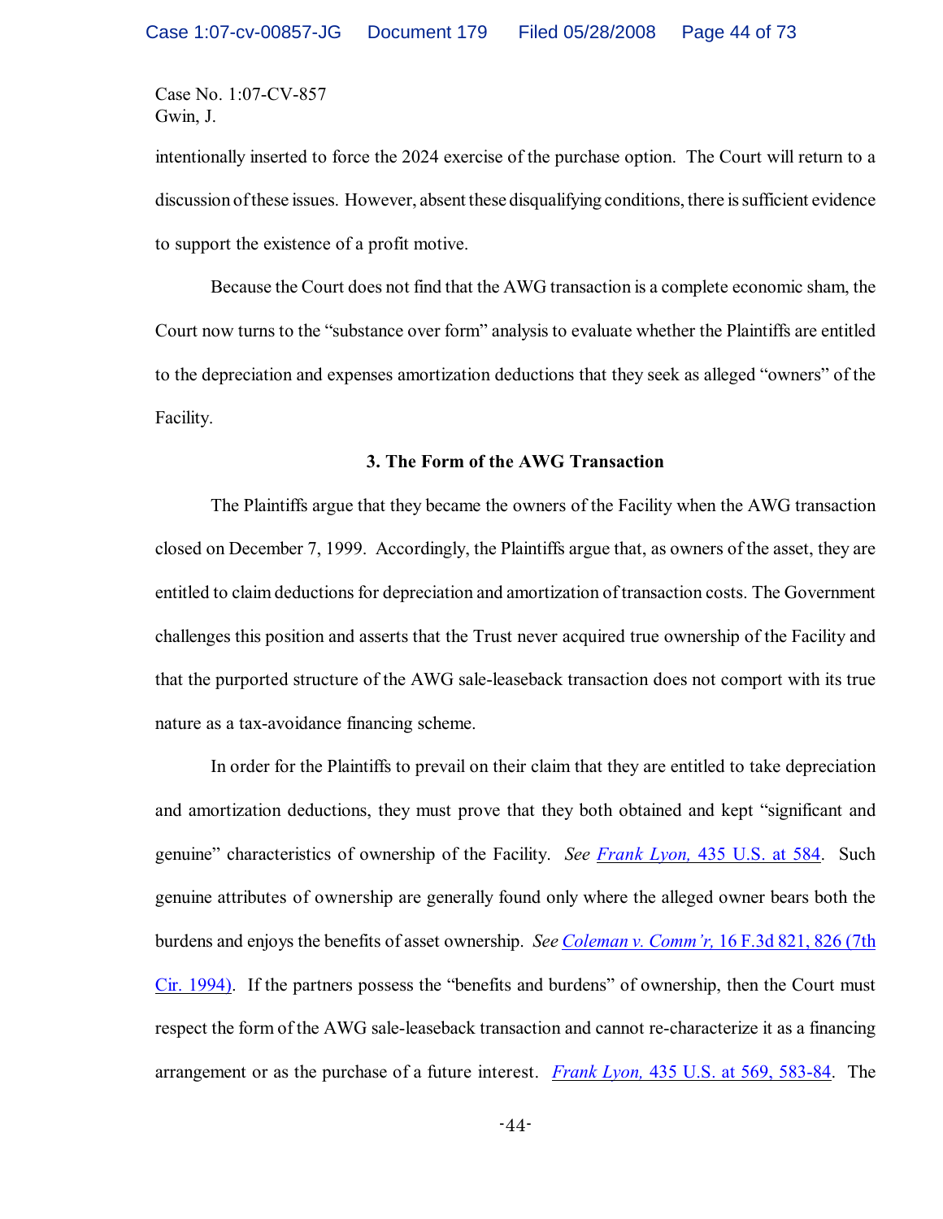intentionally inserted to force the 2024 exercise of the purchase option. The Court will return to a discussion of these issues. However, absent these disqualifying conditions, there is sufficient evidence to support the existence of a profit motive.

Because the Court does not find that the AWG transaction is a complete economic sham, the Court now turns to the "substance over form" analysis to evaluate whether the Plaintiffs are entitled to the depreciation and expenses amortization deductions that they seek as alleged "owners" of the Facility.

### 3. The Form of the AWG Transaction

The Plaintiffs argue that they became the owners of the Facility when the AWG transaction closed on December 7, 1999. Accordingly, the Plaintiffs argue that, as owners of the asset, they are entitled to claim deductions for depreciation and amortization of transaction costs. The Government challenges this position and asserts that the Trust never acquired true ownership of the Facility and that the purported structure of the AWG sale-leaseback transaction does not comport with its true nature as a tax-avoidance financing scheme.

In order for the Plaintiffs to prevail on their claim that they are entitled to take depreciation and amortization deductions, they must prove that they both obtained and kept "significant and genuine" characteristics of ownership of the Facility. *See* *Frank Lyon,* 435 U.S. at 584. Such genuine attributes of ownership are generally found only where the alleged owner bears both the burdens and enjoys the benefits of asset ownership. *See* *Coleman v. Comm'r,* 16 F.3d 821, 826 (7th Cir. 1994). If the partners possess the "benefits and burdens" of ownership, then the Court must respect the form of the AWG sale-leaseback transaction and cannot re-characterize it as a financing arrangement or as the purchase of a future interest. *Frank Lyon,* 435 U.S. at 569, 583-84. The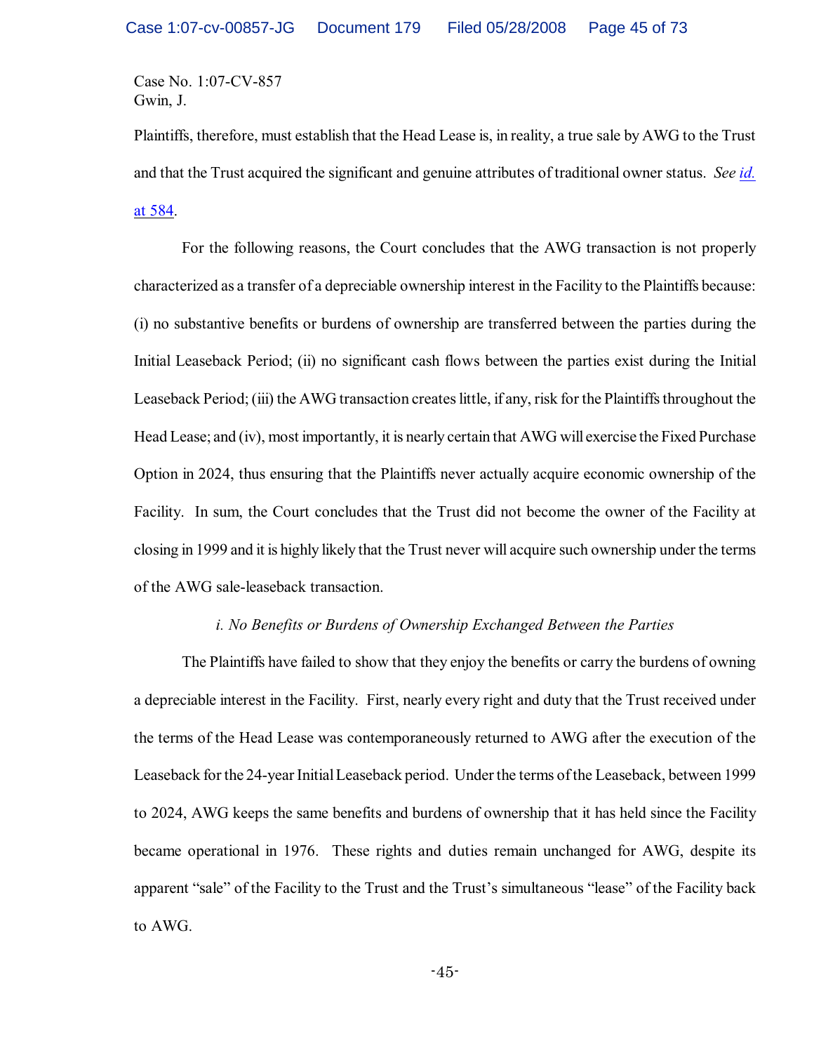Plaintiffs, therefore, must establish that the Head Lease is, in reality, a true sale by AWG to the Trust and that the Trust acquired the significant and genuine attributes of traditional owner status. *See id.* at 584.

For the following reasons, the Court concludes that the AWG transaction is not properly characterized as a transfer of a depreciable ownership interest in the Facility to the Plaintiffs because: (i) no substantive benefits or burdens of ownership are transferred between the parties during the Initial Leaseback Period; (ii) no significant cash flows between the parties exist during the Initial Leaseback Period; (iii) the AWG transaction creates little, if any, risk for the Plaintiffs throughout the Head Lease; and (iv), most importantly, it is nearly certain that AWG will exercise the Fixed Purchase Option in 2024, thus ensuring that the Plaintiffs never actually acquire economic ownership of the Facility. In sum, the Court concludes that the Trust did not become the owner of the Facility at closing in 1999 and it is highly likely that the Trust never will acquire such ownership under the terms of the AWG sale-leaseback transaction.

*i. No Benefits or Burdens of Ownership Exchanged Between the Parties*

The Plaintiffs have failed to show that they enjoy the benefits or carry the burdens of owning a depreciable interest in the Facility. First, nearly every right and duty that the Trust received under the terms of the Head Lease was contemporaneously returned to AWG after the execution of the Leaseback for the 24-year Initial Leaseback period. Under the terms of the Leaseback, between 1999 to 2024, AWG keeps the same benefits and burdens of ownership that it has held since the Facility became operational in 1976. These rights and duties remain unchanged for AWG, despite its apparent "sale" of the Facility to the Trust and the Trust's simultaneous "lease" of the Facility back to AWG.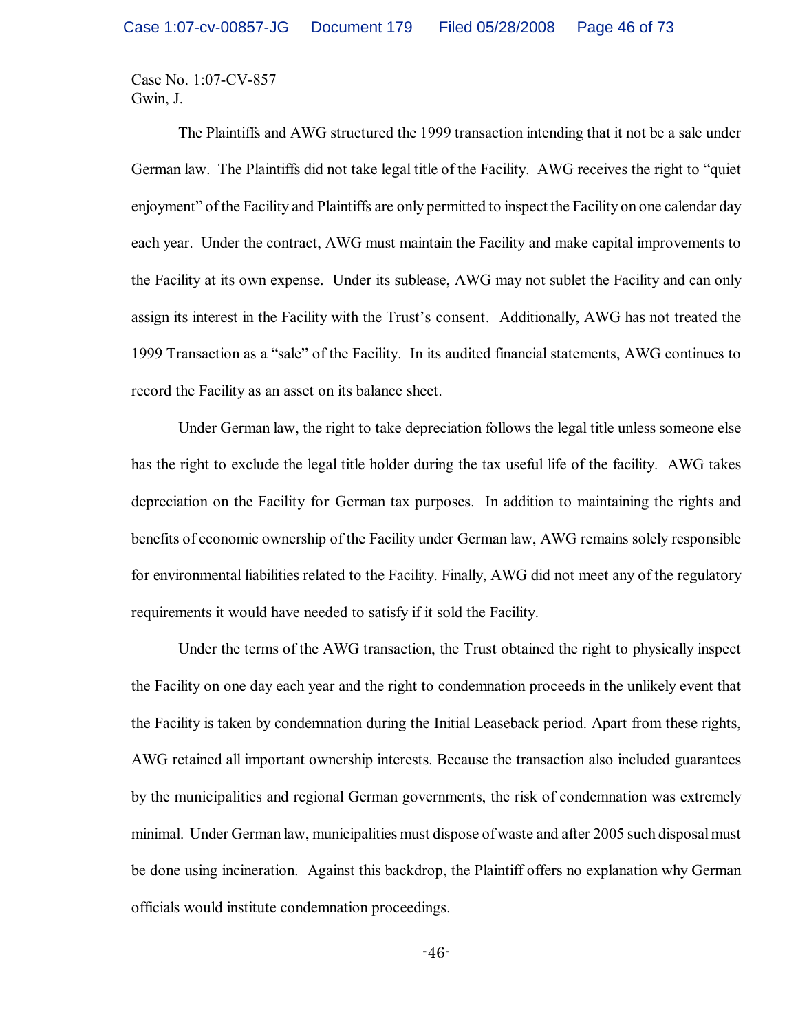Case No. 1:07-CV-857
Gwin, J.

The Plaintiffs and AWG structured the 1999 transaction intending that it not be a sale under German law. The Plaintiffs did not take legal title of the Facility. AWG receives the right to "quiet enjoyment" of the Facility and Plaintiffs are only permitted to inspect the Facility on one calendar day each year. Under the contract, AWG must maintain the Facility and make capital improvements to the Facility at its own expense. Under its sublease, AWG may not sublet the Facility and can only assign its interest in the Facility with the Trust's consent. Additionally, AWG has not treated the 1999 Transaction as a "sale" of the Facility. In its audited financial statements, AWG continues to record the Facility as an asset on its balance sheet.

Under German law, the right to take depreciation follows the legal title unless someone else has the right to exclude the legal title holder during the tax useful life of the facility. AWG takes depreciation on the Facility for German tax purposes. In addition to maintaining the rights and benefits of economic ownership of the Facility under German law, AWG remains solely responsible for environmental liabilities related to the Facility. Finally, AWG did not meet any of the regulatory requirements it would have needed to satisfy if it sold the Facility.

Under the terms of the AWG transaction, the Trust obtained the right to physically inspect the Facility on one day each year and the right to condemnation proceeds in the unlikely event that the Facility is taken by condemnation during the Initial Leaseback period. Apart from these rights, AWG retained all important ownership interests. Because the transaction also included guarantees by the municipalities and regional German governments, the risk of condemnation was extremely minimal. Under German law, municipalities must dispose of waste and after 2005 such disposal must be done using incineration. Against this backdrop, the Plaintiff offers no explanation why German officials would institute condemnation proceedings.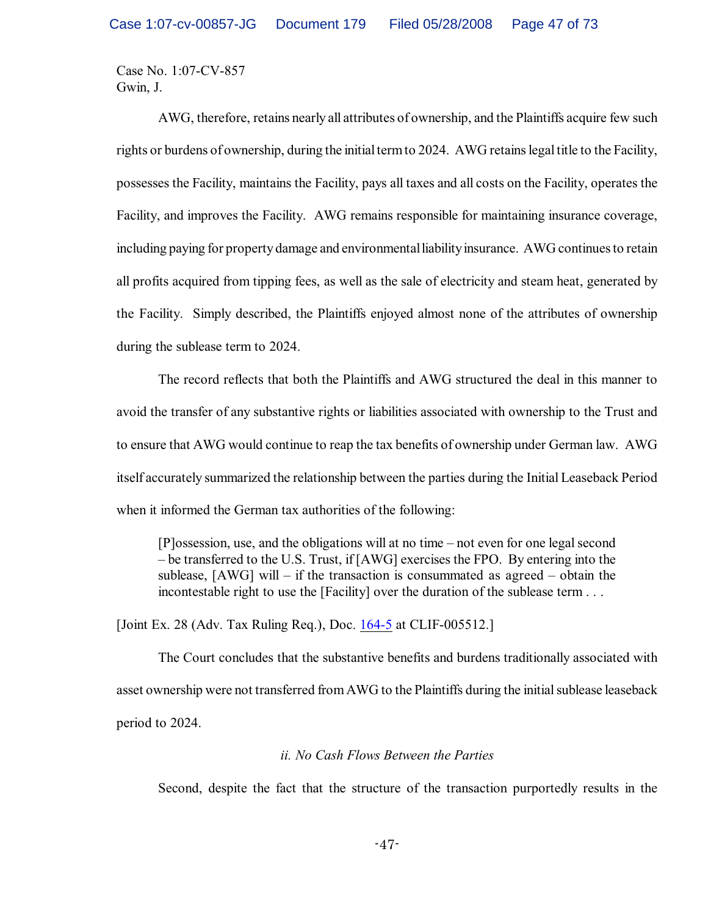Case No. 1:07-CV-857
Gwin, J.

AWG, therefore, retains nearly all attributes of ownership, and the Plaintiffs acquire few such rights or burdens of ownership, during the initial term to 2024. AWG retains legal title to the Facility, possesses the Facility, maintains the Facility, pays all taxes and all costs on the Facility, operates the Facility, and improves the Facility. AWG remains responsible for maintaining insurance coverage, including paying for property damage and environmental liability insurance. AWG continues to retain all profits acquired from tipping fees, as well as the sale of electricity and steam heat, generated by the Facility. Simply described, the Plaintiffs enjoyed almost none of the attributes of ownership during the sublease term to 2024.

The record reflects that both the Plaintiffs and AWG structured the deal in this manner to avoid the transfer of any substantive rights or liabilities associated with ownership to the Trust and to ensure that AWG would continue to reap the tax benefits of ownership under German law. AWG itself accurately summarized the relationship between the parties during the Initial Leaseback Period when it informed the German tax authorities of the following:

> [P]ossession, use, and the obligations will at no time – not even for one legal second – be transferred to the U.S. Trust, if [AWG] exercises the FPO. By entering into the sublease, [AWG] will – if the transaction is consummated as agreed – obtain the incontestable right to use the [Facility] over the duration of the sublease term . . .

[Joint Ex. 28 (Adv. Tax Ruling Req.), Doc. 164-5 at CLIF-005512.]

The Court concludes that the substantive benefits and burdens traditionally associated with asset ownership were not transferred from AWG to the Plaintiffs during the initial sublease leaseback period to 2024.

*ii. No Cash Flows Between the Parties*

Second, despite the fact that the structure of the transaction purportedly results in the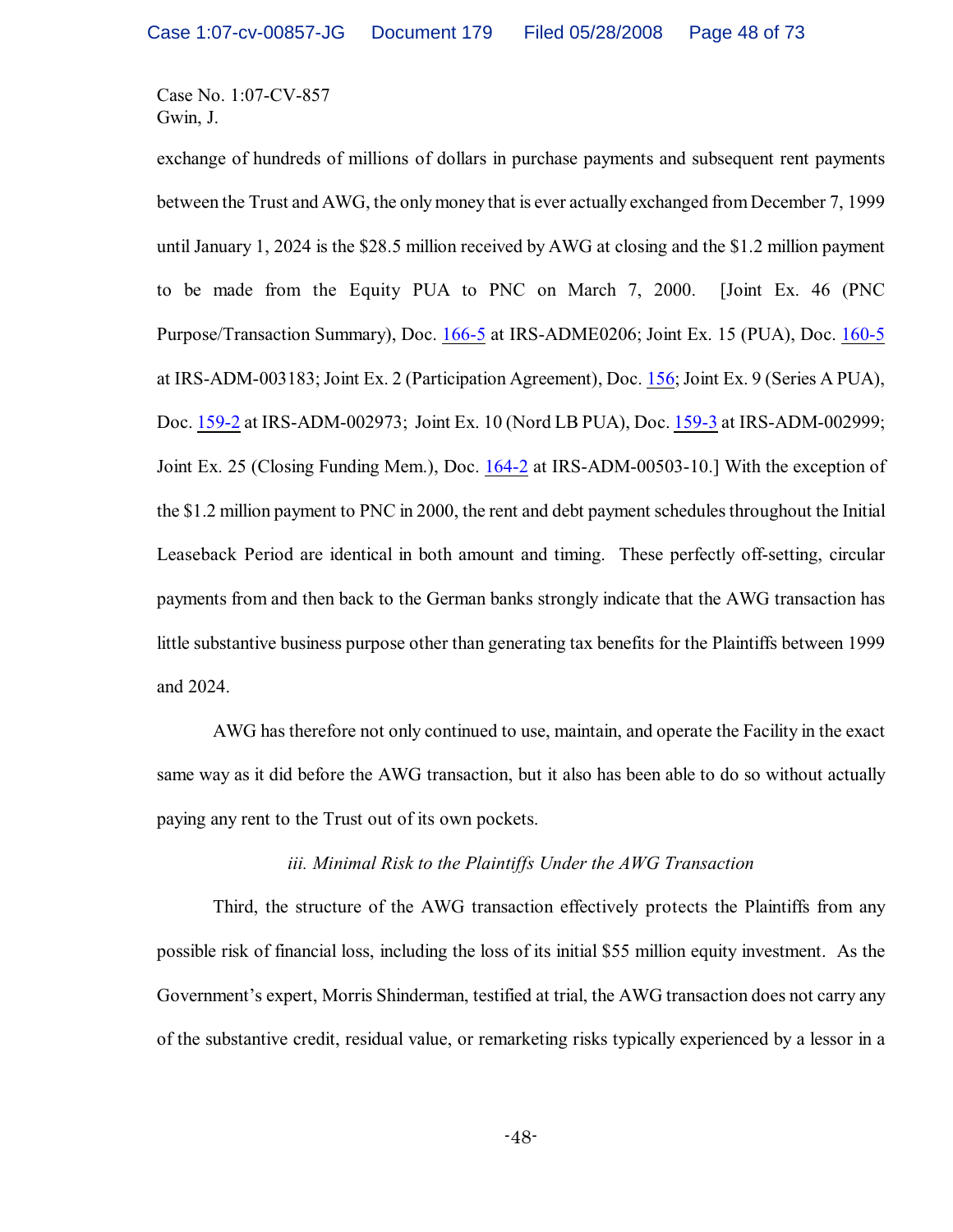exchange of hundreds of millions of dollars in purchase payments and subsequent rent payments between the Trust and AWG, the only money that is ever actually exchanged from December 7, 1999 until January 1, 2024 is the $28.5 million received by AWG at closing and the $1.2 million payment to be made from the Equity PUA to PNC on March 7, 2000. [Joint Ex. 46 (PNC Purpose/Transaction Summary), Doc. 166-5 at IRS-ADME0206; Joint Ex. 15 (PUA), Doc. 160-5 at IRS-ADM-003183; Joint Ex. 2 (Participation Agreement), Doc. 156; Joint Ex. 9 (Series A PUA), Doc. 159-2 at IRS-ADM-002973; Joint Ex. 10 (Nord LB PUA), Doc. 159-3 at IRS-ADM-002999; Joint Ex. 25 (Closing Funding Mem.), Doc. 164-2 at IRS-ADM-00503-10.] With the exception of the $1.2 million payment to PNC in 2000, the rent and debt payment schedules throughout the Initial Leaseback Period are identical in both amount and timing. These perfectly off-setting, circular payments from and then back to the German banks strongly indicate that the AWG transaction has little substantive business purpose other than generating tax benefits for the Plaintiffs between 1999 and 2024.

AWG has therefore not only continued to use, maintain, and operate the Facility in the exact same way as it did before the AWG transaction, but it also has been able to do so without actually paying any rent to the Trust out of its own pockets.

*iii. Minimal Risk to the Plaintiffs Under the AWG Transaction*

Third, the structure of the AWG transaction effectively protects the Plaintiffs from any possible risk of financial loss, including the loss of its initial $55 million equity investment. As the Government's expert, Morris Shinderman, testified at trial, the AWG transaction does not carry any of the substantive credit, residual value, or remarketing risks typically experienced by a lessor in a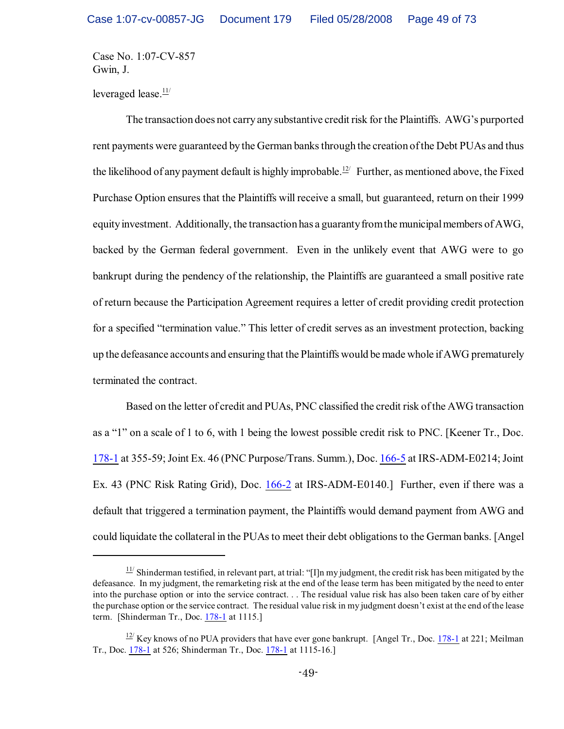Case No. 1:07-CV-857
Gwin, J.

leveraged lease.[11]

The transaction does not carry any substantive credit risk for the Plaintiffs. AWG's purported rent payments were guaranteed by the German banks through the creation of the Debt PUAs and thus the likelihood of any payment default is highly improbable.[12] Further, as mentioned above, the Fixed Purchase Option ensures that the Plaintiffs will receive a small, but guaranteed, return on their 1999 equity investment. Additionally, the transaction has a guaranty from the municipal members of AWG, backed by the German federal government. Even in the unlikely event that AWG were to go bankrupt during the pendency of the relationship, the Plaintiffs are guaranteed a small positive rate of return because the Participation Agreement requires a letter of credit providing credit protection for a specified "termination value." This letter of credit serves as an investment protection, backing up the defeasance accounts and ensuring that the Plaintiffs would be made whole if AWG prematurely terminated the contract.

Based on the letter of credit and PUAs, PNC classified the credit risk of the AWG transaction as a "1" on a scale of 1 to 6, with 1 being the lowest possible credit risk to PNC. [Keener Tr., Doc. 178-1 at 355-59; Joint Ex. 46 (PNC Purpose/Trans. Summ.), Doc. 166-5 at IRS-ADM-E0214; Joint Ex. 43 (PNC Risk Rating Grid), Doc. 166-2 at IRS-ADM-E0140.] Further, even if there was a default that triggered a termination payment, the Plaintiffs would demand payment from AWG and could liquidate the collateral in the PUAs to meet their debt obligations to the German banks. [Angel

---

[11] Shinderman testified, in relevant part, at trial: "[I]n my judgment, the credit risk has been mitigated by the defeasance. In my judgment, the remarketing risk at the end of the lease term has been mitigated by the need to enter into the purchase option or into the service contract. . . The residual value risk has also been taken care of by either the purchase option or the service contract. The residual value risk in my judgment doesn't exist at the end of the lease term. [Shinderman Tr., Doc. 178-1 at 1115.]

[12] Key knows of no PUA providers that have ever gone bankrupt. [Angel Tr., Doc. 178-1 at 221; Meilman Tr., Doc. 178-1 at 526; Shinderman Tr., Doc. 178-1 at 1115-16.]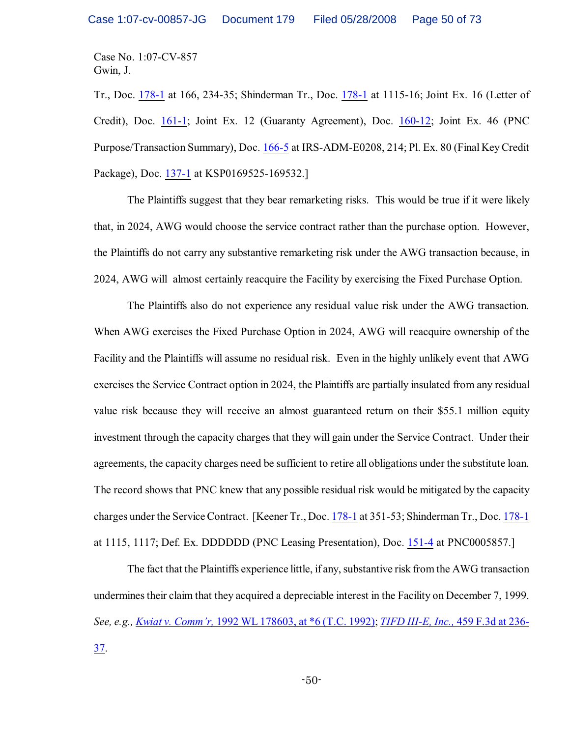Tr., Doc. 178-1 at 166, 234-35; Shinderman Tr., Doc. 178-1 at 1115-16; Joint Ex. 16 (Letter of Credit), Doc. 161-1; Joint Ex. 12 (Guaranty Agreement), Doc. 160-12; Joint Ex. 46 (PNC Purpose/Transaction Summary), Doc. 166-5 at IRS-ADM-E0208, 214; Pl. Ex. 80 (Final Key Credit Package), Doc. 137-1 at KSP0169525-169532.]

The Plaintiffs suggest that they bear remarketing risks. This would be true if it were likely that, in 2024, AWG would choose the service contract rather than the purchase option. However, the Plaintiffs do not carry any substantive remarketing risk under the AWG transaction because, in 2024, AWG will almost certainly reacquire the Facility by exercising the Fixed Purchase Option.

The Plaintiffs also do not experience any residual value risk under the AWG transaction. When AWG exercises the Fixed Purchase Option in 2024, AWG will reacquire ownership of the Facility and the Plaintiffs will assume no residual risk. Even in the highly unlikely event that AWG exercises the Service Contract option in 2024, the Plaintiffs are partially insulated from any residual value risk because they will receive an almost guaranteed return on their $55.1 million equity investment through the capacity charges that they will gain under the Service Contract. Under their agreements, the capacity charges need be sufficient to retire all obligations under the substitute loan. The record shows that PNC knew that any possible residual risk would be mitigated by the capacity charges under the Service Contract. [Keener Tr., Doc. 178-1 at 351-53; Shinderman Tr., Doc. 178-1 at 1115, 1117; Def. Ex. DDDDDD (PNC Leasing Presentation), Doc. 151-4 at PNC0005857.]

The fact that the Plaintiffs experience little, if any, substantive risk from the AWG transaction undermines their claim that they acquired a depreciable interest in the Facility on December 7, 1999. *See, e.g., Kwiat v. Comm'r,* 1992 WL 178603, at *6 (T.C. 1992); *TIFD III-E, Inc.,* 459 F.3d at 236-37.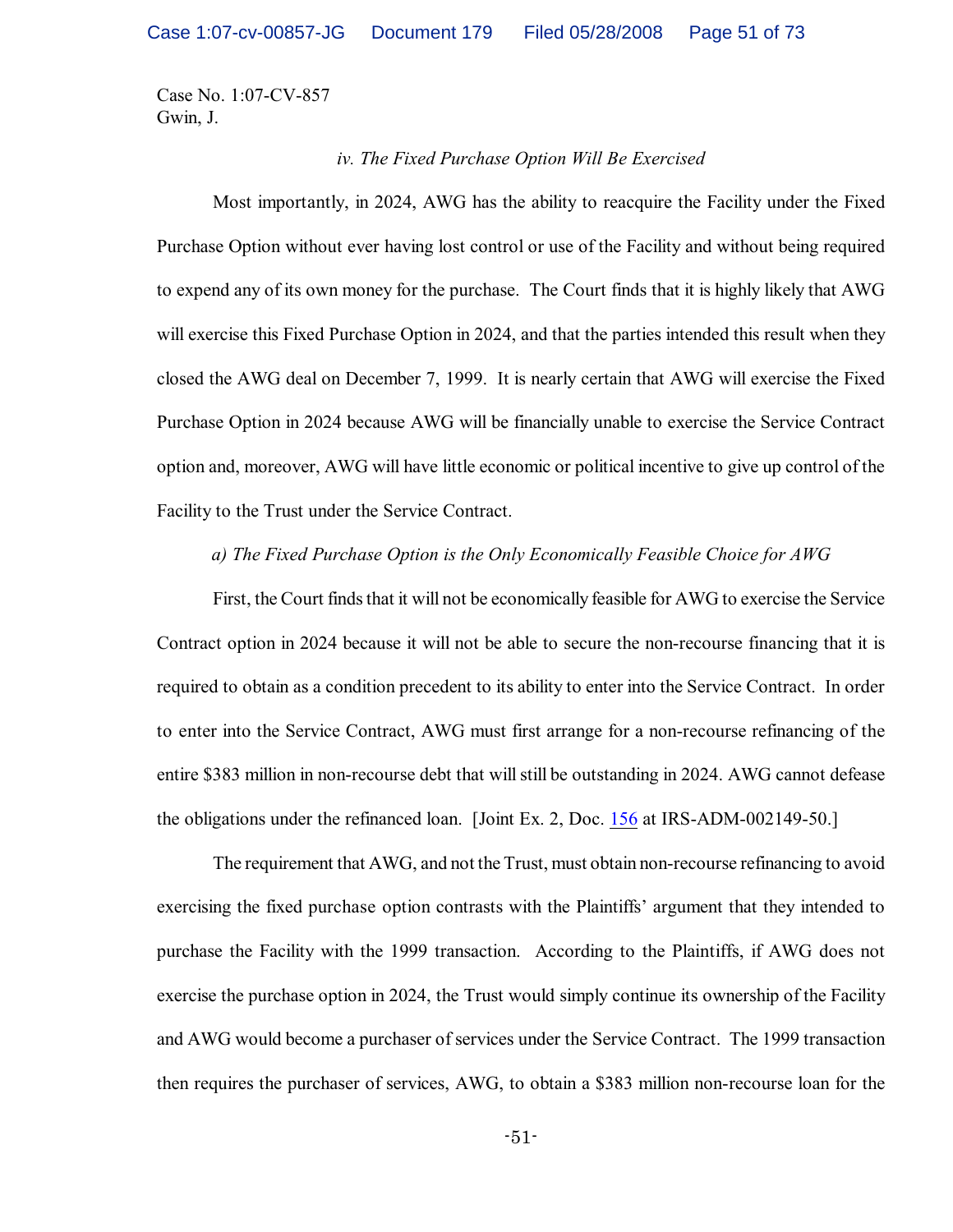Case No. 1:07-CV-857
Gwin, J.

*iv. The Fixed Purchase Option Will Be Exercised*

Most importantly, in 2024, AWG has the ability to reacquire the Facility under the Fixed Purchase Option without ever having lost control or use of the Facility and without being required to expend any of its own money for the purchase. The Court finds that it is highly likely that AWG will exercise this Fixed Purchase Option in 2024, and that the parties intended this result when they closed the AWG deal on December 7, 1999. It is nearly certain that AWG will exercise the Fixed Purchase Option in 2024 because AWG will be financially unable to exercise the Service Contract option and, moreover, AWG will have little economic or political incentive to give up control of the Facility to the Trust under the Service Contract.

*a) The Fixed Purchase Option is the Only Economically Feasible Choice for AWG*

First, the Court finds that it will not be economically feasible for AWG to exercise the Service Contract option in 2024 because it will not be able to secure the non-recourse financing that it is required to obtain as a condition precedent to its ability to enter into the Service Contract. In order to enter into the Service Contract, AWG must first arrange for a non-recourse refinancing of the entire $383 million in non-recourse debt that will still be outstanding in 2024. AWG cannot defease the obligations under the refinanced loan. [Joint Ex. 2, Doc. 156 at IRS-ADM-002149-50.]

The requirement that AWG, and not the Trust, must obtain non-recourse refinancing to avoid exercising the fixed purchase option contrasts with the Plaintiffs' argument that they intended to purchase the Facility with the 1999 transaction. According to the Plaintiffs, if AWG does not exercise the purchase option in 2024, the Trust would simply continue its ownership of the Facility and AWG would become a purchaser of services under the Service Contract. The 1999 transaction then requires the purchaser of services, AWG, to obtain a $383 million non-recourse loan for the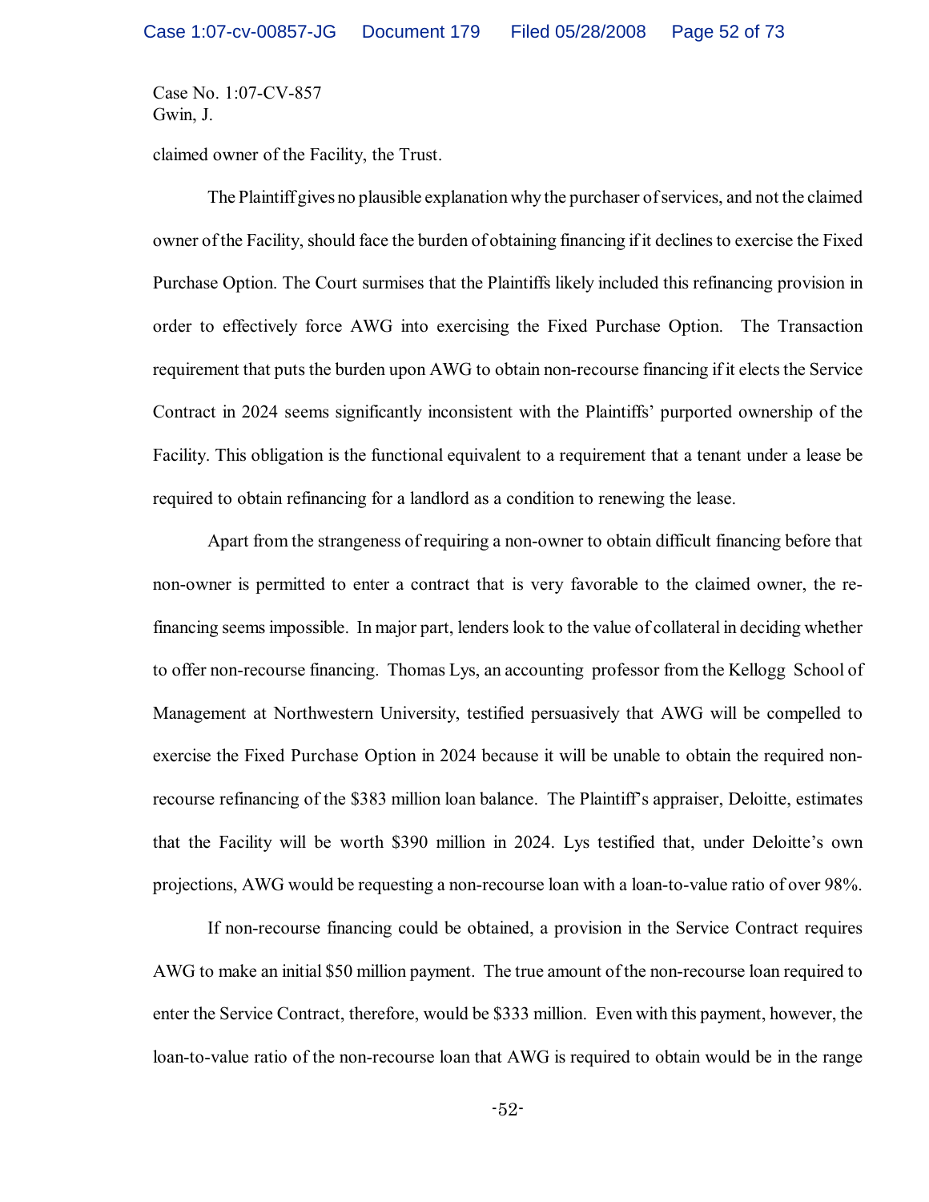claimed owner of the Facility, the Trust.

The Plaintiff gives no plausible explanation why the purchaser of services, and not the claimed owner of the Facility, should face the burden of obtaining financing if it declines to exercise the Fixed Purchase Option. The Court surmises that the Plaintiffs likely included this refinancing provision in order to effectively force AWG into exercising the Fixed Purchase Option. The Transaction requirement that puts the burden upon AWG to obtain non-recourse financing if it elects the Service Contract in 2024 seems significantly inconsistent with the Plaintiffs' purported ownership of the Facility. This obligation is the functional equivalent to a requirement that a tenant under a lease be required to obtain refinancing for a landlord as a condition to renewing the lease.

Apart from the strangeness of requiring a non-owner to obtain difficult financing before that non-owner is permitted to enter a contract that is very favorable to the claimed owner, the re-financing seems impossible. In major part, lenders look to the value of collateral in deciding whether to offer non-recourse financing. Thomas Lys, an accounting professor from the Kellogg School of Management at Northwestern University, testified persuasively that AWG will be compelled to exercise the Fixed Purchase Option in 2024 because it will be unable to obtain the required non-recourse refinancing of the $383 million loan balance. The Plaintiff's appraiser, Deloitte, estimates that the Facility will be worth $390 million in 2024. Lys testified that, under Deloitte's own projections, AWG would be requesting a non-recourse loan with a loan-to-value ratio of over 98%.

If non-recourse financing could be obtained, a provision in the Service Contract requires AWG to make an initial $50 million payment. The true amount of the non-recourse loan required to enter the Service Contract, therefore, would be $333 million. Even with this payment, however, the loan-to-value ratio of the non-recourse loan that AWG is required to obtain would be in the range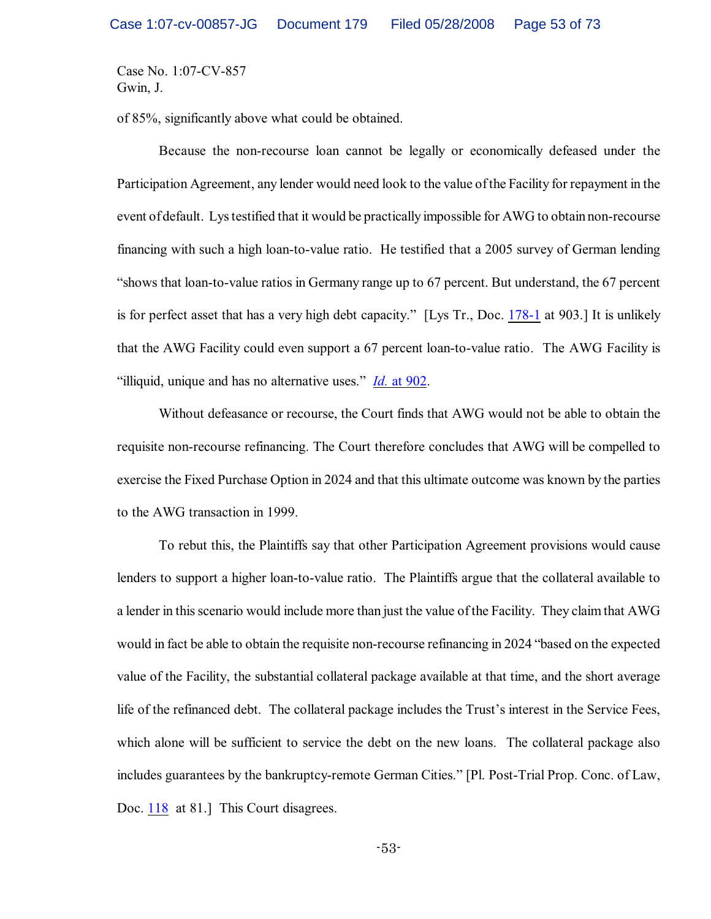Case No. 1:07-CV-857
Gwin, J.

of 85%, significantly above what could be obtained.

Because the non-recourse loan cannot be legally or economically defeased under the Participation Agreement, any lender would need look to the value of the Facility for repayment in the event of default. Lys testified that it would be practically impossible for AWG to obtain non-recourse financing with such a high loan-to-value ratio. He testified that a 2005 survey of German lending "shows that loan-to-value ratios in Germany range up to 67 percent. But understand, the 67 percent is for perfect asset that has a very high debt capacity." [Lys Tr., Doc. 178-1 at 903.] It is unlikely that the AWG Facility could even support a 67 percent loan-to-value ratio. The AWG Facility is "illiquid, unique and has no alternative uses." *Id.* at 902.

Without defeasance or recourse, the Court finds that AWG would not be able to obtain the requisite non-recourse refinancing. The Court therefore concludes that AWG will be compelled to exercise the Fixed Purchase Option in 2024 and that this ultimate outcome was known by the parties to the AWG transaction in 1999.

To rebut this, the Plaintiffs say that other Participation Agreement provisions would cause lenders to support a higher loan-to-value ratio. The Plaintiffs argue that the collateral available to a lender in this scenario would include more than just the value of the Facility. They claim that AWG would in fact be able to obtain the requisite non-recourse refinancing in 2024 "based on the expected value of the Facility, the substantial collateral package available at that time, and the short average life of the refinanced debt. The collateral package includes the Trust's interest in the Service Fees, which alone will be sufficient to service the debt on the new loans. The collateral package also includes guarantees by the bankruptcy-remote German Cities." [Pl. Post-Trial Prop. Conc. of Law, Doc. 118 at 81.] This Court disagrees.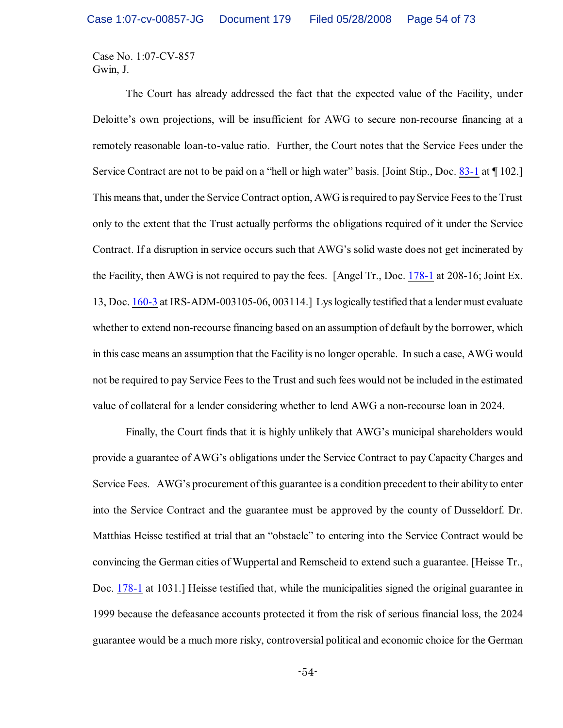Case No. 1:07-CV-857
Gwin, J.

The Court has already addressed the fact that the expected value of the Facility, under Deloitte's own projections, will be insufficient for AWG to secure non-recourse financing at a remotely reasonable loan-to-value ratio. Further, the Court notes that the Service Fees under the Service Contract are not to be paid on a "hell or high water" basis. [Joint Stip., Doc. 83-1 at ¶ 102.] This means that, under the Service Contract option, AWG is required to pay Service Fees to the Trust only to the extent that the Trust actually performs the obligations required of it under the Service Contract. If a disruption in service occurs such that AWG's solid waste does not get incinerated by the Facility, then AWG is not required to pay the fees. [Angel Tr., Doc. 178-1 at 208-16; Joint Ex. 13, Doc. 160-3 at IRS-ADM-003105-06, 003114.] Lys logically testified that a lender must evaluate whether to extend non-recourse financing based on an assumption of default by the borrower, which in this case means an assumption that the Facility is no longer operable. In such a case, AWG would not be required to pay Service Fees to the Trust and such fees would not be included in the estimated value of collateral for a lender considering whether to lend AWG a non-recourse loan in 2024.

Finally, the Court finds that it is highly unlikely that AWG's municipal shareholders would provide a guarantee of AWG's obligations under the Service Contract to pay Capacity Charges and Service Fees. AWG's procurement of this guarantee is a condition precedent to their ability to enter into the Service Contract and the guarantee must be approved by the county of Dusseldorf. Dr. Matthias Heisse testified at trial that an "obstacle" to entering into the Service Contract would be convincing the German cities of Wuppertal and Remscheid to extend such a guarantee. [Heisse Tr., Doc. 178-1 at 1031.] Heisse testified that, while the municipalities signed the original guarantee in 1999 because the defeasance accounts protected it from the risk of serious financial loss, the 2024 guarantee would be a much more risky, controversial political and economic choice for the German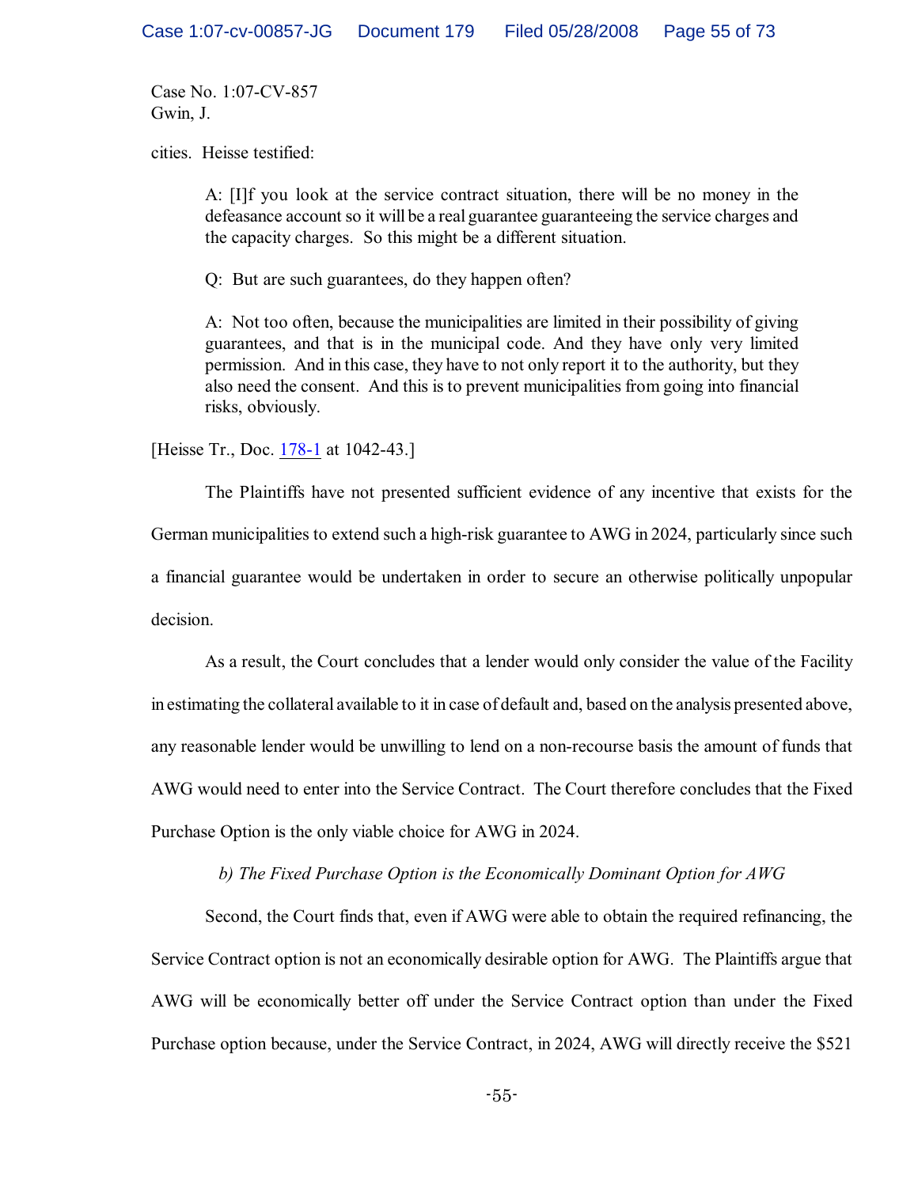Case No. 1:07-CV-857
Gwin, J.

cities. Heisse testified:

> A: [I]f you look at the service contract situation, there will be no money in the defeasance account so it will be a real guarantee guaranteeing the service charges and the capacity charges. So this might be a different situation.
>
> Q: But are such guarantees, do they happen often?
>
> A: Not too often, because the municipalities are limited in their possibility of giving guarantees, and that is in the municipal code. And they have only very limited permission. And in this case, they have to not only report it to the authority, but they also need the consent. And this is to prevent municipalities from going into financial risks, obviously.

[Heisse Tr., Doc. 178-1 at 1042-43.]

The Plaintiffs have not presented sufficient evidence of any incentive that exists for the German municipalities to extend such a high-risk guarantee to AWG in 2024, particularly since such a financial guarantee would be undertaken in order to secure an otherwise politically unpopular decision.

As a result, the Court concludes that a lender would only consider the value of the Facility in estimating the collateral available to it in case of default and, based on the analysis presented above, any reasonable lender would be unwilling to lend on a non-recourse basis the amount of funds that AWG would need to enter into the Service Contract. The Court therefore concludes that the Fixed Purchase Option is the only viable choice for AWG in 2024.

*b) The Fixed Purchase Option is the Economically Dominant Option for AWG*

Second, the Court finds that, even if AWG were able to obtain the required refinancing, the Service Contract option is not an economically desirable option for AWG. The Plaintiffs argue that AWG will be economically better off under the Service Contract option than under the Fixed Purchase option because, under the Service Contract, in 2024, AWG will directly receive the $521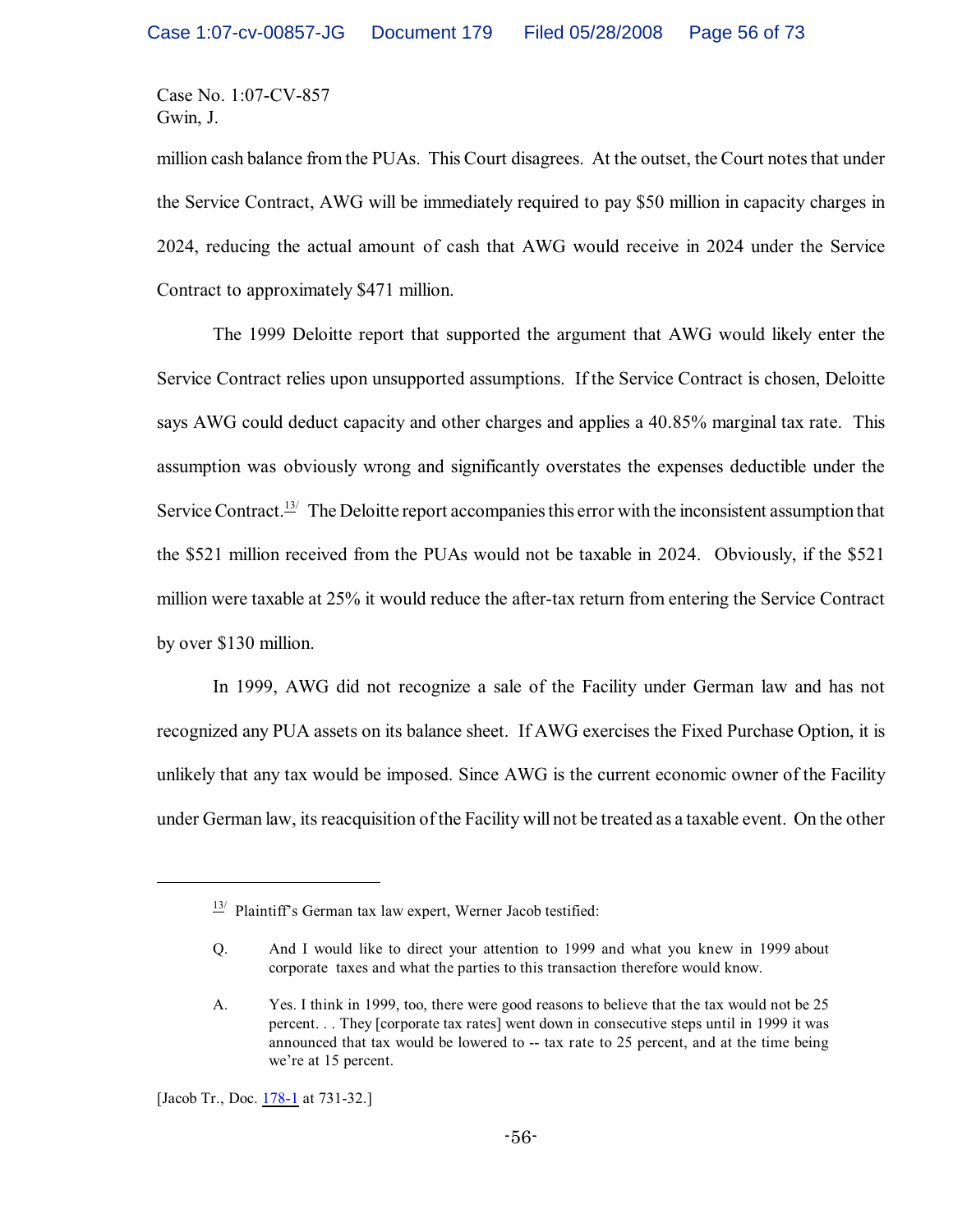million cash balance from the PUAs. This Court disagrees. At the outset, the Court notes that under the Service Contract, AWG will be immediately required to pay $50 million in capacity charges in 2024, reducing the actual amount of cash that AWG would receive in 2024 under the Service Contract to approximately $471 million.

The 1999 Deloitte report that supported the argument that AWG would likely enter the Service Contract relies upon unsupported assumptions. If the Service Contract is chosen, Deloitte says AWG could deduct capacity and other charges and applies a 40.85% marginal tax rate. This assumption was obviously wrong and significantly overstates the expenses deductible under the Service Contract.[13] The Deloitte report accompanies this error with the inconsistent assumption that the $521 million received from the PUAs would not be taxable in 2024. Obviously, if the $521 million were taxable at 25% it would reduce the after-tax return from entering the Service Contract by over $130 million.

In 1999, AWG did not recognize a sale of the Facility under German law and has not recognized any PUA assets on its balance sheet. If AWG exercises the Fixed Purchase Option, it is unlikely that any tax would be imposed. Since AWG is the current economic owner of the Facility under German law, its reacquisition of the Facility will not be treated as a taxable event. On the other

---

[13] Plaintiff's German tax law expert, Werner Jacob testified:

Q. And I would like to direct your attention to 1999 and what you knew in 1999 about corporate taxes and what the parties to this transaction therefore would know.

A. Yes. I think in 1999, too, there were good reasons to believe that the tax would not be 25 percent. . . They [corporate tax rates] went down in consecutive steps until in 1999 it was announced that tax would be lowered to -- tax rate to 25 percent, and at the time being we're at 15 percent.

[Jacob Tr., Doc. 178-1 at 731-32.]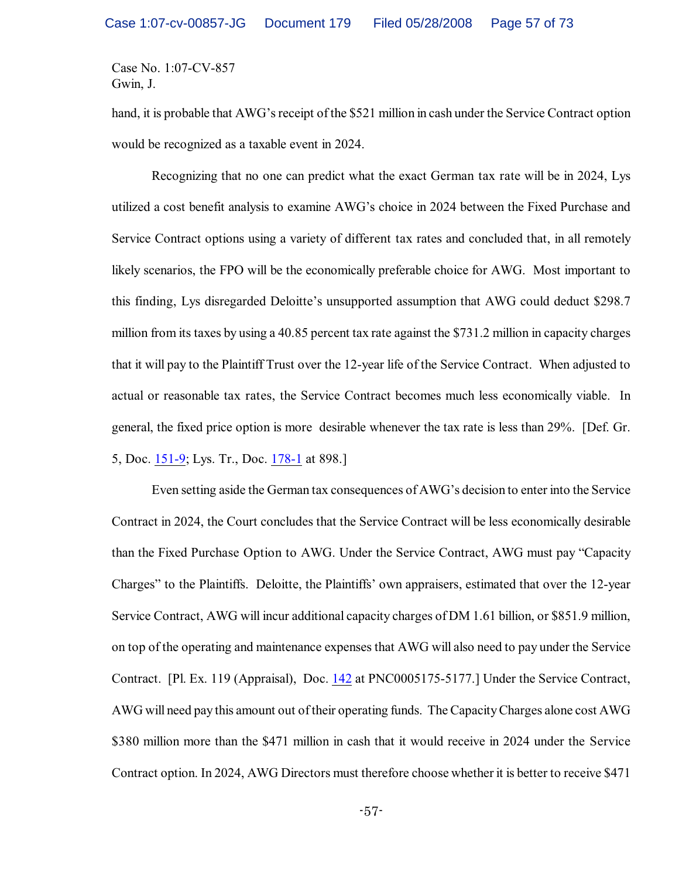Case No. 1:07-CV-857
Gwin, J.

hand, it is probable that AWG's receipt of the $521 million in cash under the Service Contract option would be recognized as a taxable event in 2024.

Recognizing that no one can predict what the exact German tax rate will be in 2024, Lys utilized a cost benefit analysis to examine AWG's choice in 2024 between the Fixed Purchase and Service Contract options using a variety of different tax rates and concluded that, in all remotely likely scenarios, the FPO will be the economically preferable choice for AWG. Most important to this finding, Lys disregarded Deloitte's unsupported assumption that AWG could deduct $298.7 million from its taxes by using a 40.85 percent tax rate against the $731.2 million in capacity charges that it will pay to the Plaintiff Trust over the 12-year life of the Service Contract. When adjusted to actual or reasonable tax rates, the Service Contract becomes much less economically viable. In general, the fixed price option is more desirable whenever the tax rate is less than 29%. [Def. Gr. 5, Doc. 151-9; Lys. Tr., Doc. 178-1 at 898.]

Even setting aside the German tax consequences of AWG's decision to enter into the Service Contract in 2024, the Court concludes that the Service Contract will be less economically desirable than the Fixed Purchase Option to AWG. Under the Service Contract, AWG must pay "Capacity Charges" to the Plaintiffs. Deloitte, the Plaintiffs' own appraisers, estimated that over the 12-year Service Contract, AWG will incur additional capacity charges of DM 1.61 billion, or $851.9 million, on top of the operating and maintenance expenses that AWG will also need to pay under the Service Contract. [Pl. Ex. 119 (Appraisal), Doc. 142 at PNC0005175-5177.] Under the Service Contract, AWG will need pay this amount out of their operating funds. The Capacity Charges alone cost AWG $380 million more than the $471 million in cash that it would receive in 2024 under the Service Contract option. In 2024, AWG Directors must therefore choose whether it is better to receive $471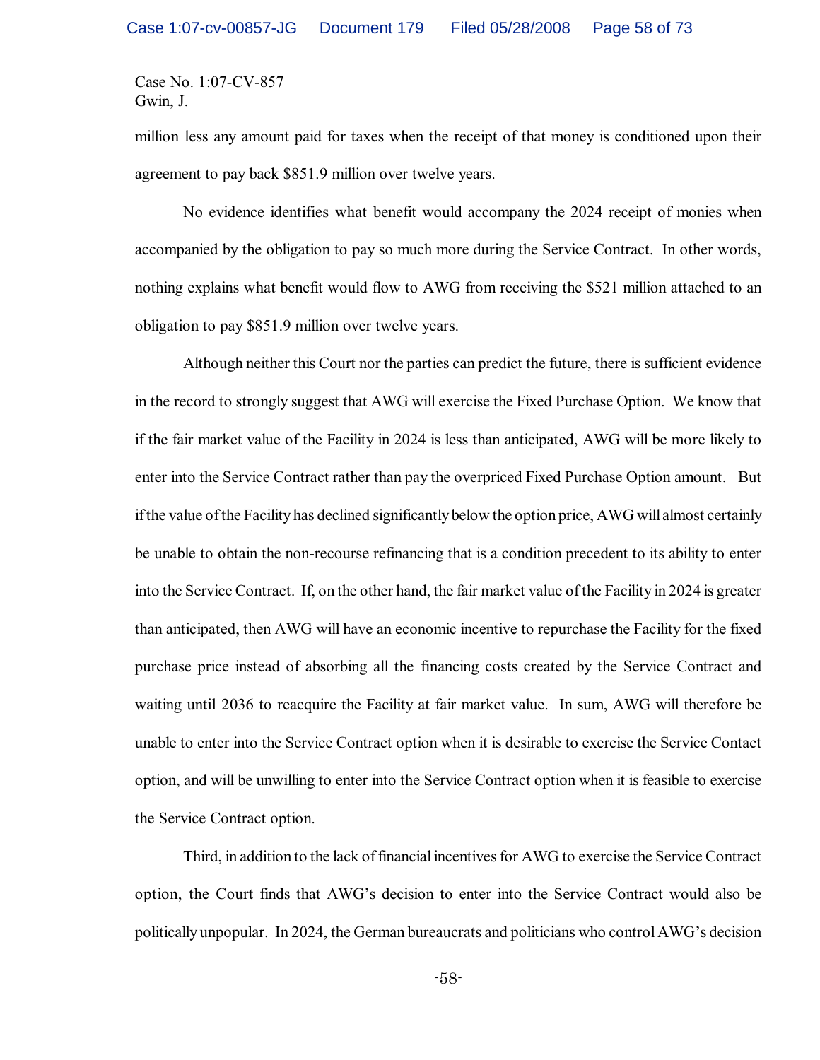million less any amount paid for taxes when the receipt of that money is conditioned upon their agreement to pay back $851.9 million over twelve years.

No evidence identifies what benefit would accompany the 2024 receipt of monies when accompanied by the obligation to pay so much more during the Service Contract. In other words, nothing explains what benefit would flow to AWG from receiving the $521 million attached to an obligation to pay $851.9 million over twelve years.

Although neither this Court nor the parties can predict the future, there is sufficient evidence in the record to strongly suggest that AWG will exercise the Fixed Purchase Option. We know that if the fair market value of the Facility in 2024 is less than anticipated, AWG will be more likely to enter into the Service Contract rather than pay the overpriced Fixed Purchase Option amount. But if the value of the Facility has declined significantly below the option price, AWG will almost certainly be unable to obtain the non-recourse refinancing that is a condition precedent to its ability to enter into the Service Contract. If, on the other hand, the fair market value of the Facility in 2024 is greater than anticipated, then AWG will have an economic incentive to repurchase the Facility for the fixed purchase price instead of absorbing all the financing costs created by the Service Contract and waiting until 2036 to reacquire the Facility at fair market value. In sum, AWG will therefore be unable to enter into the Service Contract option when it is desirable to exercise the Service Contact option, and will be unwilling to enter into the Service Contract option when it is feasible to exercise the Service Contract option.

Third, in addition to the lack of financial incentives for AWG to exercise the Service Contract option, the Court finds that AWG's decision to enter into the Service Contract would also be politically unpopular. In 2024, the German bureaucrats and politicians who control AWG's decision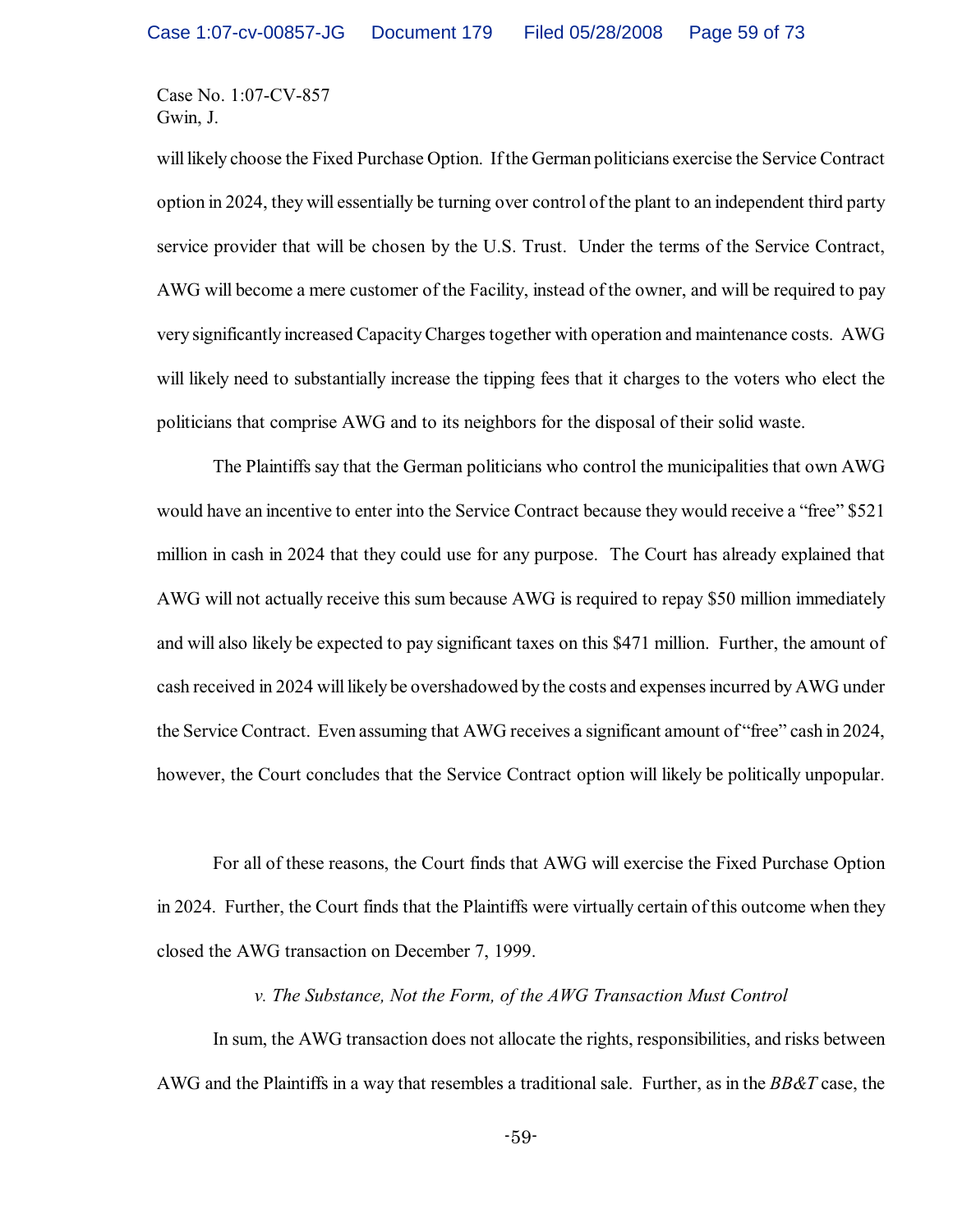will likely choose the Fixed Purchase Option. If the German politicians exercise the Service Contract option in 2024, they will essentially be turning over control of the plant to an independent third party service provider that will be chosen by the U.S. Trust. Under the terms of the Service Contract, AWG will become a mere customer of the Facility, instead of the owner, and will be required to pay very significantly increased Capacity Charges together with operation and maintenance costs. AWG will likely need to substantially increase the tipping fees that it charges to the voters who elect the politicians that comprise AWG and to its neighbors for the disposal of their solid waste.

The Plaintiffs say that the German politicians who control the municipalities that own AWG would have an incentive to enter into the Service Contract because they would receive a "free" $521 million in cash in 2024 that they could use for any purpose. The Court has already explained that AWG will not actually receive this sum because AWG is required to repay $50 million immediately and will also likely be expected to pay significant taxes on this $471 million. Further, the amount of cash received in 2024 will likely be overshadowed by the costs and expenses incurred by AWG under the Service Contract. Even assuming that AWG receives a significant amount of "free" cash in 2024, however, the Court concludes that the Service Contract option will likely be politically unpopular.

For all of these reasons, the Court finds that AWG will exercise the Fixed Purchase Option in 2024. Further, the Court finds that the Plaintiffs were virtually certain of this outcome when they closed the AWG transaction on December 7, 1999.

*v. The Substance, Not the Form, of the AWG Transaction Must Control*

In sum, the AWG transaction does not allocate the rights, responsibilities, and risks between AWG and the Plaintiffs in a way that resembles a traditional sale. Further, as in the *BB&T* case, the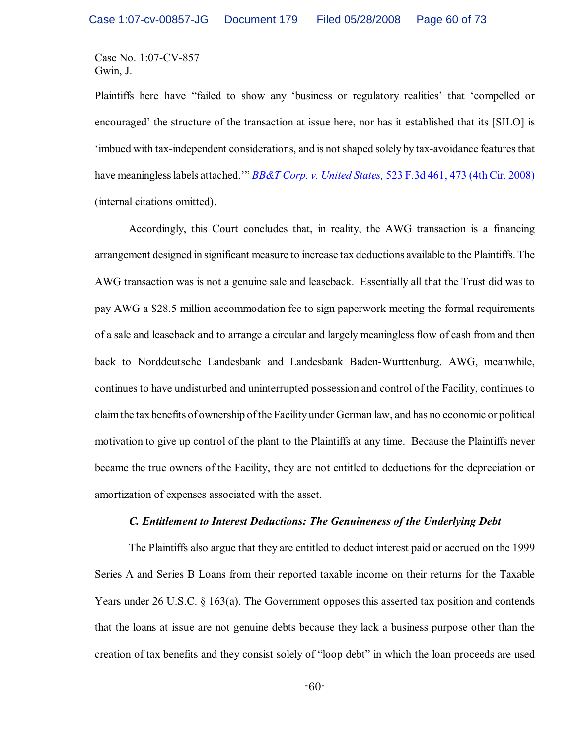Plaintiffs here have "failed to show any 'business or regulatory realities' that 'compelled or encouraged' the structure of the transaction at issue here, nor has it established that its [SILO] is 'imbued with tax-independent considerations, and is not shaped solely by tax-avoidance features that have meaningless labels attached.'" *BB&T Corp. v. United States,* 523 F.3d 461, 473 (4th Cir. 2008) (internal citations omitted).

Accordingly, this Court concludes that, in reality, the AWG transaction is a financing arrangement designed in significant measure to increase tax deductions available to the Plaintiffs. The AWG transaction was is not a genuine sale and leaseback. Essentially all that the Trust did was to pay AWG a $28.5 million accommodation fee to sign paperwork meeting the formal requirements of a sale and leaseback and to arrange a circular and largely meaningless flow of cash from and then back to Norddeutsche Landesbank and Landesbank Baden-Wurttenburg. AWG, meanwhile, continues to have undisturbed and uninterrupted possession and control of the Facility, continues to claim the tax benefits of ownership of the Facility under German law, and has no economic or political motivation to give up control of the plant to the Plaintiffs at any time. Because the Plaintiffs never became the true owners of the Facility, they are not entitled to deductions for the depreciation or amortization of expenses associated with the asset.

### *C. Entitlement to Interest Deductions: The Genuineness of the Underlying Debt*

The Plaintiffs also argue that they are entitled to deduct interest paid or accrued on the 1999 Series A and Series B Loans from their reported taxable income on their returns for the Taxable Years under 26 U.S.C. § 163(a). The Government opposes this asserted tax position and contends that the loans at issue are not genuine debts because they lack a business purpose other than the creation of tax benefits and they consist solely of "loop debt" in which the loan proceeds are used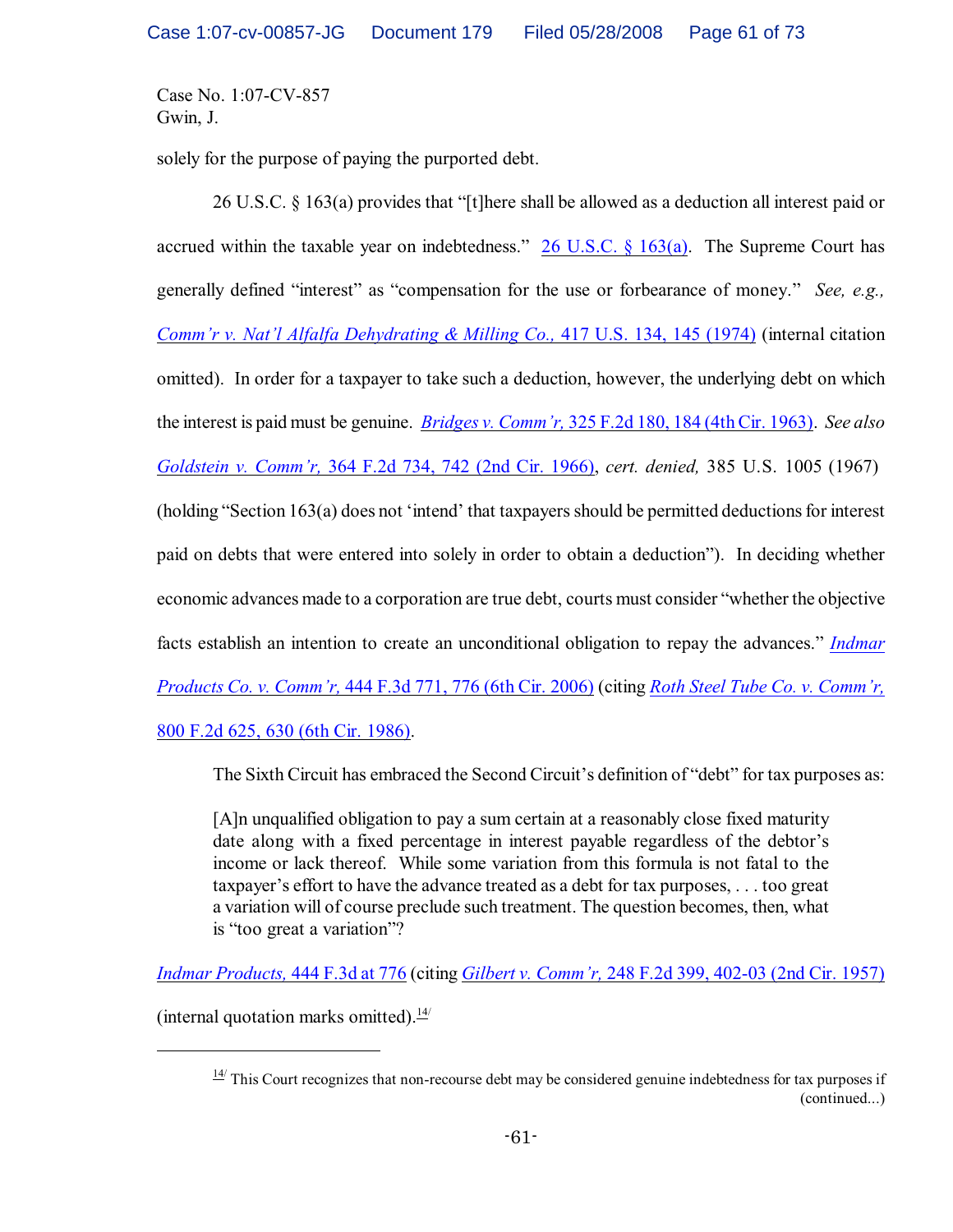Case No. 1:07-CV-857
Gwin, J.

solely for the purpose of paying the purported debt.

26 U.S.C. § 163(a) provides that "[t]here shall be allowed as a deduction all interest paid or accrued within the taxable year on indebtedness." 26 U.S.C. § 163(a). The Supreme Court has generally defined "interest" as "compensation for the use or forbearance of money." *See, e.g., Comm'r v. Nat'l Alfalfa Dehydrating & Milling Co.,* 417 U.S. 134, 145 (1974) (internal citation omitted). In order for a taxpayer to take such a deduction, however, the underlying debt on which the interest is paid must be genuine. *Bridges v. Comm'r,* 325 F.2d 180, 184 (4th Cir. 1963). *See also Goldstein v. Comm'r,* 364 F.2d 734, 742 (2nd Cir. 1966), *cert. denied,* 385 U.S. 1005 (1967) (holding "Section 163(a) does not 'intend' that taxpayers should be permitted deductions for interest paid on debts that were entered into solely in order to obtain a deduction"). In deciding whether economic advances made to a corporation are true debt, courts must consider "whether the objective facts establish an intention to create an unconditional obligation to repay the advances." *Indmar Products Co. v. Comm'r,* 444 F.3d 771, 776 (6th Cir. 2006) (citing *Roth Steel Tube Co. v. Comm'r,* 800 F.2d 625, 630 (6th Cir. 1986).

The Sixth Circuit has embraced the Second Circuit's definition of "debt" for tax purposes as:

> [A]n unqualified obligation to pay a sum certain at a reasonably close fixed maturity date along with a fixed percentage in interest payable regardless of the debtor's income or lack thereof. While some variation from this formula is not fatal to the taxpayer's effort to have the advance treated as a debt for tax purposes, . . . too great a variation will of course preclude such treatment. The question becomes, then, what is "too great a variation"?

*Indmar Products,* 444 F.3d at 776 (citing *Gilbert v. Comm'r,* 248 F.2d 399, 402-03 (2nd Cir. 1957) (internal quotation marks omitted).[14/]

---

[14/] This Court recognizes that non-recourse debt may be considered genuine indebtedness for tax purposes if (continued...)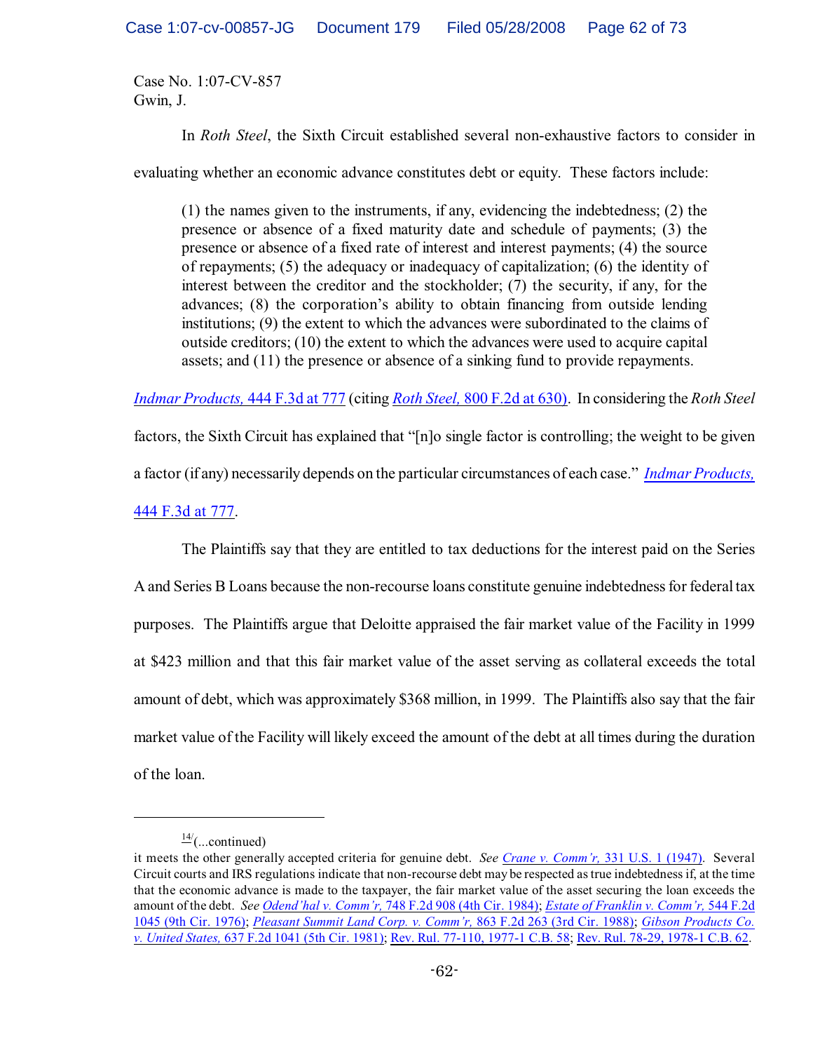Case No. 1:07-CV-857
Gwin, J.

In *Roth Steel*, the Sixth Circuit established several non-exhaustive factors to consider in evaluating whether an economic advance constitutes debt or equity. These factors include:

> (1) the names given to the instruments, if any, evidencing the indebtedness; (2) the presence or absence of a fixed maturity date and schedule of payments; (3) the presence or absence of a fixed rate of interest and interest payments; (4) the source of repayments; (5) the adequacy or inadequacy of capitalization; (6) the identity of interest between the creditor and the stockholder; (7) the security, if any, for the advances; (8) the corporation's ability to obtain financing from outside lending institutions; (9) the extent to which the advances were subordinated to the claims of outside creditors; (10) the extent to which the advances were used to acquire capital assets; and (11) the presence or absence of a sinking fund to provide repayments.

*Indmar Products,* 444 F.3d at 777 (citing *Roth Steel,* 800 F.2d at 630). In considering the *Roth Steel* factors, the Sixth Circuit has explained that "[n]o single factor is controlling; the weight to be given a factor (if any) necessarily depends on the particular circumstances of each case." *Indmar Products,* 444 F.3d at 777.

The Plaintiffs say that they are entitled to tax deductions for the interest paid on the Series A and Series B Loans because the non-recourse loans constitute genuine indebtedness for federal tax purposes. The Plaintiffs argue that Deloitte appraised the fair market value of the Facility in 1999 at $423 million and that this fair market value of the asset serving as collateral exceeds the total amount of debt, which was approximately $368 million, in 1999. The Plaintiffs also say that the fair market value of the Facility will likely exceed the amount of the debt at all times during the duration of the loan.

---

[14](...continued)
it meets the other generally accepted criteria for genuine debt. *See Crane v. Comm'r,* 331 U.S. 1 (1947). Several Circuit courts and IRS regulations indicate that non-recourse debt may be respected as true indebtedness if, at the time that the economic advance is made to the taxpayer, the fair market value of the asset securing the loan exceeds the amount of the debt. *See Odend'hal v. Comm'r,* 748 F.2d 908 (4th Cir. 1984); *Estate of Franklin v. Comm'r,* 544 F.2d 1045 (9th Cir. 1976); *Pleasant Summit Land Corp. v. Comm'r,* 863 F.2d 263 (3rd Cir. 1988); *Gibson Products Co. v. United States,* 637 F.2d 1041 (5th Cir. 1981); Rev. Rul. 77-110, 1977-1 C.B. 58; Rev. Rul. 78-29, 1978-1 C.B. 62.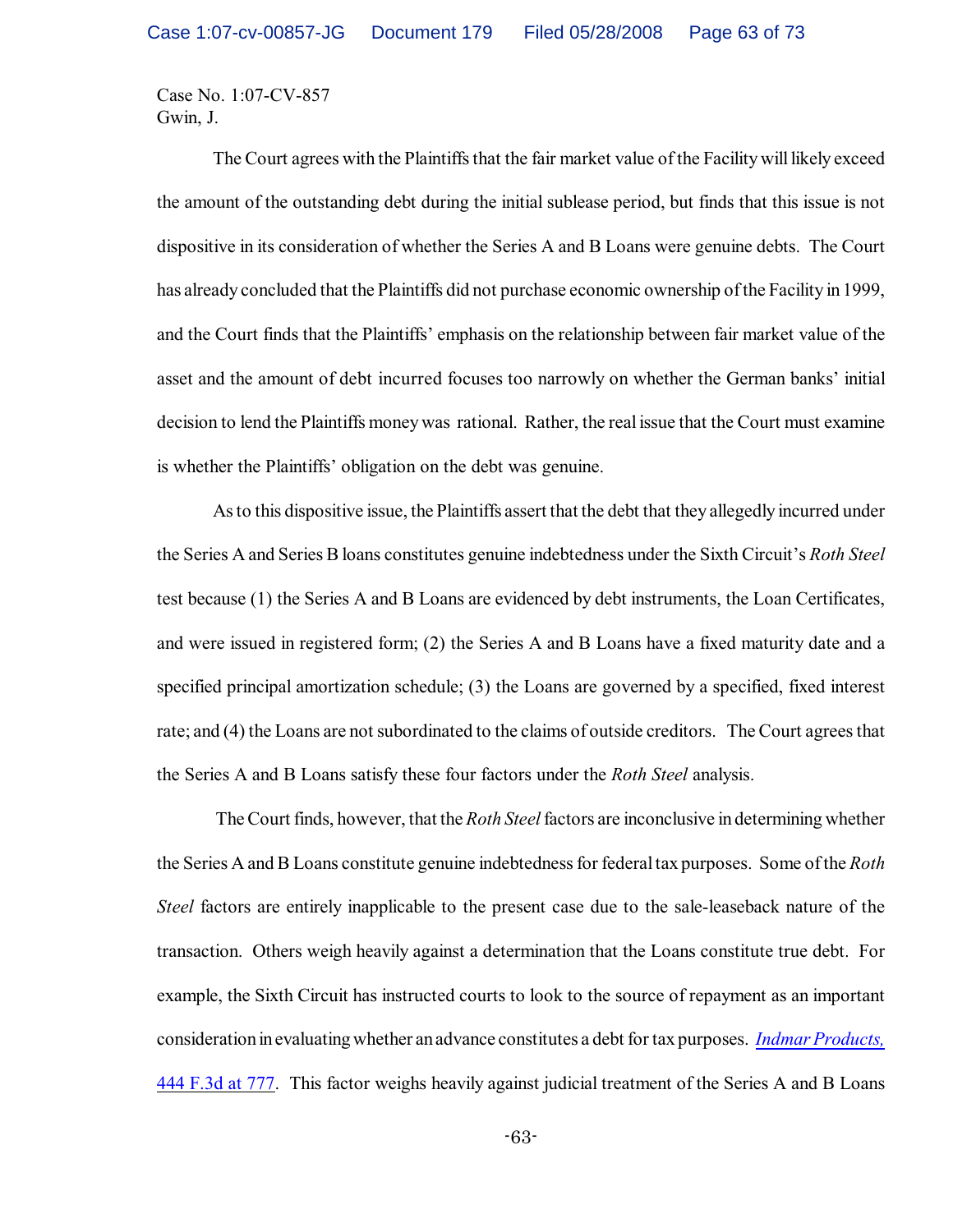Case No. 1:07-CV-857
Gwin, J.

The Court agrees with the Plaintiffs that the fair market value of the Facility will likely exceed the amount of the outstanding debt during the initial sublease period, but finds that this issue is not dispositive in its consideration of whether the Series A and B Loans were genuine debts. The Court has already concluded that the Plaintiffs did not purchase economic ownership of the Facility in 1999, and the Court finds that the Plaintiffs' emphasis on the relationship between fair market value of the asset and the amount of debt incurred focuses too narrowly on whether the German banks' initial decision to lend the Plaintiffs money was rational. Rather, the real issue that the Court must examine is whether the Plaintiffs' obligation on the debt was genuine.

As to this dispositive issue, the Plaintiffs assert that the debt that they allegedly incurred under the Series A and Series B loans constitutes genuine indebtedness under the Sixth Circuit's *Roth Steel* test because (1) the Series A and B Loans are evidenced by debt instruments, the Loan Certificates, and were issued in registered form; (2) the Series A and B Loans have a fixed maturity date and a specified principal amortization schedule; (3) the Loans are governed by a specified, fixed interest rate; and (4) the Loans are not subordinated to the claims of outside creditors. The Court agrees that the Series A and B Loans satisfy these four factors under the *Roth Steel* analysis.

The Court finds, however, that the *Roth Steel* factors are inconclusive in determining whether the Series A and B Loans constitute genuine indebtedness for federal tax purposes. Some of the *Roth Steel* factors are entirely inapplicable to the present case due to the sale-leaseback nature of the transaction. Others weigh heavily against a determination that the Loans constitute true debt. For example, the Sixth Circuit has instructed courts to look to the source of repayment as an important consideration in evaluating whether an advance constitutes a debt for tax purposes. *Indmar Products,* 444 F.3d at 777. This factor weighs heavily against judicial treatment of the Series A and B Loans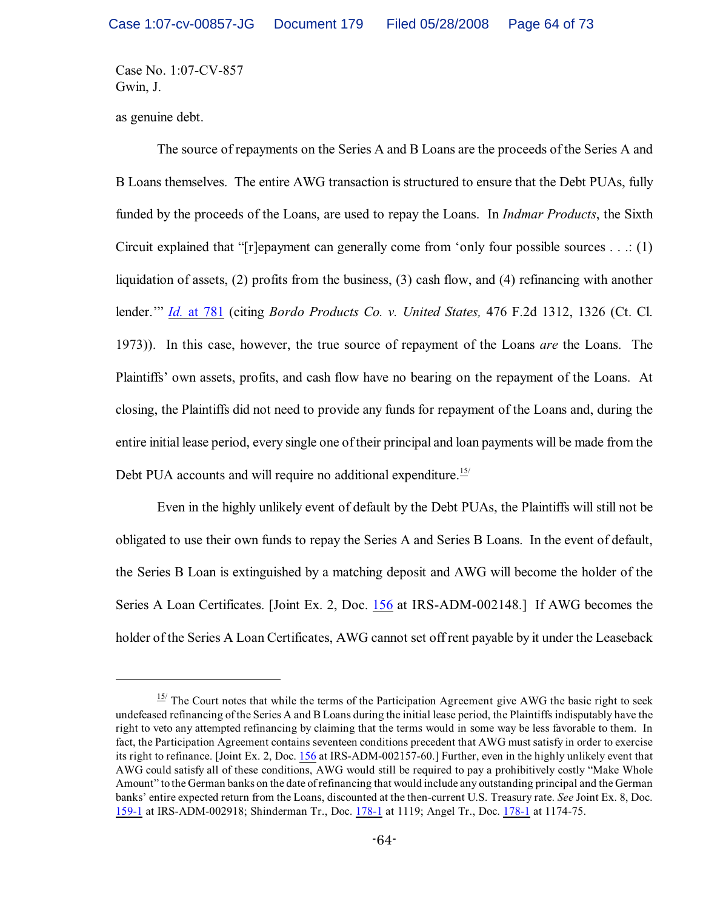Case No. 1:07-CV-857
Gwin, J.

as genuine debt.

The source of repayments on the Series A and B Loans are the proceeds of the Series A and B Loans themselves. The entire AWG transaction is structured to ensure that the Debt PUAs, fully funded by the proceeds of the Loans, are used to repay the Loans. In *Indmar Products*, the Sixth Circuit explained that "[r]epayment can generally come from 'only four possible sources . . .: (1) liquidation of assets, (2) profits from the business, (3) cash flow, and (4) refinancing with another lender.'" *Id.* at 781 (citing *Bordo Products Co. v. United States,* 476 F.2d 1312, 1326 (Ct. Cl. 1973)). In this case, however, the true source of repayment of the Loans *are* the Loans. The Plaintiffs' own assets, profits, and cash flow have no bearing on the repayment of the Loans. At closing, the Plaintiffs did not need to provide any funds for repayment of the Loans and, during the entire initial lease period, every single one of their principal and loan payments will be made from the Debt PUA accounts and will require no additional expenditure.[15]

Even in the highly unlikely event of default by the Debt PUAs, the Plaintiffs will still not be obligated to use their own funds to repay the Series A and Series B Loans. In the event of default, the Series B Loan is extinguished by a matching deposit and AWG will become the holder of the Series A Loan Certificates. [Joint Ex. 2, Doc. 156 at IRS-ADM-002148.] If AWG becomes the holder of the Series A Loan Certificates, AWG cannot set off rent payable by it under the Leaseback

---

[15] The Court notes that while the terms of the Participation Agreement give AWG the basic right to seek undefeased refinancing of the Series A and B Loans during the initial lease period, the Plaintiffs indisputably have the right to veto any attempted refinancing by claiming that the terms would in some way be less favorable to them. In fact, the Participation Agreement contains seventeen conditions precedent that AWG must satisfy in order to exercise its right to refinance. [Joint Ex. 2, Doc. 156 at IRS-ADM-002157-60.] Further, even in the highly unlikely event that AWG could satisfy all of these conditions, AWG would still be required to pay a prohibitively costly "Make Whole Amount" to the German banks on the date of refinancing that would include any outstanding principal and the German banks' entire expected return from the Loans, discounted at the then-current U.S. Treasury rate. *See* Joint Ex. 8, Doc. 159-1 at IRS-ADM-002918; Shinderman Tr., Doc. 178-1 at 1119; Angel Tr., Doc. 178-1 at 1174-75.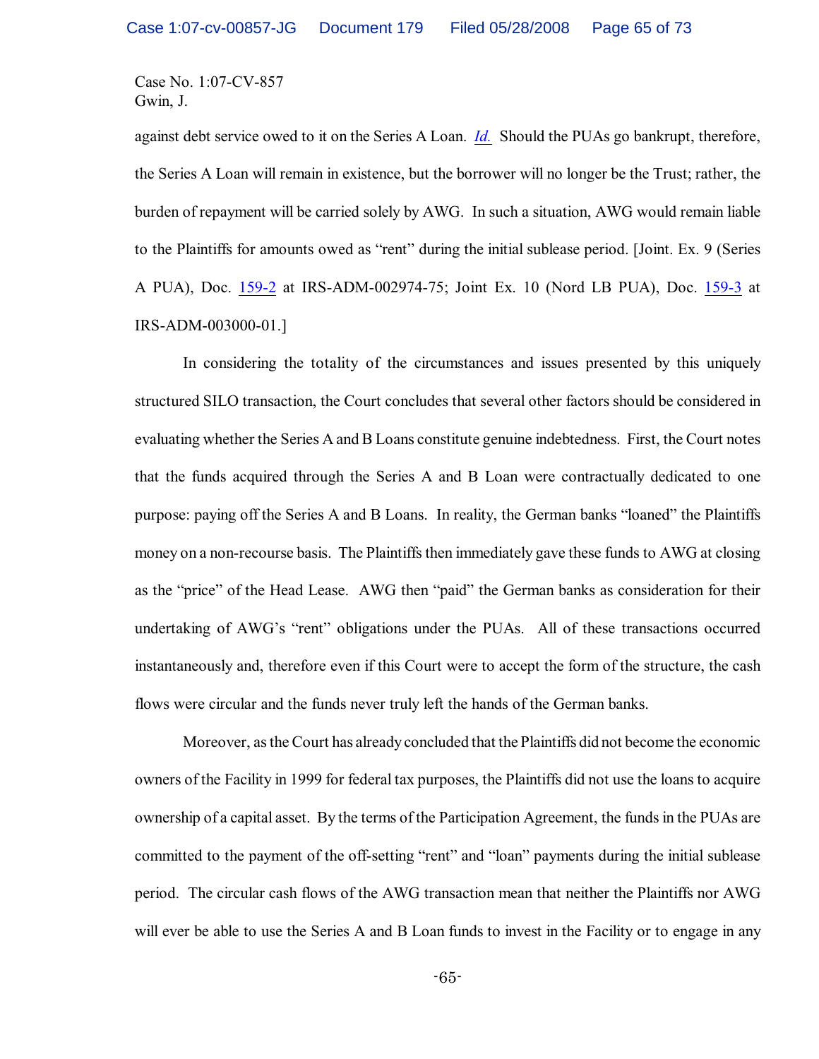Case No. 1:07-CV-857
Gwin, J.

against debt service owed to it on the Series A Loan. *Id.* Should the PUAs go bankrupt, therefore, the Series A Loan will remain in existence, but the borrower will no longer be the Trust; rather, the burden of repayment will be carried solely by AWG. In such a situation, AWG would remain liable to the Plaintiffs for amounts owed as "rent" during the initial sublease period. [Joint. Ex. 9 (Series A PUA), Doc. 159-2 at IRS-ADM-002974-75; Joint Ex. 10 (Nord LB PUA), Doc. 159-3 at IRS-ADM-003000-01.]

In considering the totality of the circumstances and issues presented by this uniquely structured SILO transaction, the Court concludes that several other factors should be considered in evaluating whether the Series A and B Loans constitute genuine indebtedness. First, the Court notes that the funds acquired through the Series A and B Loan were contractually dedicated to one purpose: paying off the Series A and B Loans. In reality, the German banks "loaned" the Plaintiffs money on a non-recourse basis. The Plaintiffs then immediately gave these funds to AWG at closing as the "price" of the Head Lease. AWG then "paid" the German banks as consideration for their undertaking of AWG's "rent" obligations under the PUAs. All of these transactions occurred instantaneously and, therefore even if this Court were to accept the form of the structure, the cash flows were circular and the funds never truly left the hands of the German banks.

Moreover, as the Court has already concluded that the Plaintiffs did not become the economic owners of the Facility in 1999 for federal tax purposes, the Plaintiffs did not use the loans to acquire ownership of a capital asset. By the terms of the Participation Agreement, the funds in the PUAs are committed to the payment of the off-setting "rent" and "loan" payments during the initial sublease period. The circular cash flows of the AWG transaction mean that neither the Plaintiffs nor AWG will ever be able to use the Series A and B Loan funds to invest in the Facility or to engage in any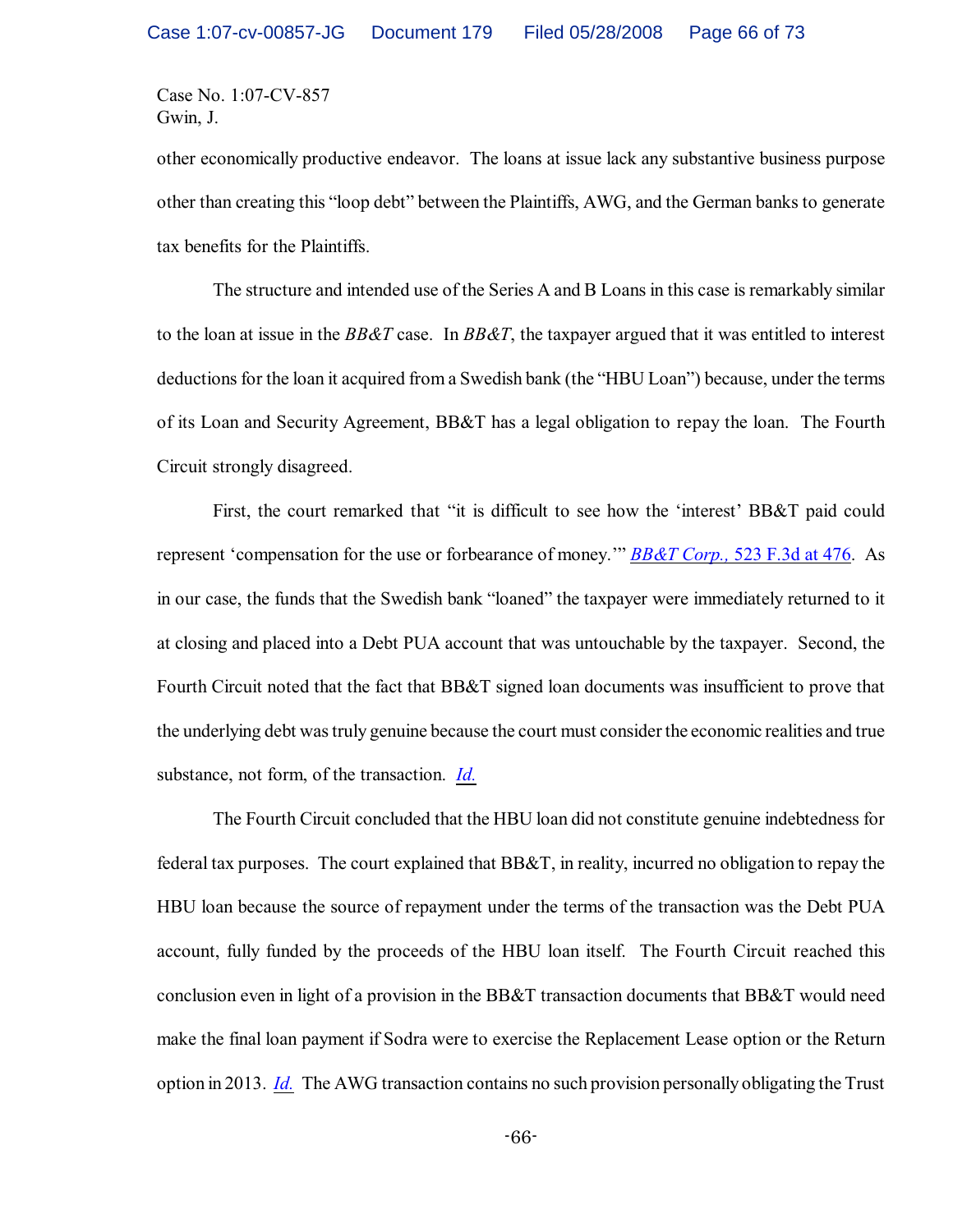other economically productive endeavor. The loans at issue lack any substantive business purpose other than creating this "loop debt" between the Plaintiffs, AWG, and the German banks to generate tax benefits for the Plaintiffs.

The structure and intended use of the Series A and B Loans in this case is remarkably similar to the loan at issue in the *BB&T* case. In *BB&T*, the taxpayer argued that it was entitled to interest deductions for the loan it acquired from a Swedish bank (the "HBU Loan") because, under the terms of its Loan and Security Agreement, BB&T has a legal obligation to repay the loan. The Fourth Circuit strongly disagreed.

First, the court remarked that "it is difficult to see how the 'interest' BB&T paid could represent 'compensation for the use or forbearance of money.'" *BB&T Corp.,* 523 F.3d at 476. As in our case, the funds that the Swedish bank "loaned" the taxpayer were immediately returned to it at closing and placed into a Debt PUA account that was untouchable by the taxpayer. Second, the Fourth Circuit noted that the fact that BB&T signed loan documents was insufficient to prove that the underlying debt was truly genuine because the court must consider the economic realities and true substance, not form, of the transaction. *Id.*

The Fourth Circuit concluded that the HBU loan did not constitute genuine indebtedness for federal tax purposes. The court explained that BB&T, in reality, incurred no obligation to repay the HBU loan because the source of repayment under the terms of the transaction was the Debt PUA account, fully funded by the proceeds of the HBU loan itself. The Fourth Circuit reached this conclusion even in light of a provision in the BB&T transaction documents that BB&T would need make the final loan payment if Sodra were to exercise the Replacement Lease option or the Return option in 2013. *Id.* The AWG transaction contains no such provision personally obligating the Trust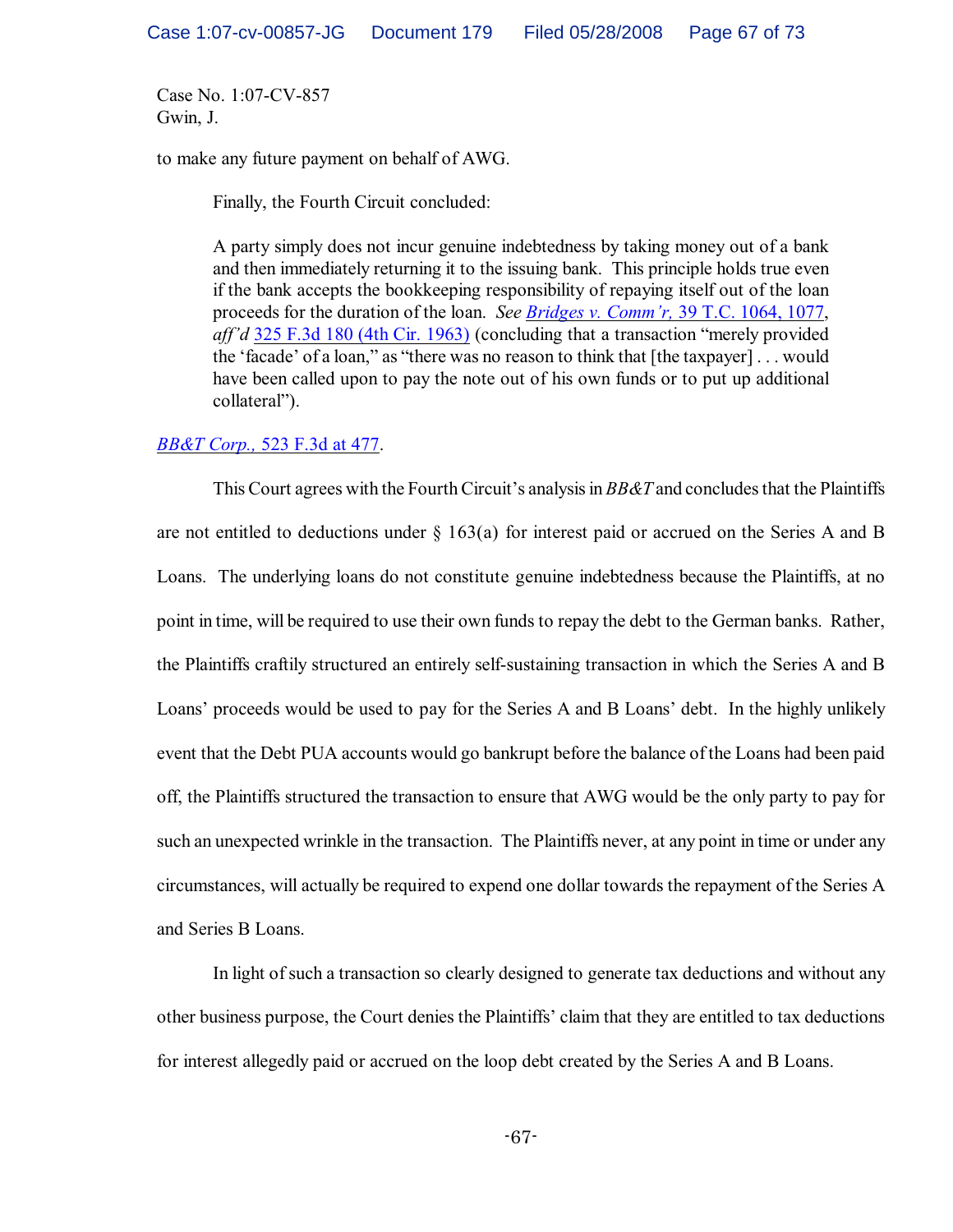to make any future payment on behalf of AWG.

Finally, the Fourth Circuit concluded:

> A party simply does not incur genuine indebtedness by taking money out of a bank and then immediately returning it to the issuing bank. This principle holds true even if the bank accepts the bookkeeping responsibility of repaying itself out of the loan proceeds for the duration of the loan. *See Bridges v. Comm'r,* 39 T.C. 1064, 1077, *aff'd* 325 F.3d 180 (4th Cir. 1963) (concluding that a transaction "merely provided the 'facade' of a loan," as "there was no reason to think that [the taxpayer] . . . would have been called upon to pay the note out of his own funds or to put up additional collateral").

*BB&T Corp.,* 523 F.3d at 477.

This Court agrees with the Fourth Circuit's analysis in *BB&T* and concludes that the Plaintiffs are not entitled to deductions under § 163(a) for interest paid or accrued on the Series A and B Loans. The underlying loans do not constitute genuine indebtedness because the Plaintiffs, at no point in time, will be required to use their own funds to repay the debt to the German banks. Rather, the Plaintiffs craftily structured an entirely self-sustaining transaction in which the Series A and B Loans' proceeds would be used to pay for the Series A and B Loans' debt. In the highly unlikely event that the Debt PUA accounts would go bankrupt before the balance of the Loans had been paid off, the Plaintiffs structured the transaction to ensure that AWG would be the only party to pay for such an unexpected wrinkle in the transaction. The Plaintiffs never, at any point in time or under any circumstances, will actually be required to expend one dollar towards the repayment of the Series A and Series B Loans.

In light of such a transaction so clearly designed to generate tax deductions and without any other business purpose, the Court denies the Plaintiffs' claim that they are entitled to tax deductions for interest allegedly paid or accrued on the loop debt created by the Series A and B Loans.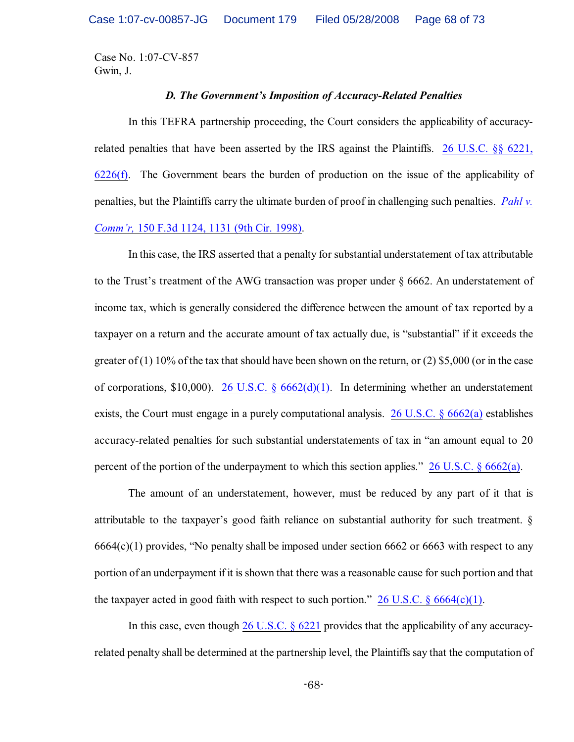Case No. 1:07-CV-857
Gwin, J.

### *D. The Government's Imposition of Accuracy-Related Penalties*

In this TEFRA partnership proceeding, the Court considers the applicability of accuracy-related penalties that have been asserted by the IRS against the Plaintiffs. 26 U.S.C. §§ 6221, 6226(f). The Government bears the burden of production on the issue of the applicability of penalties, but the Plaintiffs carry the ultimate burden of proof in challenging such penalties. *Pahl v. Comm'r,* 150 F.3d 1124, 1131 (9th Cir. 1998).

In this case, the IRS asserted that a penalty for substantial understatement of tax attributable to the Trust's treatment of the AWG transaction was proper under § 6662. An understatement of income tax, which is generally considered the difference between the amount of tax reported by a taxpayer on a return and the accurate amount of tax actually due, is "substantial" if it exceeds the greater of (1) 10% of the tax that should have been shown on the return, or (2) $5,000 (or in the case of corporations, $10,000). 26 U.S.C. § 6662(d)(1). In determining whether an understatement exists, the Court must engage in a purely computational analysis. 26 U.S.C. § 6662(a) establishes accuracy-related penalties for such substantial understatements of tax in "an amount equal to 20 percent of the portion of the underpayment to which this section applies." 26 U.S.C. § 6662(a).

The amount of an understatement, however, must be reduced by any part of it that is attributable to the taxpayer's good faith reliance on substantial authority for such treatment. § 6664(c)(1) provides, "No penalty shall be imposed under section 6662 or 6663 with respect to any portion of an underpayment if it is shown that there was a reasonable cause for such portion and that the taxpayer acted in good faith with respect to such portion." 26 U.S.C. § 6664(c)(1).

In this case, even though 26 U.S.C. § 6221 provides that the applicability of any accuracy-related penalty shall be determined at the partnership level, the Plaintiffs say that the computation of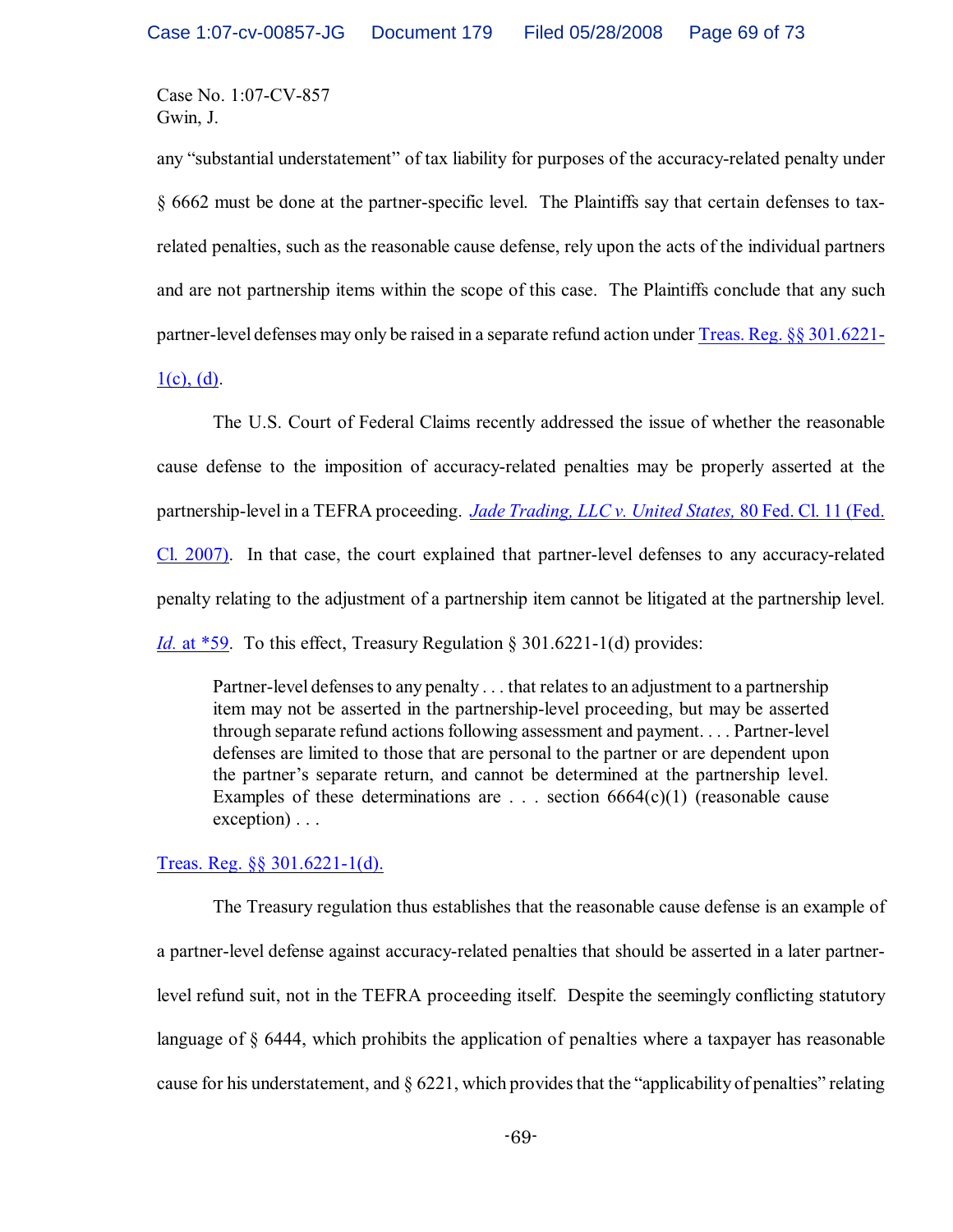any "substantial understatement" of tax liability for purposes of the accuracy-related penalty under § 6662 must be done at the partner-specific level. The Plaintiffs say that certain defenses to tax-related penalties, such as the reasonable cause defense, rely upon the acts of the individual partners and are not partnership items within the scope of this case. The Plaintiffs conclude that any such partner-level defenses may only be raised in a separate refund action under Treas. Reg. §§ 301.6221-1(c), (d).

The U.S. Court of Federal Claims recently addressed the issue of whether the reasonable cause defense to the imposition of accuracy-related penalties may be properly asserted at the partnership-level in a TEFRA proceeding. *Jade Trading, LLC v. United States,* 80 Fed. Cl. 11 (Fed. Cl. 2007). In that case, the court explained that partner-level defenses to any accuracy-related penalty relating to the adjustment of a partnership item cannot be litigated at the partnership level. *Id.* at *59. To this effect, Treasury Regulation § 301.6221-1(d) provides:

> Partner-level defenses to any penalty . . . that relates to an adjustment to a partnership item may not be asserted in the partnership-level proceeding, but may be asserted through separate refund actions following assessment and payment. . . . Partner-level defenses are limited to those that are personal to the partner or are dependent upon the partner's separate return, and cannot be determined at the partnership level. Examples of these determinations are . . . section 6664(c)(1) (reasonable cause exception) . . .

Treas. Reg. §§ 301.6221-1(d).

The Treasury regulation thus establishes that the reasonable cause defense is an example of a partner-level defense against accuracy-related penalties that should be asserted in a later partner-level refund suit, not in the TEFRA proceeding itself. Despite the seemingly conflicting statutory language of § 6444, which prohibits the application of penalties where a taxpayer has reasonable cause for his understatement, and § 6221, which provides that the "applicability of penalties" relating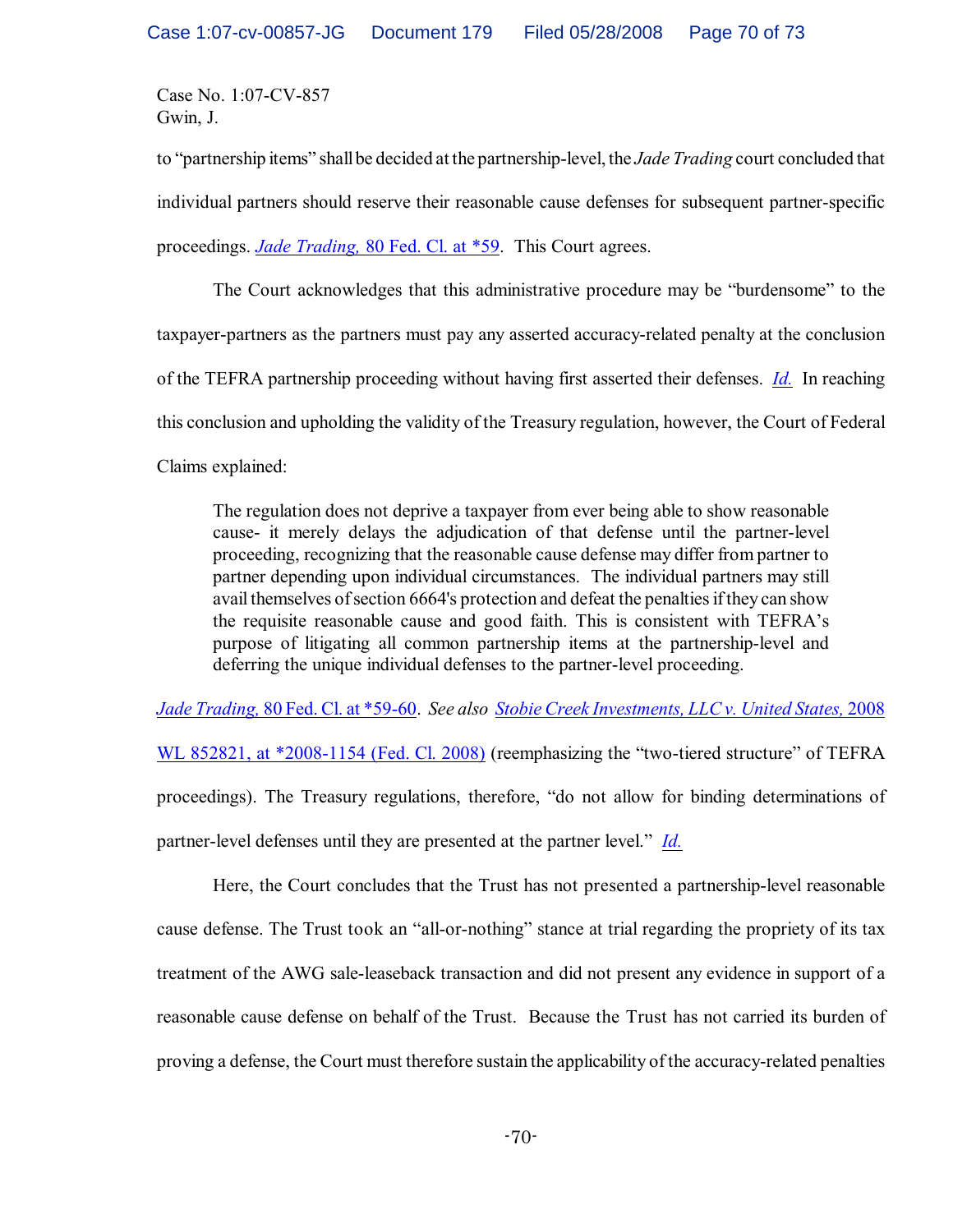to "partnership items" shall be decided at the partnership-level, the *Jade Trading* court concluded that individual partners should reserve their reasonable cause defenses for subsequent partner-specific proceedings. *Jade Trading,* 80 Fed. Cl. at *59. This Court agrees.

The Court acknowledges that this administrative procedure may be "burdensome" to the taxpayer-partners as the partners must pay any asserted accuracy-related penalty at the conclusion of the TEFRA partnership proceeding without having first asserted their defenses. *Id.* In reaching this conclusion and upholding the validity of the Treasury regulation, however, the Court of Federal Claims explained:

> The regulation does not deprive a taxpayer from ever being able to show reasonable cause- it merely delays the adjudication of that defense until the partner-level proceeding, recognizing that the reasonable cause defense may differ from partner to partner depending upon individual circumstances. The individual partners may still avail themselves of section 6664's protection and defeat the penalties if they can show the requisite reasonable cause and good faith. This is consistent with TEFRA's purpose of litigating all common partnership items at the partnership-level and deferring the unique individual defenses to the partner-level proceeding.

*Jade Trading,* 80 Fed. Cl. at *59-60. *See also* *Stobie Creek Investments, LLC v. United States,* 2008 WL 852821, at *2008-1154 (Fed. Cl. 2008) (reemphasizing the "two-tiered structure" of TEFRA proceedings). The Treasury regulations, therefore, "do not allow for binding determinations of partner-level defenses until they are presented at the partner level." *Id.*

Here, the Court concludes that the Trust has not presented a partnership-level reasonable cause defense. The Trust took an "all-or-nothing" stance at trial regarding the propriety of its tax treatment of the AWG sale-leaseback transaction and did not present any evidence in support of a reasonable cause defense on behalf of the Trust. Because the Trust has not carried its burden of proving a defense, the Court must therefore sustain the applicability of the accuracy-related penalties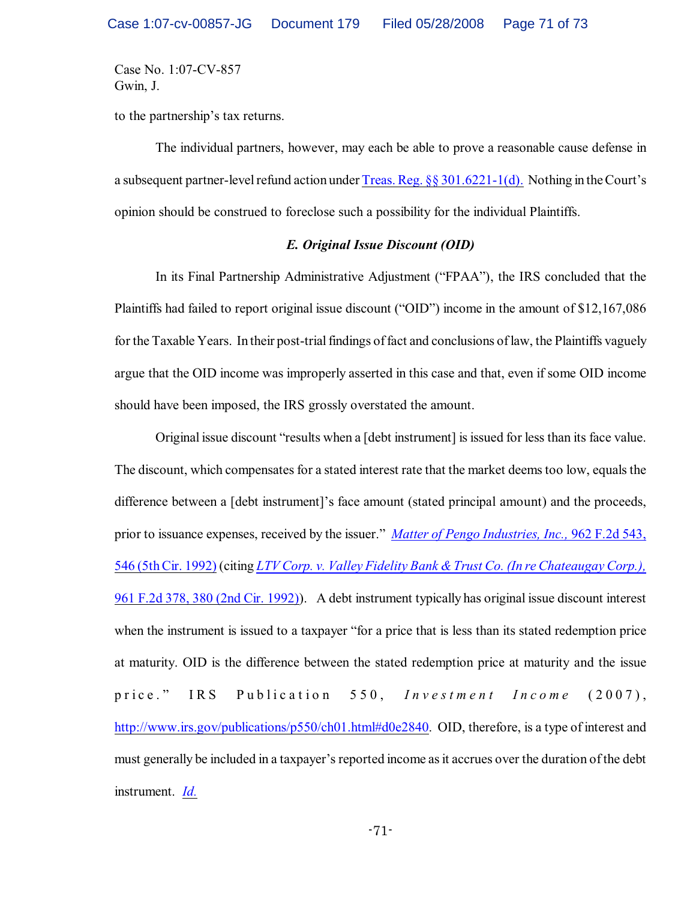Case No. 1:07-CV-857
Gwin, J.

to the partnership's tax returns.

The individual partners, however, may each be able to prove a reasonable cause defense in a subsequent partner-level refund action under Treas. Reg. §§ 301.6221-1(d). Nothing in the Court's opinion should be construed to foreclose such a possibility for the individual Plaintiffs.

### *E. Original Issue Discount (OID)*

In its Final Partnership Administrative Adjustment ("FPAA"), the IRS concluded that the Plaintiffs had failed to report original issue discount ("OID") income in the amount of $12,167,086 for the Taxable Years. In their post-trial findings of fact and conclusions of law, the Plaintiffs vaguely argue that the OID income was improperly asserted in this case and that, even if some OID income should have been imposed, the IRS grossly overstated the amount.

Original issue discount "results when a [debt instrument] is issued for less than its face value. The discount, which compensates for a stated interest rate that the market deems too low, equals the difference between a [debt instrument]'s face amount (stated principal amount) and the proceeds, prior to issuance expenses, received by the issuer." *Matter of Pengo Industries, Inc.,* 962 F.2d 543, 546 (5th Cir. 1992) (citing *LTV Corp. v. Valley Fidelity Bank & Trust Co. (In re Chateaugay Corp.),* 961 F.2d 378, 380 (2nd Cir. 1992)). A debt instrument typically has original issue discount interest when the instrument is issued to a taxpayer "for a price that is less than its stated redemption price at maturity. OID is the difference between the stated redemption price at maturity and the issue price." IRS Publication 550, *Investment Income* (2007), http://www.irs.gov/publications/p550/ch01.html#d0e2840. OID, therefore, is a type of interest and must generally be included in a taxpayer's reported income as it accrues over the duration of the debt instrument. *Id.*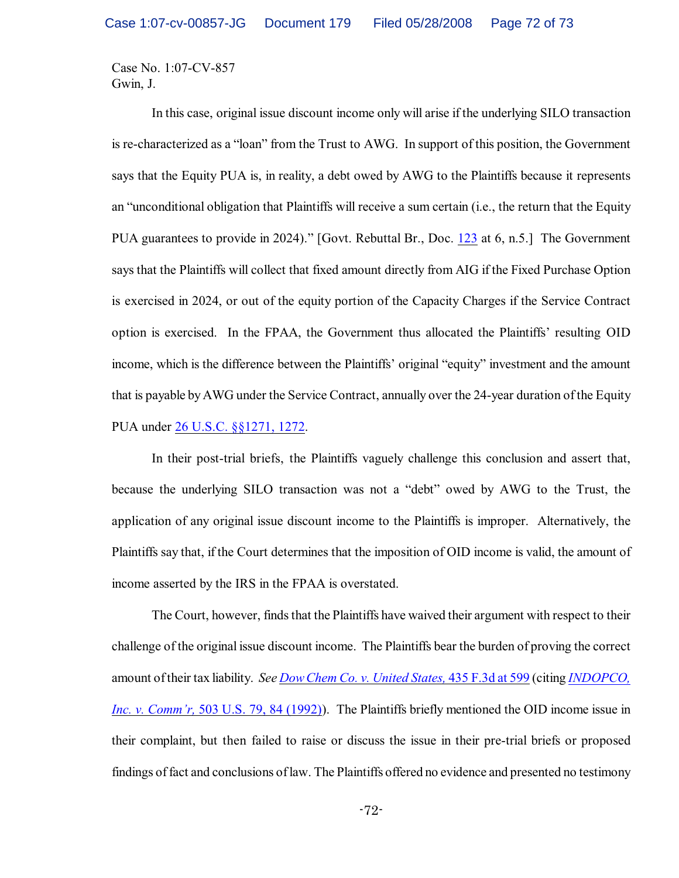Case No. 1:07-CV-857
Gwin, J.

In this case, original issue discount income only will arise if the underlying SILO transaction is re-characterized as a "loan" from the Trust to AWG. In support of this position, the Government says that the Equity PUA is, in reality, a debt owed by AWG to the Plaintiffs because it represents an "unconditional obligation that Plaintiffs will receive a sum certain (i.e., the return that the Equity PUA guarantees to provide in 2024)." [Govt. Rebuttal Br., Doc. 123 at 6, n.5.] The Government says that the Plaintiffs will collect that fixed amount directly from AIG if the Fixed Purchase Option is exercised in 2024, or out of the equity portion of the Capacity Charges if the Service Contract option is exercised. In the FPAA, the Government thus allocated the Plaintiffs' resulting OID income, which is the difference between the Plaintiffs' original "equity" investment and the amount that is payable by AWG under the Service Contract, annually over the 24-year duration of the Equity PUA under 26 U.S.C. §§1271, 1272.

In their post-trial briefs, the Plaintiffs vaguely challenge this conclusion and assert that, because the underlying SILO transaction was not a "debt" owed by AWG to the Trust, the application of any original issue discount income to the Plaintiffs is improper. Alternatively, the Plaintiffs say that, if the Court determines that the imposition of OID income is valid, the amount of income asserted by the IRS in the FPAA is overstated.

The Court, however, finds that the Plaintiffs have waived their argument with respect to their challenge of the original issue discount income. The Plaintiffs bear the burden of proving the correct amount of their tax liability. *See Dow Chem Co. v. United States,* 435 F.3d at 599 (citing *INDOPCO, Inc. v. Comm'r,* 503 U.S. 79, 84 (1992)). The Plaintiffs briefly mentioned the OID income issue in their complaint, but then failed to raise or discuss the issue in their pre-trial briefs or proposed findings of fact and conclusions of law. The Plaintiffs offered no evidence and presented no testimony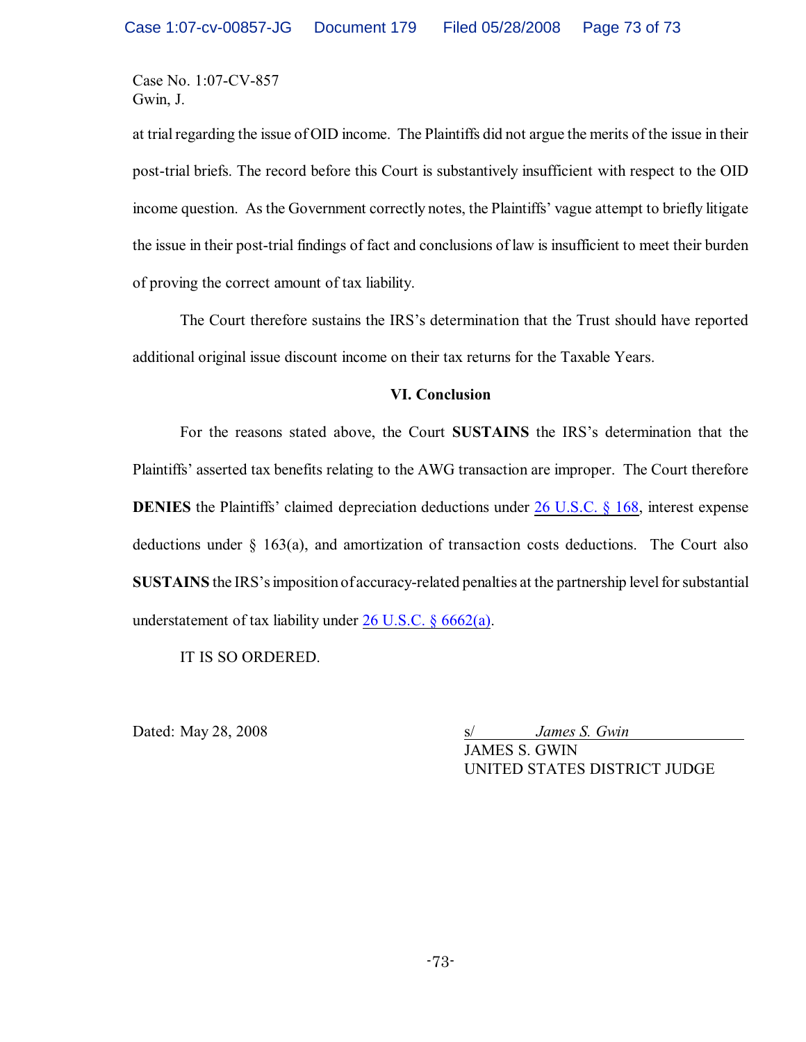Case No. 1:07-CV-857
Gwin, J.

at trial regarding the issue of OID income. The Plaintiffs did not argue the merits of the issue in their post-trial briefs. The record before this Court is substantively insufficient with respect to the OID income question. As the Government correctly notes, the Plaintiffs' vague attempt to briefly litigate the issue in their post-trial findings of fact and conclusions of law is insufficient to meet their burden of proving the correct amount of tax liability.

The Court therefore sustains the IRS's determination that the Trust should have reported additional original issue discount income on their tax returns for the Taxable Years.

## VI. Conclusion

For the reasons stated above, the Court **SUSTAINS** the IRS's determination that the Plaintiffs' asserted tax benefits relating to the AWG transaction are improper. The Court therefore **DENIES** the Plaintiffs' claimed depreciation deductions under 26 U.S.C. § 168, interest expense deductions under § 163(a), and amortization of transaction costs deductions. The Court also **SUSTAINS** the IRS's imposition of accuracy-related penalties at the partnership level for substantial understatement of tax liability under 26 U.S.C. § 6662(a).

IT IS SO ORDERED.

Dated: May 28, 2008

s/ *James S. Gwin*
JAMES S. GWIN
UNITED STATES DISTRICT JUDGE